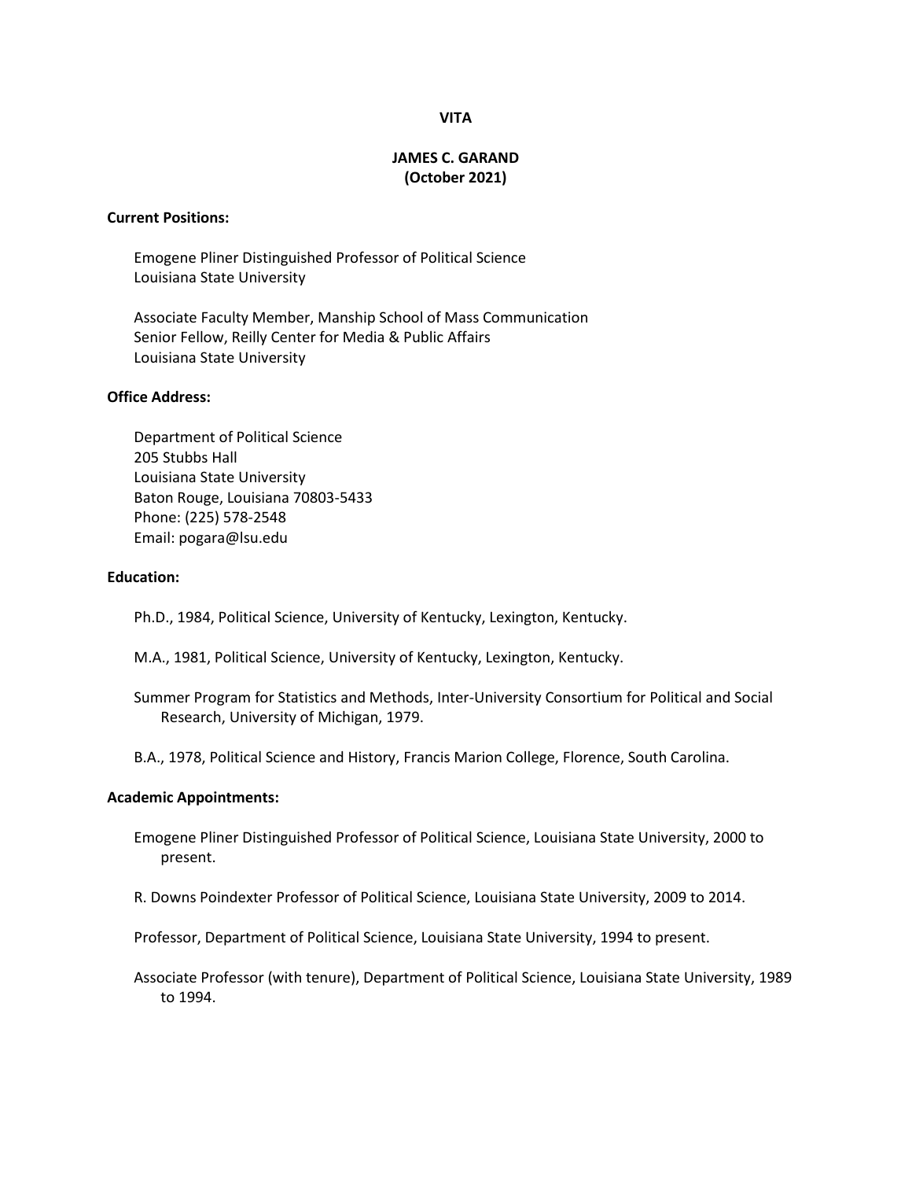# VITA

## JAMES C. GARAND
## (October 2021)

**Current Positions:**

Emogene Pliner Distinguished Professor of Political Science
Louisiana State University

Associate Faculty Member, Manship School of Mass Communication
Senior Fellow, Reilly Center for Media & Public Affairs
Louisiana State University

**Office Address:**

Department of Political Science
205 Stubbs Hall
Louisiana State University
Baton Rouge, Louisiana 70803-5433
Phone: (225) 578-2548
Email: pogara@lsu.edu

**Education:**

Ph.D., 1984, Political Science, University of Kentucky, Lexington, Kentucky.

M.A., 1981, Political Science, University of Kentucky, Lexington, Kentucky.

Summer Program for Statistics and Methods, Inter-University Consortium for Political and Social Research, University of Michigan, 1979.

B.A., 1978, Political Science and History, Francis Marion College, Florence, South Carolina.

**Academic Appointments:**

Emogene Pliner Distinguished Professor of Political Science, Louisiana State University, 2000 to present.

R. Downs Poindexter Professor of Political Science, Louisiana State University, 2009 to 2014.

Professor, Department of Political Science, Louisiana State University, 1994 to present.

Associate Professor (with tenure), Department of Political Science, Louisiana State University, 1989 to 1994.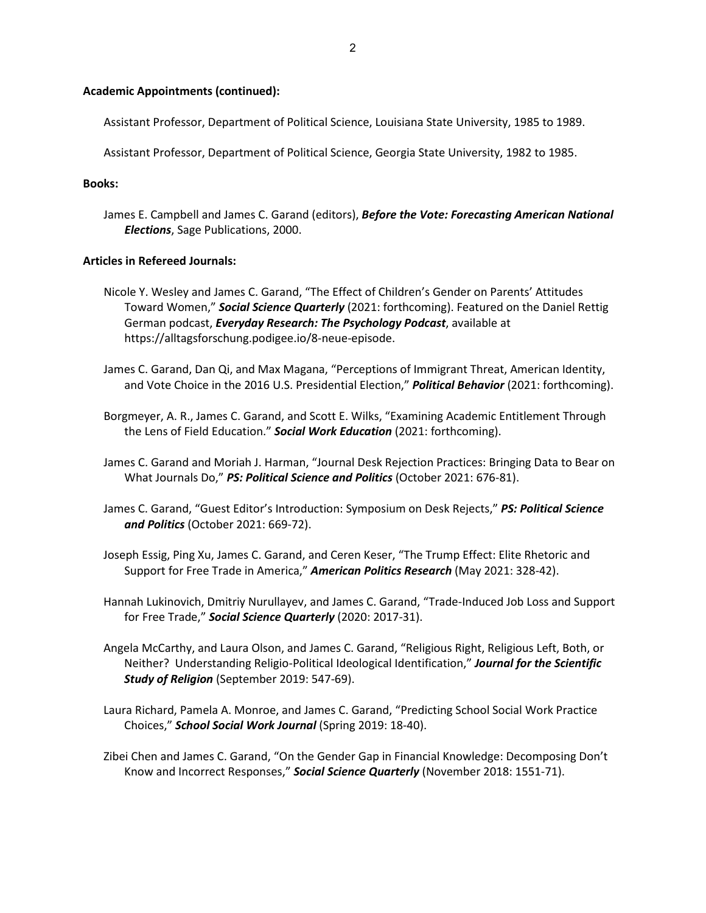**Academic Appointments (continued):**

Assistant Professor, Department of Political Science, Louisiana State University, 1985 to 1989.

Assistant Professor, Department of Political Science, Georgia State University, 1982 to 1985.

**Books:**

James E. Campbell and James C. Garand (editors), ***Before the Vote: Forecasting American National Elections***, Sage Publications, 2000.

**Articles in Refereed Journals:**

Nicole Y. Wesley and James C. Garand, "The Effect of Children's Gender on Parents' Attitudes Toward Women," ***Social Science Quarterly*** (2021: forthcoming). Featured on the Daniel Rettig German podcast, ***Everyday Research: The Psychology Podcast***, available at https://alltagsforschung.podigee.io/8-neue-episode.

James C. Garand, Dan Qi, and Max Magana, "Perceptions of Immigrant Threat, American Identity, and Vote Choice in the 2016 U.S. Presidential Election," ***Political Behavior*** (2021: forthcoming).

Borgmeyer, A. R., James C. Garand, and Scott E. Wilks, "Examining Academic Entitlement Through the Lens of Field Education." ***Social Work Education*** (2021: forthcoming).

James C. Garand and Moriah J. Harman, "Journal Desk Rejection Practices: Bringing Data to Bear on What Journals Do," ***PS: Political Science and Politics*** (October 2021: 676-81).

James C. Garand, "Guest Editor's Introduction: Symposium on Desk Rejects," ***PS: Political Science and Politics*** (October 2021: 669-72).

Joseph Essig, Ping Xu, James C. Garand, and Ceren Keser, "The Trump Effect: Elite Rhetoric and Support for Free Trade in America," ***American Politics Research*** (May 2021: 328-42).

Hannah Lukinovich, Dmitriy Nurullayev, and James C. Garand, "Trade-Induced Job Loss and Support for Free Trade," ***Social Science Quarterly*** (2020: 2017-31).

Angela McCarthy, and Laura Olson, and James C. Garand, "Religious Right, Religious Left, Both, or Neither? Understanding Religio-Political Ideological Identification," ***Journal for the Scientific Study of Religion*** (September 2019: 547-69).

Laura Richard, Pamela A. Monroe, and James C. Garand, "Predicting School Social Work Practice Choices," ***School Social Work Journal*** (Spring 2019: 18-40).

Zibei Chen and James C. Garand, "On the Gender Gap in Financial Knowledge: Decomposing Don't Know and Incorrect Responses," ***Social Science Quarterly*** (November 2018: 1551-71).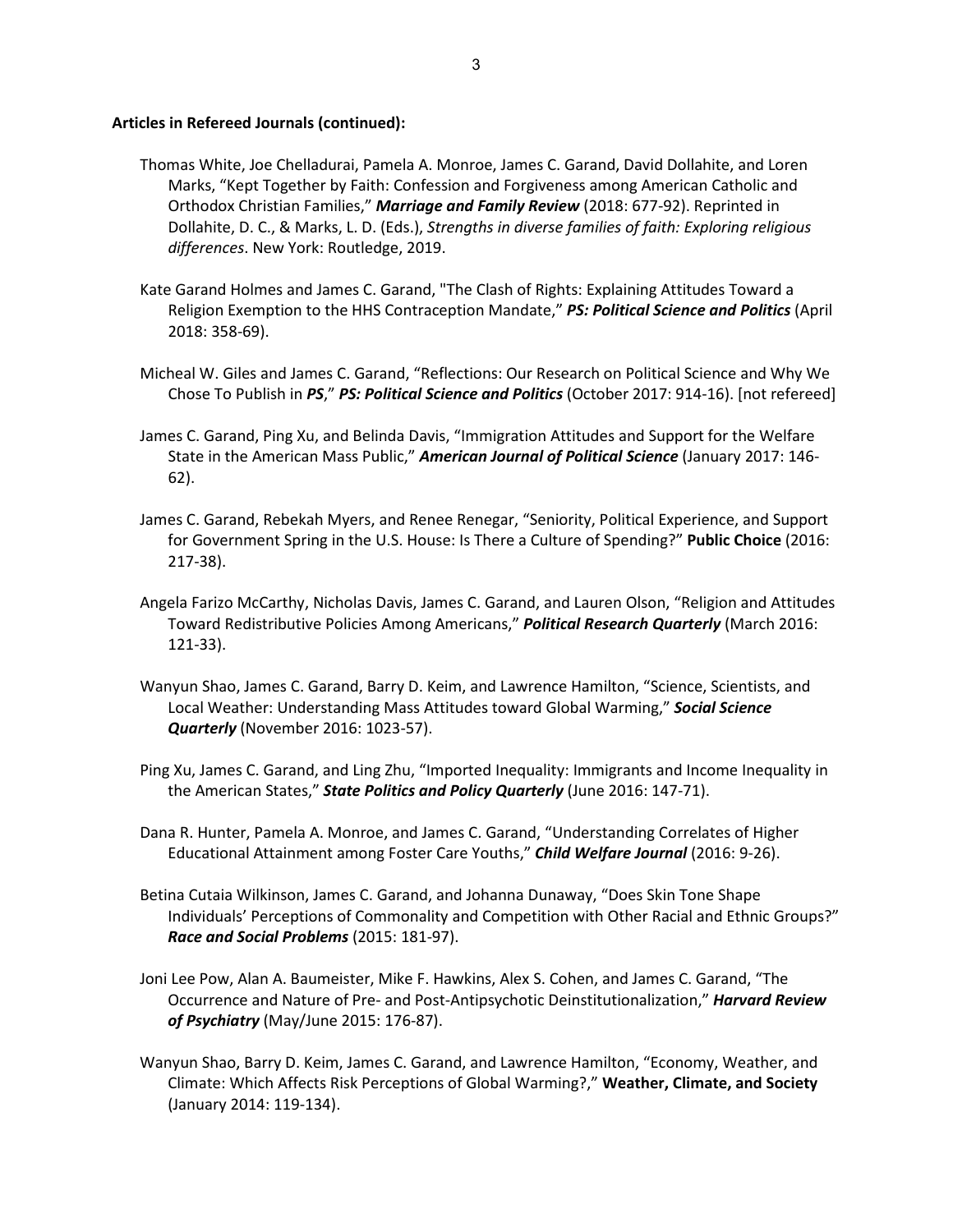**Articles in Refereed Journals (continued):**

Thomas White, Joe Chelladurai, Pamela A. Monroe, James C. Garand, David Dollahite, and Loren Marks, "Kept Together by Faith: Confession and Forgiveness among American Catholic and Orthodox Christian Families," ***Marriage and Family Review*** (2018: 677-92). Reprinted in Dollahite, D. C., & Marks, L. D. (Eds.), *Strengths in diverse families of faith: Exploring religious differences*. New York: Routledge, 2019.

Kate Garand Holmes and James C. Garand, "The Clash of Rights: Explaining Attitudes Toward a Religion Exemption to the HHS Contraception Mandate," ***PS: Political Science and Politics*** (April 2018: 358-69).

Micheal W. Giles and James C. Garand, "Reflections: Our Research on Political Science and Why We Chose To Publish in ***PS***," ***PS: Political Science and Politics*** (October 2017: 914-16). [not refereed]

James C. Garand, Ping Xu, and Belinda Davis, "Immigration Attitudes and Support for the Welfare State in the American Mass Public," ***American Journal of Political Science*** (January 2017: 146-62).

James C. Garand, Rebekah Myers, and Renee Renegar, "Seniority, Political Experience, and Support for Government Spring in the U.S. House: Is There a Culture of Spending?" **Public Choice** (2016: 217-38).

Angela Farizo McCarthy, Nicholas Davis, James C. Garand, and Lauren Olson, "Religion and Attitudes Toward Redistributive Policies Among Americans," ***Political Research Quarterly*** (March 2016: 121-33).

Wanyun Shao, James C. Garand, Barry D. Keim, and Lawrence Hamilton, "Science, Scientists, and Local Weather: Understanding Mass Attitudes toward Global Warming," ***Social Science Quarterly*** (November 2016: 1023-57).

Ping Xu, James C. Garand, and Ling Zhu, "Imported Inequality: Immigrants and Income Inequality in the American States," ***State Politics and Policy Quarterly*** (June 2016: 147-71).

Dana R. Hunter, Pamela A. Monroe, and James C. Garand, "Understanding Correlates of Higher Educational Attainment among Foster Care Youths," ***Child Welfare Journal*** (2016: 9-26).

Betina Cutaia Wilkinson, James C. Garand, and Johanna Dunaway, "Does Skin Tone Shape Individuals' Perceptions of Commonality and Competition with Other Racial and Ethnic Groups?" ***Race and Social Problems*** (2015: 181-97).

Joni Lee Pow, Alan A. Baumeister, Mike F. Hawkins, Alex S. Cohen, and James C. Garand, "The Occurrence and Nature of Pre- and Post-Antipsychotic Deinstitutionalization," ***Harvard Review of Psychiatry*** (May/June 2015: 176-87).

Wanyun Shao, Barry D. Keim, James C. Garand, and Lawrence Hamilton, "Economy, Weather, and Climate: Which Affects Risk Perceptions of Global Warming?," **Weather, Climate, and Society** (January 2014: 119-134).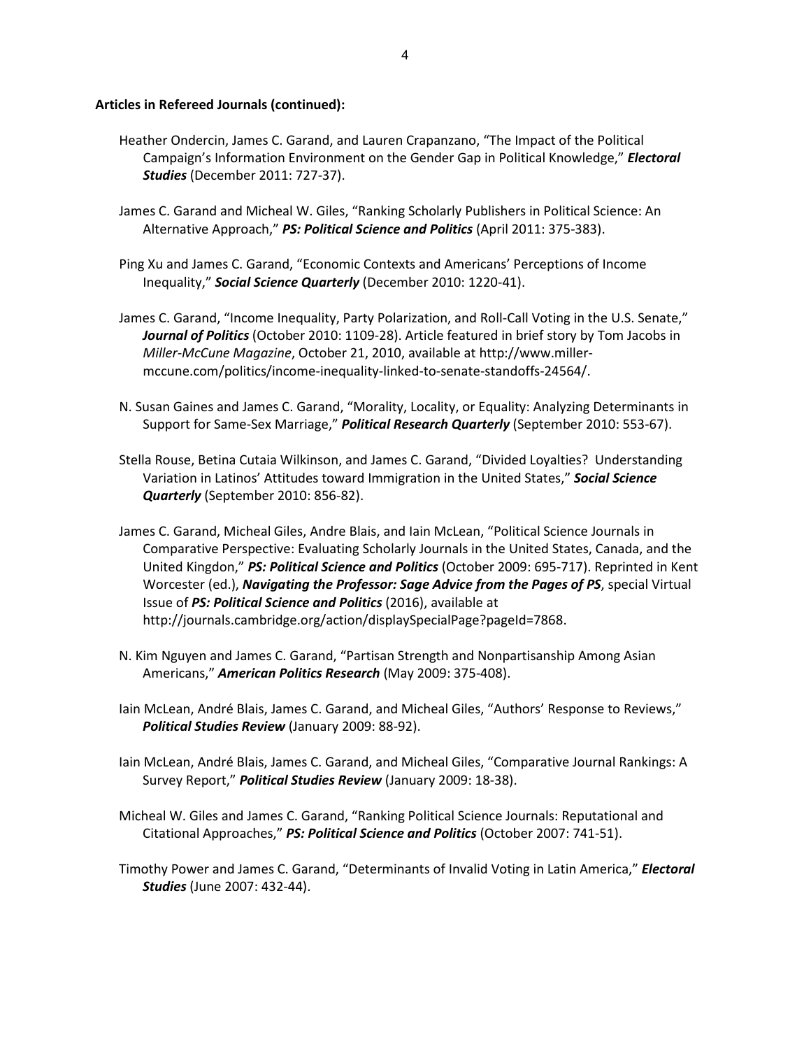**Articles in Refereed Journals (continued):**

Heather Ondercin, James C. Garand, and Lauren Crapanzano, "The Impact of the Political Campaign's Information Environment on the Gender Gap in Political Knowledge," ***Electoral Studies*** (December 2011: 727-37).

James C. Garand and Micheal W. Giles, "Ranking Scholarly Publishers in Political Science: An Alternative Approach," ***PS: Political Science and Politics*** (April 2011: 375-383).

Ping Xu and James C. Garand, "Economic Contexts and Americans' Perceptions of Income Inequality," ***Social Science Quarterly*** (December 2010: 1220-41).

James C. Garand, "Income Inequality, Party Polarization, and Roll-Call Voting in the U.S. Senate," ***Journal of Politics*** (October 2010: 1109-28). Article featured in brief story by Tom Jacobs in *Miller-McCune Magazine*, October 21, 2010, available at http://www.miller-mccune.com/politics/income-inequality-linked-to-senate-standoffs-24564/.

N. Susan Gaines and James C. Garand, "Morality, Locality, or Equality: Analyzing Determinants in Support for Same-Sex Marriage," ***Political Research Quarterly*** (September 2010: 553-67).

Stella Rouse, Betina Cutaia Wilkinson, and James C. Garand, "Divided Loyalties? Understanding Variation in Latinos' Attitudes toward Immigration in the United States," ***Social Science Quarterly*** (September 2010: 856-82).

James C. Garand, Micheal Giles, Andre Blais, and Iain McLean, "Political Science Journals in Comparative Perspective: Evaluating Scholarly Journals in the United States, Canada, and the United Kingdom," ***PS: Political Science and Politics*** (October 2009: 695-717). Reprinted in Kent Worcester (ed.), ***Navigating the Professor: Sage Advice from the Pages of PS***, special Virtual Issue of ***PS: Political Science and Politics*** (2016), available at http://journals.cambridge.org/action/displaySpecialPage?pageId=7868.

N. Kim Nguyen and James C. Garand, "Partisan Strength and Nonpartisanship Among Asian Americans," ***American Politics Research*** (May 2009: 375-408).

Iain McLean, André Blais, James C. Garand, and Micheal Giles, "Authors' Response to Reviews," ***Political Studies Review*** (January 2009: 88-92).

Iain McLean, André Blais, James C. Garand, and Micheal Giles, "Comparative Journal Rankings: A Survey Report," ***Political Studies Review*** (January 2009: 18-38).

Micheal W. Giles and James C. Garand, "Ranking Political Science Journals: Reputational and Citational Approaches," ***PS: Political Science and Politics*** (October 2007: 741-51).

Timothy Power and James C. Garand, "Determinants of Invalid Voting in Latin America," ***Electoral Studies*** (June 2007: 432-44).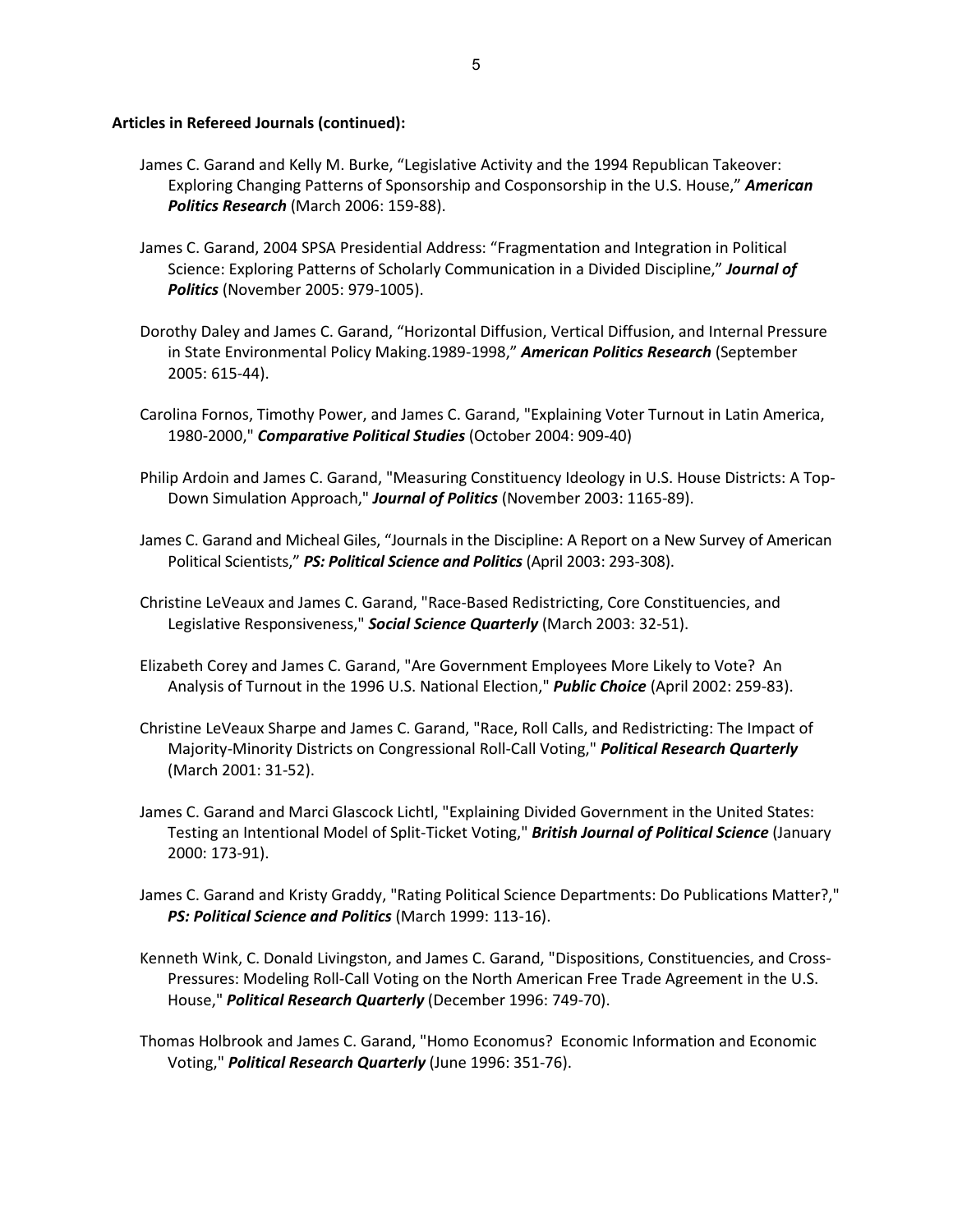**Articles in Refereed Journals (continued):**

James C. Garand and Kelly M. Burke, "Legislative Activity and the 1994 Republican Takeover: Exploring Changing Patterns of Sponsorship and Cosponsorship in the U.S. House," ***American Politics Research*** (March 2006: 159-88).

James C. Garand, 2004 SPSA Presidential Address: "Fragmentation and Integration in Political Science: Exploring Patterns of Scholarly Communication in a Divided Discipline," ***Journal of Politics*** (November 2005: 979-1005).

Dorothy Daley and James C. Garand, "Horizontal Diffusion, Vertical Diffusion, and Internal Pressure in State Environmental Policy Making.1989-1998," ***American Politics Research*** (September 2005: 615-44).

Carolina Fornos, Timothy Power, and James C. Garand, "Explaining Voter Turnout in Latin America, 1980-2000," ***Comparative Political Studies*** (October 2004: 909-40)

Philip Ardoin and James C. Garand, "Measuring Constituency Ideology in U.S. House Districts: A Top-Down Simulation Approach," ***Journal of Politics*** (November 2003: 1165-89).

James C. Garand and Micheal Giles, "Journals in the Discipline: A Report on a New Survey of American Political Scientists," ***PS: Political Science and Politics*** (April 2003: 293-308).

Christine LeVeaux and James C. Garand, "Race-Based Redistricting, Core Constituencies, and Legislative Responsiveness," ***Social Science Quarterly*** (March 2003: 32-51).

Elizabeth Corey and James C. Garand, "Are Government Employees More Likely to Vote? An Analysis of Turnout in the 1996 U.S. National Election," ***Public Choice*** (April 2002: 259-83).

Christine LeVeaux Sharpe and James C. Garand, "Race, Roll Calls, and Redistricting: The Impact of Majority-Minority Districts on Congressional Roll-Call Voting," ***Political Research Quarterly*** (March 2001: 31-52).

James C. Garand and Marci Glascock Lichtl, "Explaining Divided Government in the United States: Testing an Intentional Model of Split-Ticket Voting," ***British Journal of Political Science*** (January 2000: 173-91).

James C. Garand and Kristy Graddy, "Rating Political Science Departments: Do Publications Matter?," ***PS: Political Science and Politics*** (March 1999: 113-16).

Kenneth Wink, C. Donald Livingston, and James C. Garand, "Dispositions, Constituencies, and Cross-Pressures: Modeling Roll-Call Voting on the North American Free Trade Agreement in the U.S. House," ***Political Research Quarterly*** (December 1996: 749-70).

Thomas Holbrook and James C. Garand, "Homo Economus? Economic Information and Economic Voting," ***Political Research Quarterly*** (June 1996: 351-76).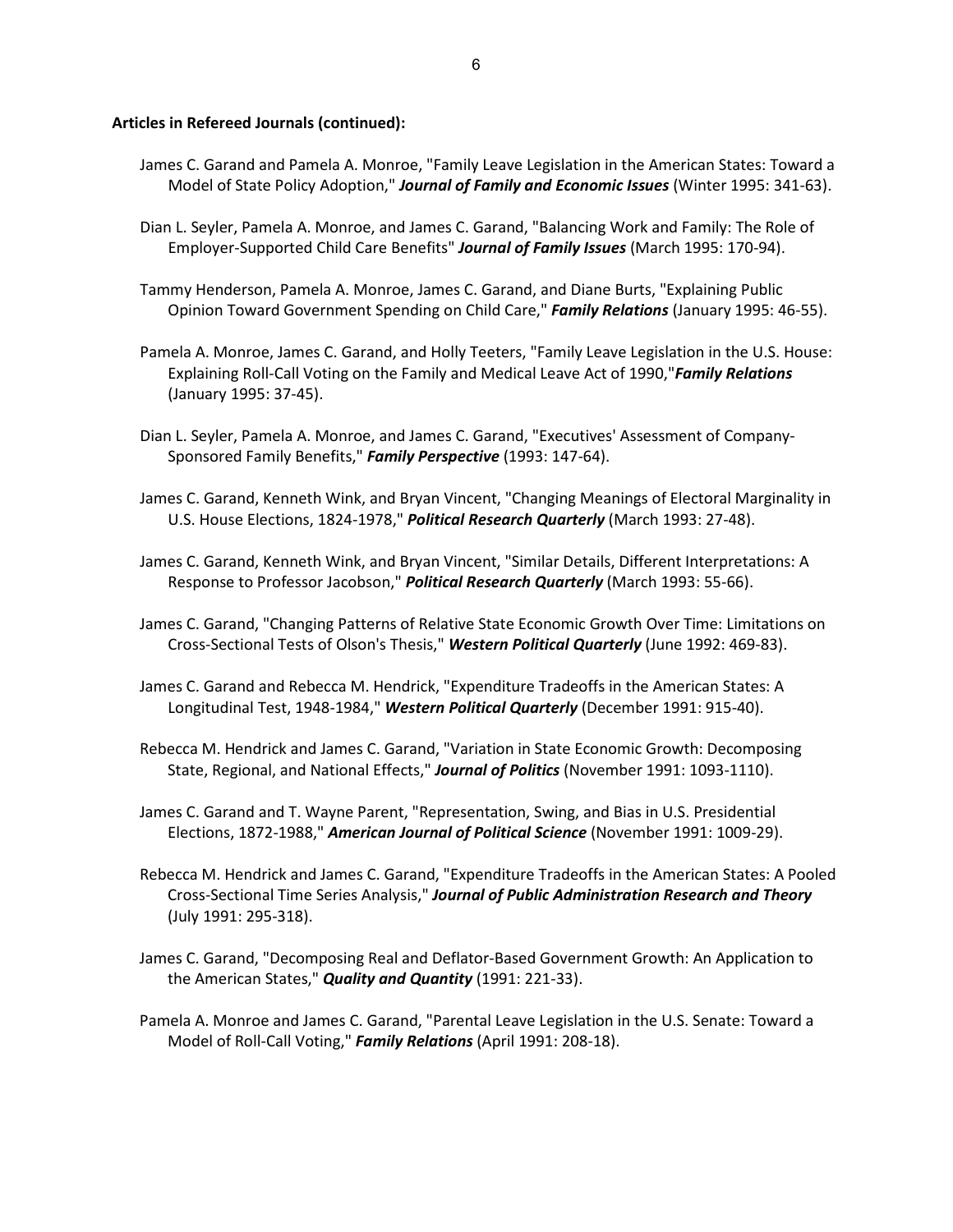**Articles in Refereed Journals (continued):**

James C. Garand and Pamela A. Monroe, "Family Leave Legislation in the American States: Toward a Model of State Policy Adoption," ***Journal of Family and Economic Issues*** (Winter 1995: 341-63).

Dian L. Seyler, Pamela A. Monroe, and James C. Garand, "Balancing Work and Family: The Role of Employer-Supported Child Care Benefits" ***Journal of Family Issues*** (March 1995: 170-94).

Tammy Henderson, Pamela A. Monroe, James C. Garand, and Diane Burts, "Explaining Public Opinion Toward Government Spending on Child Care," ***Family Relations*** (January 1995: 46-55).

Pamela A. Monroe, James C. Garand, and Holly Teeters, "Family Leave Legislation in the U.S. House: Explaining Roll-Call Voting on the Family and Medical Leave Act of 1990,"***Family Relations*** (January 1995: 37-45).

Dian L. Seyler, Pamela A. Monroe, and James C. Garand, "Executives' Assessment of Company-Sponsored Family Benefits," ***Family Perspective*** (1993: 147-64).

James C. Garand, Kenneth Wink, and Bryan Vincent, "Changing Meanings of Electoral Marginality in U.S. House Elections, 1824-1978," ***Political Research Quarterly*** (March 1993: 27-48).

James C. Garand, Kenneth Wink, and Bryan Vincent, "Similar Details, Different Interpretations: A Response to Professor Jacobson," ***Political Research Quarterly*** (March 1993: 55-66).

James C. Garand, "Changing Patterns of Relative State Economic Growth Over Time: Limitations on Cross-Sectional Tests of Olson's Thesis," ***Western Political Quarterly*** (June 1992: 469-83).

James C. Garand and Rebecca M. Hendrick, "Expenditure Tradeoffs in the American States: A Longitudinal Test, 1948-1984," ***Western Political Quarterly*** (December 1991: 915-40).

Rebecca M. Hendrick and James C. Garand, "Variation in State Economic Growth: Decomposing State, Regional, and National Effects," ***Journal of Politics*** (November 1991: 1093-1110).

James C. Garand and T. Wayne Parent, "Representation, Swing, and Bias in U.S. Presidential Elections, 1872-1988," ***American Journal of Political Science*** (November 1991: 1009-29).

Rebecca M. Hendrick and James C. Garand, "Expenditure Tradeoffs in the American States: A Pooled Cross-Sectional Time Series Analysis," ***Journal of Public Administration Research and Theory*** (July 1991: 295-318).

James C. Garand, "Decomposing Real and Deflator-Based Government Growth: An Application to the American States," ***Quality and Quantity*** (1991: 221-33).

Pamela A. Monroe and James C. Garand, "Parental Leave Legislation in the U.S. Senate: Toward a Model of Roll-Call Voting," ***Family Relations*** (April 1991: 208-18).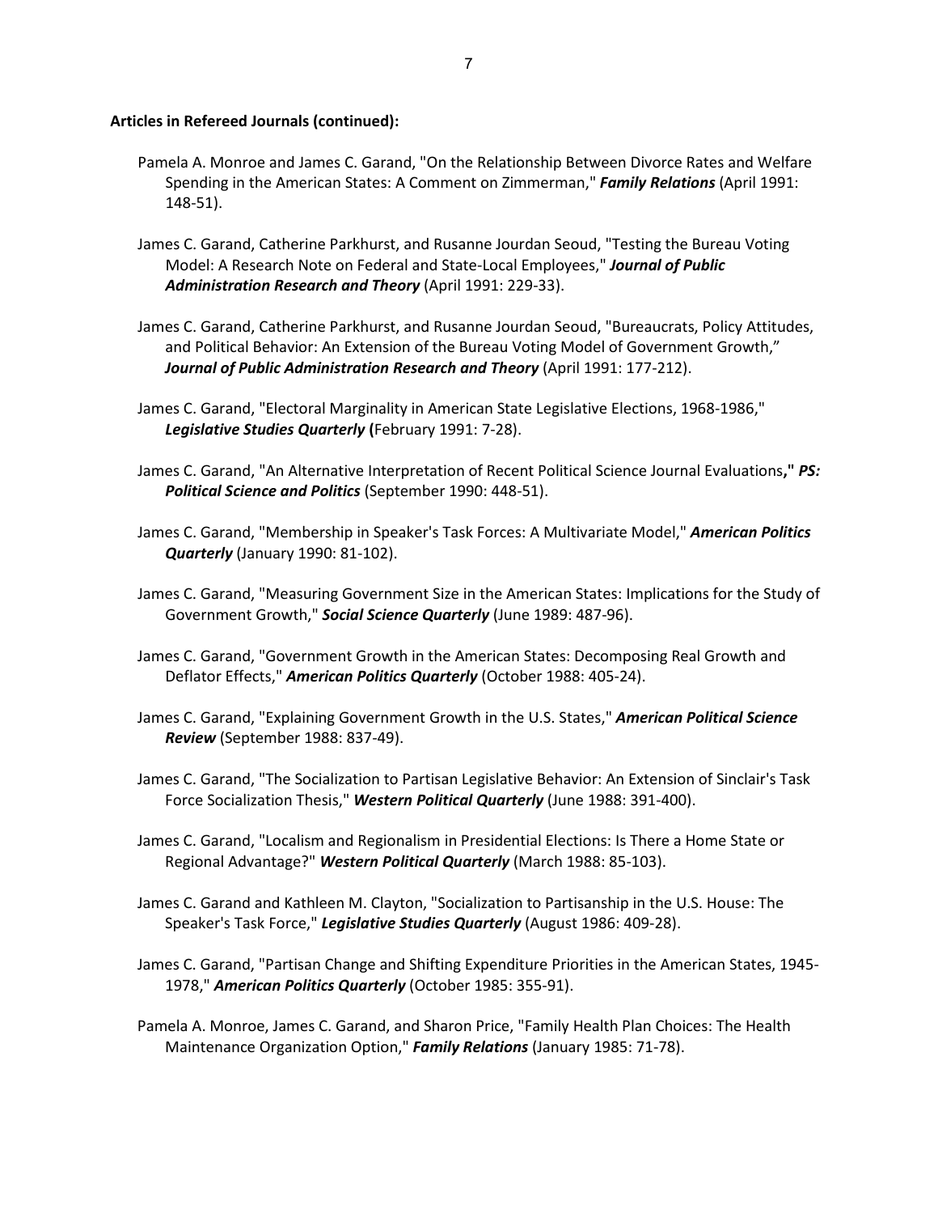**Articles in Refereed Journals (continued):**

Pamela A. Monroe and James C. Garand, "On the Relationship Between Divorce Rates and Welfare Spending in the American States: A Comment on Zimmerman," ***Family Relations*** (April 1991: 148-51).

James C. Garand, Catherine Parkhurst, and Rusanne Jourdan Seoud, "Testing the Bureau Voting Model: A Research Note on Federal and State-Local Employees," ***Journal of Public Administration Research and Theory*** (April 1991: 229-33).

James C. Garand, Catherine Parkhurst, and Rusanne Jourdan Seoud, "Bureaucrats, Policy Attitudes, and Political Behavior: An Extension of the Bureau Voting Model of Government Growth," ***Journal of Public Administration Research and Theory*** (April 1991: 177-212).

James C. Garand, "Electoral Marginality in American State Legislative Elections, 1968-1986," ***Legislative Studies Quarterly*** **(**February 1991: 7-28).

James C. Garand, "An Alternative Interpretation of Recent Political Science Journal Evaluations**,"** ***PS: Political Science and Politics*** (September 1990: 448-51).

James C. Garand, "Membership in Speaker's Task Forces: A Multivariate Model," ***American Politics Quarterly*** (January 1990: 81-102).

James C. Garand, "Measuring Government Size in the American States: Implications for the Study of Government Growth," ***Social Science Quarterly*** (June 1989: 487-96).

James C. Garand, "Government Growth in the American States: Decomposing Real Growth and Deflator Effects," ***American Politics Quarterly*** (October 1988: 405-24).

James C. Garand, "Explaining Government Growth in the U.S. States," ***American Political Science Review*** (September 1988: 837-49).

James C. Garand, "The Socialization to Partisan Legislative Behavior: An Extension of Sinclair's Task Force Socialization Thesis," ***Western Political Quarterly*** (June 1988: 391-400).

James C. Garand, "Localism and Regionalism in Presidential Elections: Is There a Home State or Regional Advantage?" ***Western Political Quarterly*** (March 1988: 85-103).

James C. Garand and Kathleen M. Clayton, "Socialization to Partisanship in the U.S. House: The Speaker's Task Force," ***Legislative Studies Quarterly*** (August 1986: 409-28).

James C. Garand, "Partisan Change and Shifting Expenditure Priorities in the American States, 1945-1978," ***American Politics Quarterly*** (October 1985: 355-91).

Pamela A. Monroe, James C. Garand, and Sharon Price, "Family Health Plan Choices: The Health Maintenance Organization Option," ***Family Relations*** (January 1985: 71-78).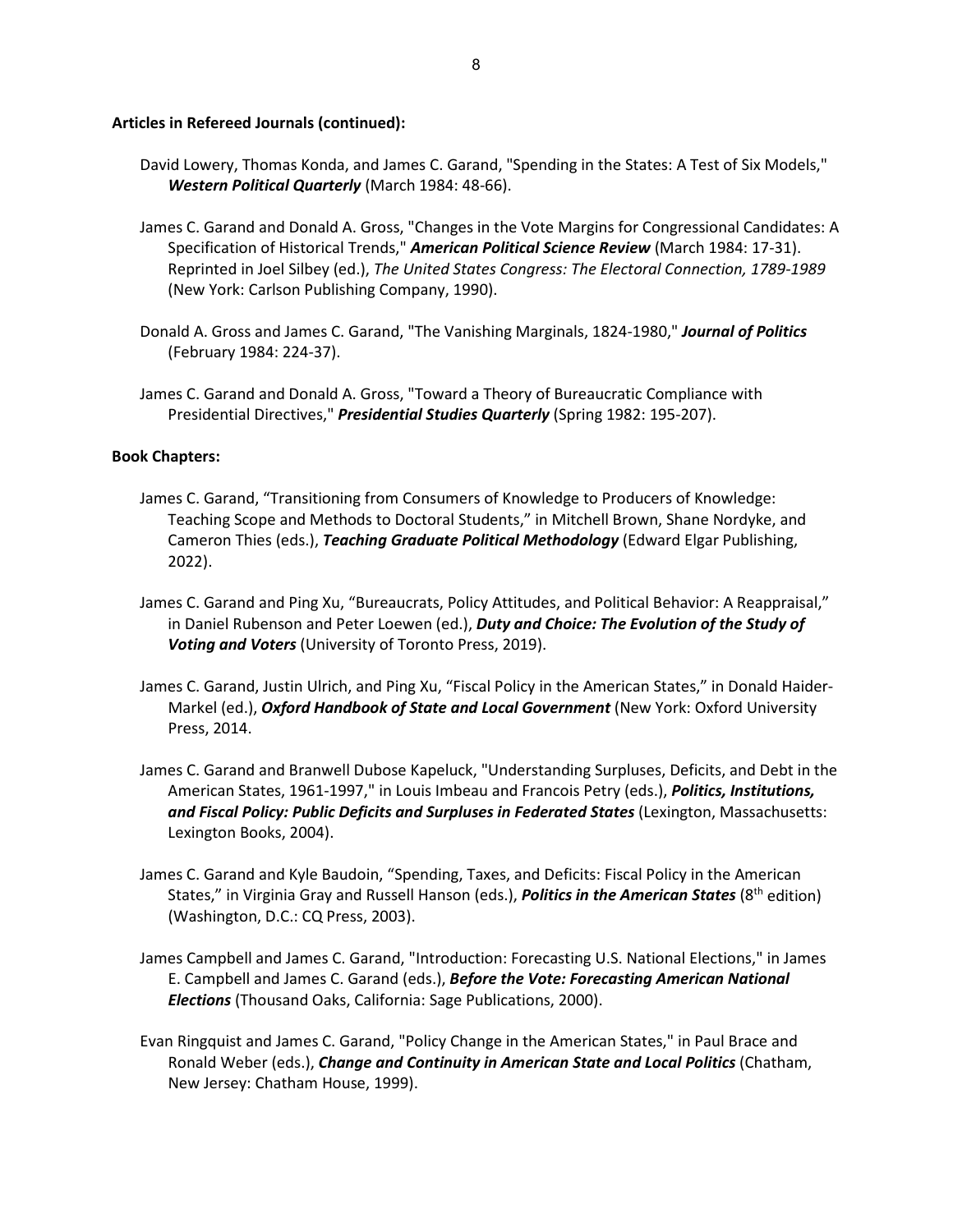**Articles in Refereed Journals (continued):**

David Lowery, Thomas Konda, and James C. Garand, "Spending in the States: A Test of Six Models," ***Western Political Quarterly*** (March 1984: 48-66).

James C. Garand and Donald A. Gross, "Changes in the Vote Margins for Congressional Candidates: A Specification of Historical Trends," ***American Political Science Review*** (March 1984: 17-31). Reprinted in Joel Silbey (ed.), *The United States Congress: The Electoral Connection, 1789-1989* (New York: Carlson Publishing Company, 1990).

Donald A. Gross and James C. Garand, "The Vanishing Marginals, 1824-1980," ***Journal of Politics*** (February 1984: 224-37).

James C. Garand and Donald A. Gross, "Toward a Theory of Bureaucratic Compliance with Presidential Directives," ***Presidential Studies Quarterly*** (Spring 1982: 195-207).

**Book Chapters:**

James C. Garand, "Transitioning from Consumers of Knowledge to Producers of Knowledge: Teaching Scope and Methods to Doctoral Students," in Mitchell Brown, Shane Nordyke, and Cameron Thies (eds.), ***Teaching Graduate Political Methodology*** (Edward Elgar Publishing, 2022).

James C. Garand and Ping Xu, "Bureaucrats, Policy Attitudes, and Political Behavior: A Reappraisal," in Daniel Rubenson and Peter Loewen (ed.), ***Duty and Choice: The Evolution of the Study of Voting and Voters*** (University of Toronto Press, 2019).

James C. Garand, Justin Ulrich, and Ping Xu, "Fiscal Policy in the American States," in Donald Haider-Markel (ed.), ***Oxford Handbook of State and Local Government*** (New York: Oxford University Press, 2014.

James C. Garand and Branwell Dubose Kapeluck, "Understanding Surpluses, Deficits, and Debt in the American States, 1961-1997," in Louis Imbeau and Francois Petry (eds.), ***Politics, Institutions, and Fiscal Policy: Public Deficits and Surpluses in Federated States*** (Lexington, Massachusetts: Lexington Books, 2004).

James C. Garand and Kyle Baudoin, "Spending, Taxes, and Deficits: Fiscal Policy in the American States," in Virginia Gray and Russell Hanson (eds.), ***Politics in the American States*** (8th edition) (Washington, D.C.: CQ Press, 2003).

James Campbell and James C. Garand, "Introduction: Forecasting U.S. National Elections," in James E. Campbell and James C. Garand (eds.), ***Before the Vote: Forecasting American National Elections*** (Thousand Oaks, California: Sage Publications, 2000).

Evan Ringquist and James C. Garand, "Policy Change in the American States," in Paul Brace and Ronald Weber (eds.), ***Change and Continuity in American State and Local Politics*** (Chatham, New Jersey: Chatham House, 1999).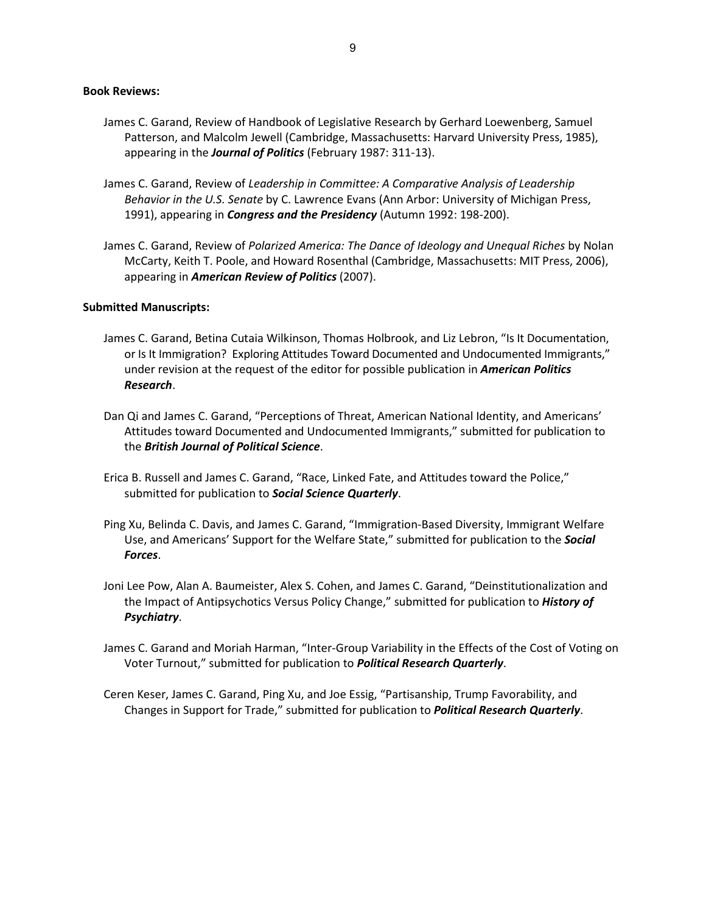**Book Reviews:**

James C. Garand, Review of Handbook of Legislative Research by Gerhard Loewenberg, Samuel Patterson, and Malcolm Jewell (Cambridge, Massachusetts: Harvard University Press, 1985), appearing in the ***Journal of Politics*** (February 1987: 311-13).

James C. Garand, Review of *Leadership in Committee: A Comparative Analysis of Leadership Behavior in the U.S. Senate* by C. Lawrence Evans (Ann Arbor: University of Michigan Press, 1991), appearing in ***Congress and the Presidency*** (Autumn 1992: 198-200).

James C. Garand, Review of *Polarized America: The Dance of Ideology and Unequal Riches* by Nolan McCarty, Keith T. Poole, and Howard Rosenthal (Cambridge, Massachusetts: MIT Press, 2006), appearing in ***American Review of Politics*** (2007).

**Submitted Manuscripts:**

James C. Garand, Betina Cutaia Wilkinson, Thomas Holbrook, and Liz Lebron, "Is It Documentation, or Is It Immigration? Exploring Attitudes Toward Documented and Undocumented Immigrants," under revision at the request of the editor for possible publication in ***American Politics Research***.

Dan Qi and James C. Garand, "Perceptions of Threat, American National Identity, and Americans' Attitudes toward Documented and Undocumented Immigrants," submitted for publication to the ***British Journal of Political Science***.

Erica B. Russell and James C. Garand, "Race, Linked Fate, and Attitudes toward the Police," submitted for publication to ***Social Science Quarterly***.

Ping Xu, Belinda C. Davis, and James C. Garand, "Immigration-Based Diversity, Immigrant Welfare Use, and Americans' Support for the Welfare State," submitted for publication to the ***Social Forces***.

Joni Lee Pow, Alan A. Baumeister, Alex S. Cohen, and James C. Garand, "Deinstitutionalization and the Impact of Antipsychotics Versus Policy Change," submitted for publication to ***History of Psychiatry***.

James C. Garand and Moriah Harman, "Inter-Group Variability in the Effects of the Cost of Voting on Voter Turnout," submitted for publication to ***Political Research Quarterly***.

Ceren Keser, James C. Garand, Ping Xu, and Joe Essig, "Partisanship, Trump Favorability, and Changes in Support for Trade," submitted for publication to ***Political Research Quarterly***.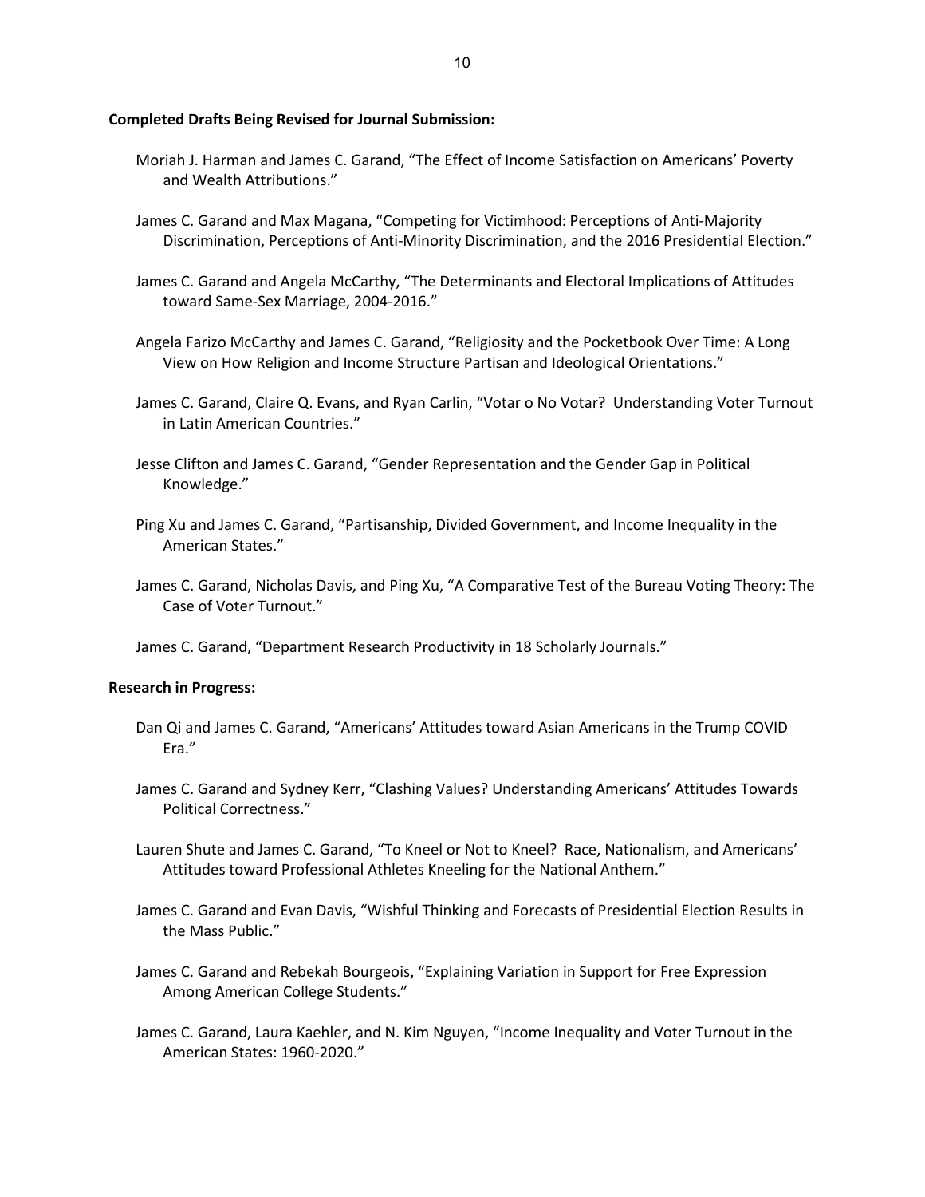**Completed Drafts Being Revised for Journal Submission:**

Moriah J. Harman and James C. Garand, "The Effect of Income Satisfaction on Americans' Poverty and Wealth Attributions."

James C. Garand and Max Magana, "Competing for Victimhood: Perceptions of Anti-Majority Discrimination, Perceptions of Anti-Minority Discrimination, and the 2016 Presidential Election."

James C. Garand and Angela McCarthy, "The Determinants and Electoral Implications of Attitudes toward Same-Sex Marriage, 2004-2016."

Angela Farizo McCarthy and James C. Garand, "Religiosity and the Pocketbook Over Time: A Long View on How Religion and Income Structure Partisan and Ideological Orientations."

James C. Garand, Claire Q. Evans, and Ryan Carlin, "Votar o No Votar? Understanding Voter Turnout in Latin American Countries."

Jesse Clifton and James C. Garand, "Gender Representation and the Gender Gap in Political Knowledge."

Ping Xu and James C. Garand, "Partisanship, Divided Government, and Income Inequality in the American States."

James C. Garand, Nicholas Davis, and Ping Xu, "A Comparative Test of the Bureau Voting Theory: The Case of Voter Turnout."

James C. Garand, "Department Research Productivity in 18 Scholarly Journals."

**Research in Progress:**

Dan Qi and James C. Garand, "Americans' Attitudes toward Asian Americans in the Trump COVID Era."

James C. Garand and Sydney Kerr, "Clashing Values? Understanding Americans' Attitudes Towards Political Correctness."

Lauren Shute and James C. Garand, "To Kneel or Not to Kneel? Race, Nationalism, and Americans' Attitudes toward Professional Athletes Kneeling for the National Anthem."

James C. Garand and Evan Davis, "Wishful Thinking and Forecasts of Presidential Election Results in the Mass Public."

James C. Garand and Rebekah Bourgeois, "Explaining Variation in Support for Free Expression Among American College Students."

James C. Garand, Laura Kaehler, and N. Kim Nguyen, "Income Inequality and Voter Turnout in the American States: 1960-2020."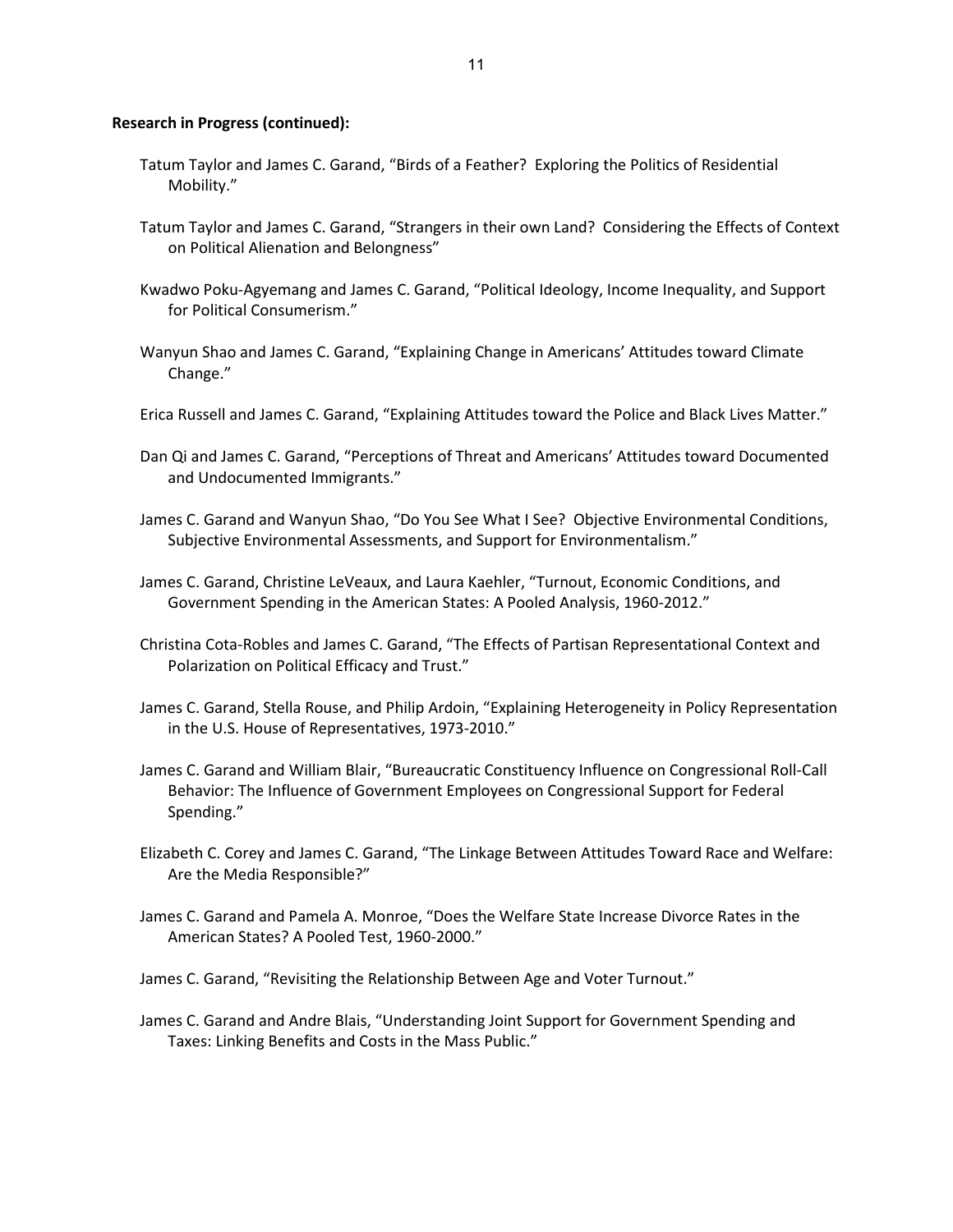**Research in Progress (continued):**

Tatum Taylor and James C. Garand, "Birds of a Feather? Exploring the Politics of Residential Mobility."

Tatum Taylor and James C. Garand, "Strangers in their own Land? Considering the Effects of Context on Political Alienation and Belongness"

Kwadwo Poku-Agyemang and James C. Garand, "Political Ideology, Income Inequality, and Support for Political Consumerism."

Wanyun Shao and James C. Garand, "Explaining Change in Americans' Attitudes toward Climate Change."

Erica Russell and James C. Garand, "Explaining Attitudes toward the Police and Black Lives Matter."

Dan Qi and James C. Garand, "Perceptions of Threat and Americans' Attitudes toward Documented and Undocumented Immigrants."

James C. Garand and Wanyun Shao, "Do You See What I See? Objective Environmental Conditions, Subjective Environmental Assessments, and Support for Environmentalism."

James C. Garand, Christine LeVeaux, and Laura Kaehler, "Turnout, Economic Conditions, and Government Spending in the American States: A Pooled Analysis, 1960-2012."

Christina Cota-Robles and James C. Garand, "The Effects of Partisan Representational Context and Polarization on Political Efficacy and Trust."

James C. Garand, Stella Rouse, and Philip Ardoin, "Explaining Heterogeneity in Policy Representation in the U.S. House of Representatives, 1973-2010."

James C. Garand and William Blair, "Bureaucratic Constituency Influence on Congressional Roll-Call Behavior: The Influence of Government Employees on Congressional Support for Federal Spending."

Elizabeth C. Corey and James C. Garand, "The Linkage Between Attitudes Toward Race and Welfare: Are the Media Responsible?"

James C. Garand and Pamela A. Monroe, "Does the Welfare State Increase Divorce Rates in the American States? A Pooled Test, 1960-2000."

James C. Garand, "Revisiting the Relationship Between Age and Voter Turnout."

James C. Garand and Andre Blais, "Understanding Joint Support for Government Spending and Taxes: Linking Benefits and Costs in the Mass Public."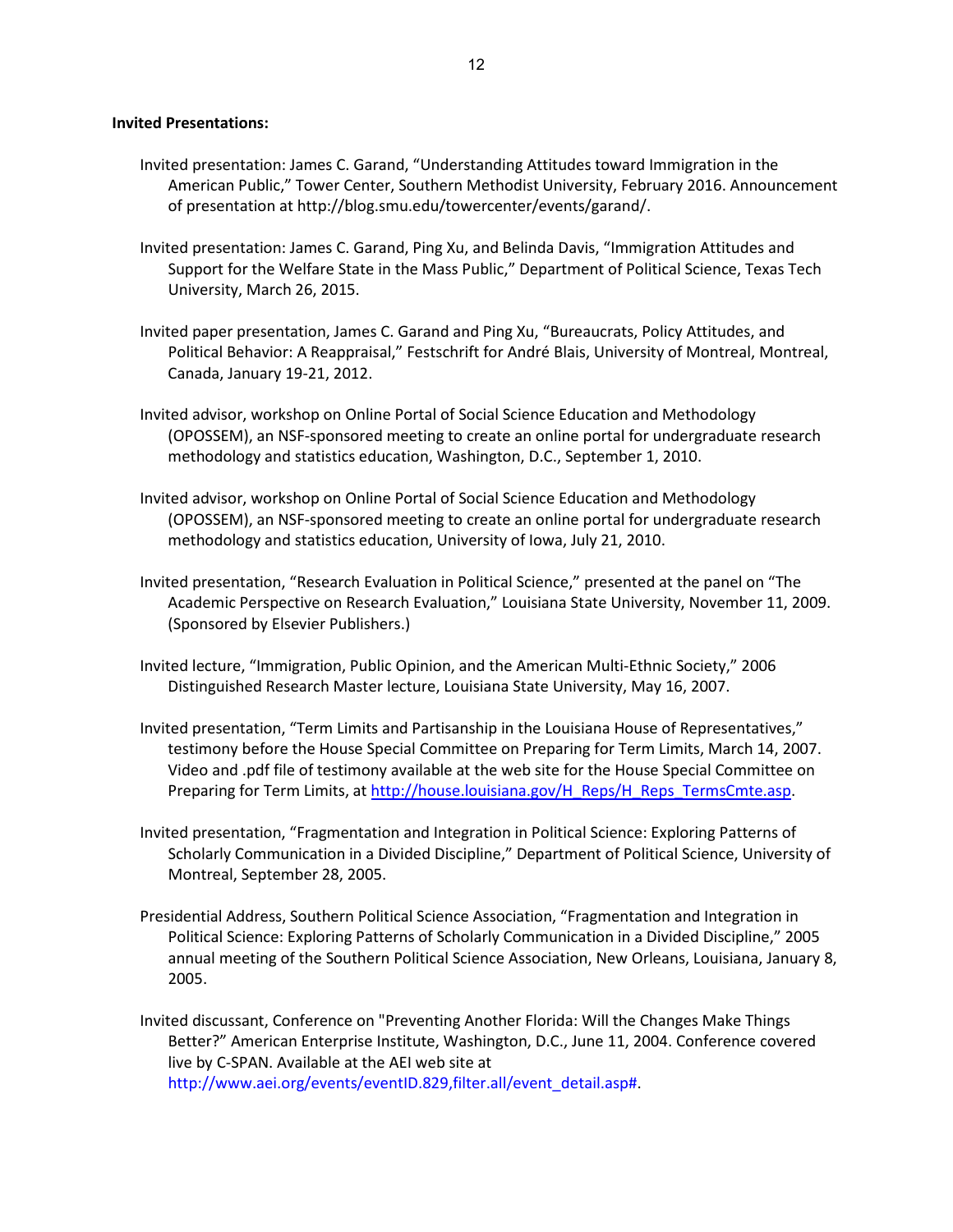**Invited Presentations:**

Invited presentation: James C. Garand, “Understanding Attitudes toward Immigration in the American Public,” Tower Center, Southern Methodist University, February 2016. Announcement of presentation at http://blog.smu.edu/towercenter/events/garand/.

Invited presentation: James C. Garand, Ping Xu, and Belinda Davis, “Immigration Attitudes and Support for the Welfare State in the Mass Public,” Department of Political Science, Texas Tech University, March 26, 2015.

Invited paper presentation, James C. Garand and Ping Xu, “Bureaucrats, Policy Attitudes, and Political Behavior: A Reappraisal,” Festschrift for André Blais, University of Montreal, Montreal, Canada, January 19-21, 2012.

Invited advisor, workshop on Online Portal of Social Science Education and Methodology (OPOSSEM), an NSF-sponsored meeting to create an online portal for undergraduate research methodology and statistics education, Washington, D.C., September 1, 2010.

Invited advisor, workshop on Online Portal of Social Science Education and Methodology (OPOSSEM), an NSF-sponsored meeting to create an online portal for undergraduate research methodology and statistics education, University of Iowa, July 21, 2010.

Invited presentation, “Research Evaluation in Political Science,” presented at the panel on “The Academic Perspective on Research Evaluation,” Louisiana State University, November 11, 2009. (Sponsored by Elsevier Publishers.)

Invited lecture, “Immigration, Public Opinion, and the American Multi-Ethnic Society,” 2006 Distinguished Research Master lecture, Louisiana State University, May 16, 2007.

Invited presentation, “Term Limits and Partisanship in the Louisiana House of Representatives,” testimony before the House Special Committee on Preparing for Term Limits, March 14, 2007. Video and .pdf file of testimony available at the web site for the House Special Committee on Preparing for Term Limits, at http://house.louisiana.gov/H_Reps/H_Reps_TermsCmte.asp.

Invited presentation, “Fragmentation and Integration in Political Science: Exploring Patterns of Scholarly Communication in a Divided Discipline,” Department of Political Science, University of Montreal, September 28, 2005.

Presidential Address, Southern Political Science Association, “Fragmentation and Integration in Political Science: Exploring Patterns of Scholarly Communication in a Divided Discipline,” 2005 annual meeting of the Southern Political Science Association, New Orleans, Louisiana, January 8, 2005.

Invited discussant, Conference on "Preventing Another Florida: Will the Changes Make Things Better?” American Enterprise Institute, Washington, D.C., June 11, 2004. Conference covered live by C-SPAN. Available at the AEI web site at http://www.aei.org/events/eventID.829,filter.all/event_detail.asp#.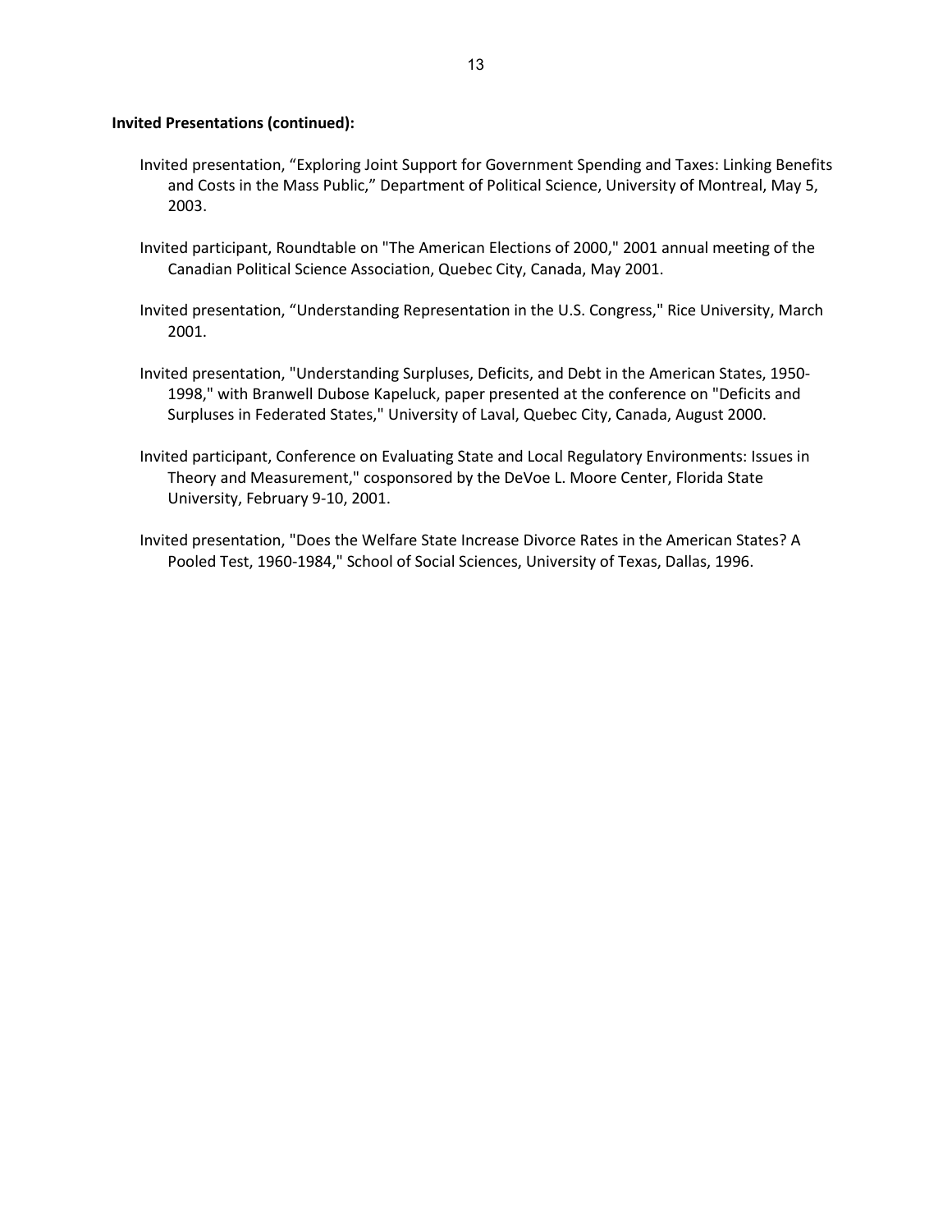**Invited Presentations (continued):**

Invited presentation, “Exploring Joint Support for Government Spending and Taxes: Linking Benefits and Costs in the Mass Public,” Department of Political Science, University of Montreal, May 5, 2003.

Invited participant, Roundtable on "The American Elections of 2000," 2001 annual meeting of the Canadian Political Science Association, Quebec City, Canada, May 2001.

Invited presentation, “Understanding Representation in the U.S. Congress," Rice University, March 2001.

Invited presentation, "Understanding Surpluses, Deficits, and Debt in the American States, 1950-1998," with Branwell Dubose Kapeluck, paper presented at the conference on "Deficits and Surpluses in Federated States," University of Laval, Quebec City, Canada, August 2000.

Invited participant, Conference on Evaluating State and Local Regulatory Environments: Issues in Theory and Measurement," cosponsored by the DeVoe L. Moore Center, Florida State University, February 9-10, 2001.

Invited presentation, "Does the Welfare State Increase Divorce Rates in the American States? A Pooled Test, 1960-1984," School of Social Sciences, University of Texas, Dallas, 1996.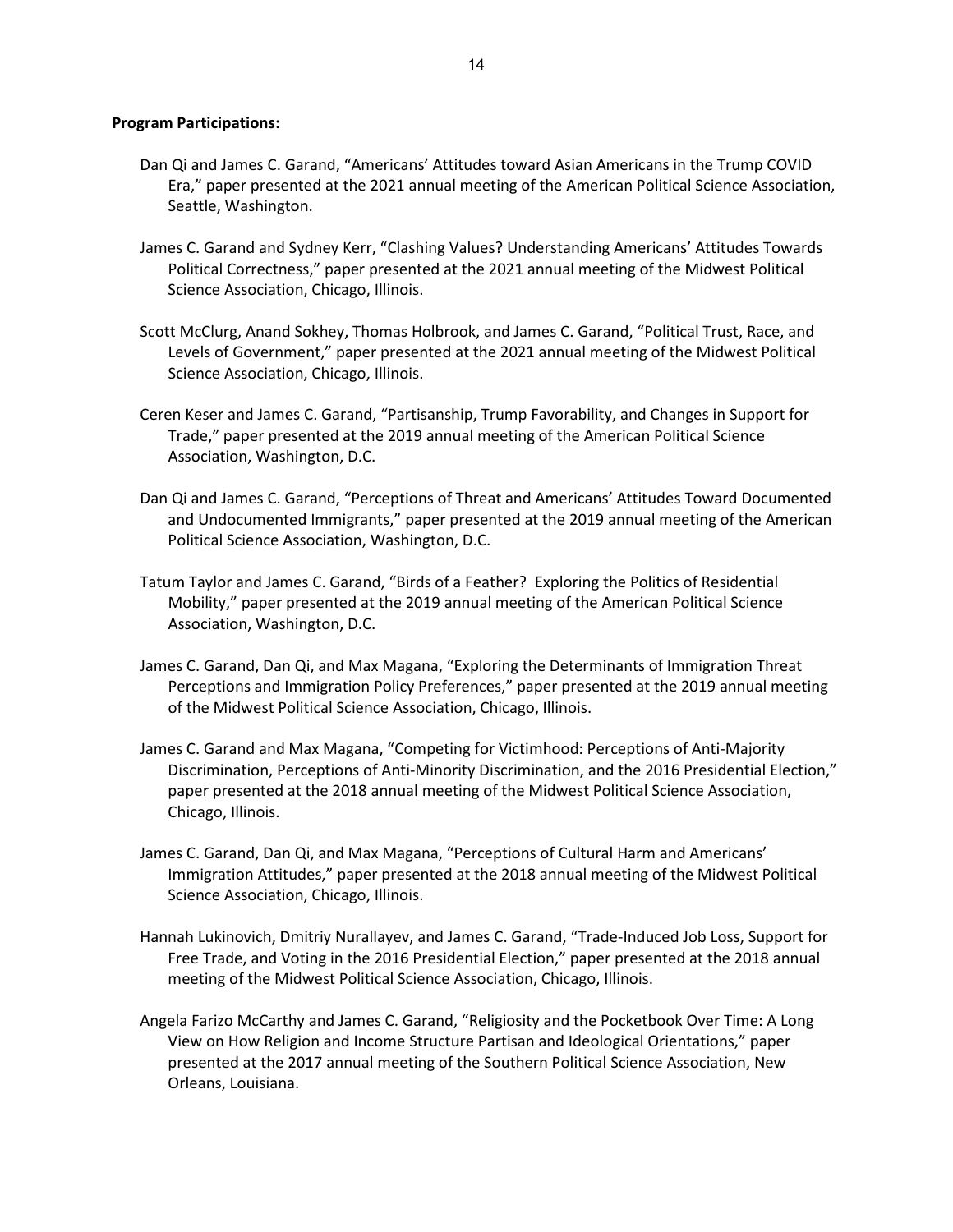**Program Participations:**

Dan Qi and James C. Garand, "Americans' Attitudes toward Asian Americans in the Trump COVID Era," paper presented at the 2021 annual meeting of the American Political Science Association, Seattle, Washington.

James C. Garand and Sydney Kerr, "Clashing Values? Understanding Americans' Attitudes Towards Political Correctness," paper presented at the 2021 annual meeting of the Midwest Political Science Association, Chicago, Illinois.

Scott McClurg, Anand Sokhey, Thomas Holbrook, and James C. Garand, "Political Trust, Race, and Levels of Government," paper presented at the 2021 annual meeting of the Midwest Political Science Association, Chicago, Illinois.

Ceren Keser and James C. Garand, "Partisanship, Trump Favorability, and Changes in Support for Trade," paper presented at the 2019 annual meeting of the American Political Science Association, Washington, D.C.

Dan Qi and James C. Garand, "Perceptions of Threat and Americans' Attitudes Toward Documented and Undocumented Immigrants," paper presented at the 2019 annual meeting of the American Political Science Association, Washington, D.C.

Tatum Taylor and James C. Garand, "Birds of a Feather? Exploring the Politics of Residential Mobility," paper presented at the 2019 annual meeting of the American Political Science Association, Washington, D.C.

James C. Garand, Dan Qi, and Max Magana, "Exploring the Determinants of Immigration Threat Perceptions and Immigration Policy Preferences," paper presented at the 2019 annual meeting of the Midwest Political Science Association, Chicago, Illinois.

James C. Garand and Max Magana, "Competing for Victimhood: Perceptions of Anti-Majority Discrimination, Perceptions of Anti-Minority Discrimination, and the 2016 Presidential Election," paper presented at the 2018 annual meeting of the Midwest Political Science Association, Chicago, Illinois.

James C. Garand, Dan Qi, and Max Magana, "Perceptions of Cultural Harm and Americans' Immigration Attitudes," paper presented at the 2018 annual meeting of the Midwest Political Science Association, Chicago, Illinois.

Hannah Lukinovich, Dmitriy Nurallayev, and James C. Garand, "Trade-Induced Job Loss, Support for Free Trade, and Voting in the 2016 Presidential Election," paper presented at the 2018 annual meeting of the Midwest Political Science Association, Chicago, Illinois.

Angela Farizo McCarthy and James C. Garand, "Religiosity and the Pocketbook Over Time: A Long View on How Religion and Income Structure Partisan and Ideological Orientations," paper presented at the 2017 annual meeting of the Southern Political Science Association, New Orleans, Louisiana.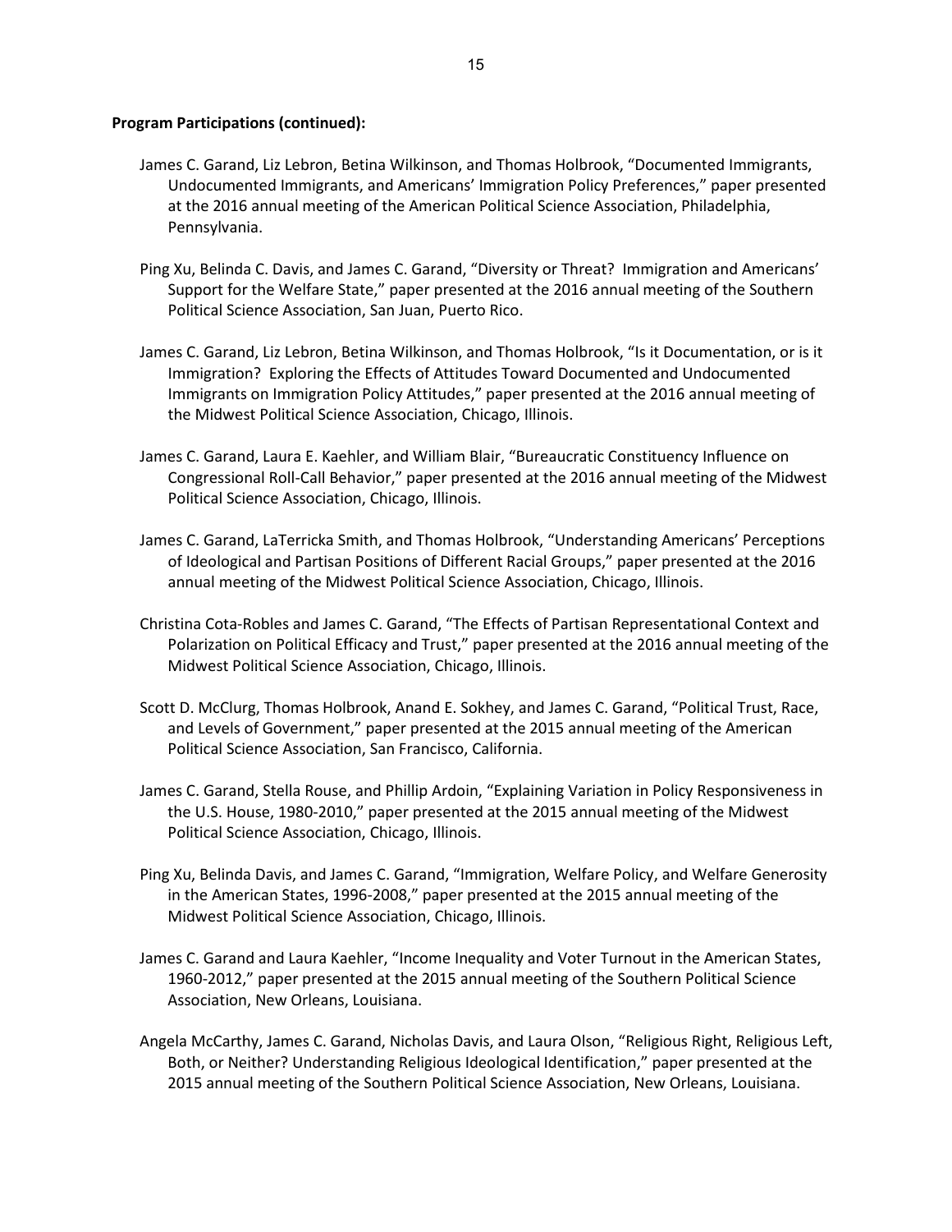**Program Participations (continued):**

James C. Garand, Liz Lebron, Betina Wilkinson, and Thomas Holbrook, "Documented Immigrants, Undocumented Immigrants, and Americans' Immigration Policy Preferences," paper presented at the 2016 annual meeting of the American Political Science Association, Philadelphia, Pennsylvania.

Ping Xu, Belinda C. Davis, and James C. Garand, "Diversity or Threat? Immigration and Americans' Support for the Welfare State," paper presented at the 2016 annual meeting of the Southern Political Science Association, San Juan, Puerto Rico.

James C. Garand, Liz Lebron, Betina Wilkinson, and Thomas Holbrook, "Is it Documentation, or is it Immigration? Exploring the Effects of Attitudes Toward Documented and Undocumented Immigrants on Immigration Policy Attitudes," paper presented at the 2016 annual meeting of the Midwest Political Science Association, Chicago, Illinois.

James C. Garand, Laura E. Kaehler, and William Blair, "Bureaucratic Constituency Influence on Congressional Roll-Call Behavior," paper presented at the 2016 annual meeting of the Midwest Political Science Association, Chicago, Illinois.

James C. Garand, LaTerricka Smith, and Thomas Holbrook, "Understanding Americans' Perceptions of Ideological and Partisan Positions of Different Racial Groups," paper presented at the 2016 annual meeting of the Midwest Political Science Association, Chicago, Illinois.

Christina Cota-Robles and James C. Garand, "The Effects of Partisan Representational Context and Polarization on Political Efficacy and Trust," paper presented at the 2016 annual meeting of the Midwest Political Science Association, Chicago, Illinois.

Scott D. McClurg, Thomas Holbrook, Anand E. Sokhey, and James C. Garand, "Political Trust, Race, and Levels of Government," paper presented at the 2015 annual meeting of the American Political Science Association, San Francisco, California.

James C. Garand, Stella Rouse, and Phillip Ardoin, "Explaining Variation in Policy Responsiveness in the U.S. House, 1980-2010," paper presented at the 2015 annual meeting of the Midwest Political Science Association, Chicago, Illinois.

Ping Xu, Belinda Davis, and James C. Garand, "Immigration, Welfare Policy, and Welfare Generosity in the American States, 1996-2008," paper presented at the 2015 annual meeting of the Midwest Political Science Association, Chicago, Illinois.

James C. Garand and Laura Kaehler, "Income Inequality and Voter Turnout in the American States, 1960-2012," paper presented at the 2015 annual meeting of the Southern Political Science Association, New Orleans, Louisiana.

Angela McCarthy, James C. Garand, Nicholas Davis, and Laura Olson, "Religious Right, Religious Left, Both, or Neither? Understanding Religious Ideological Identification," paper presented at the 2015 annual meeting of the Southern Political Science Association, New Orleans, Louisiana.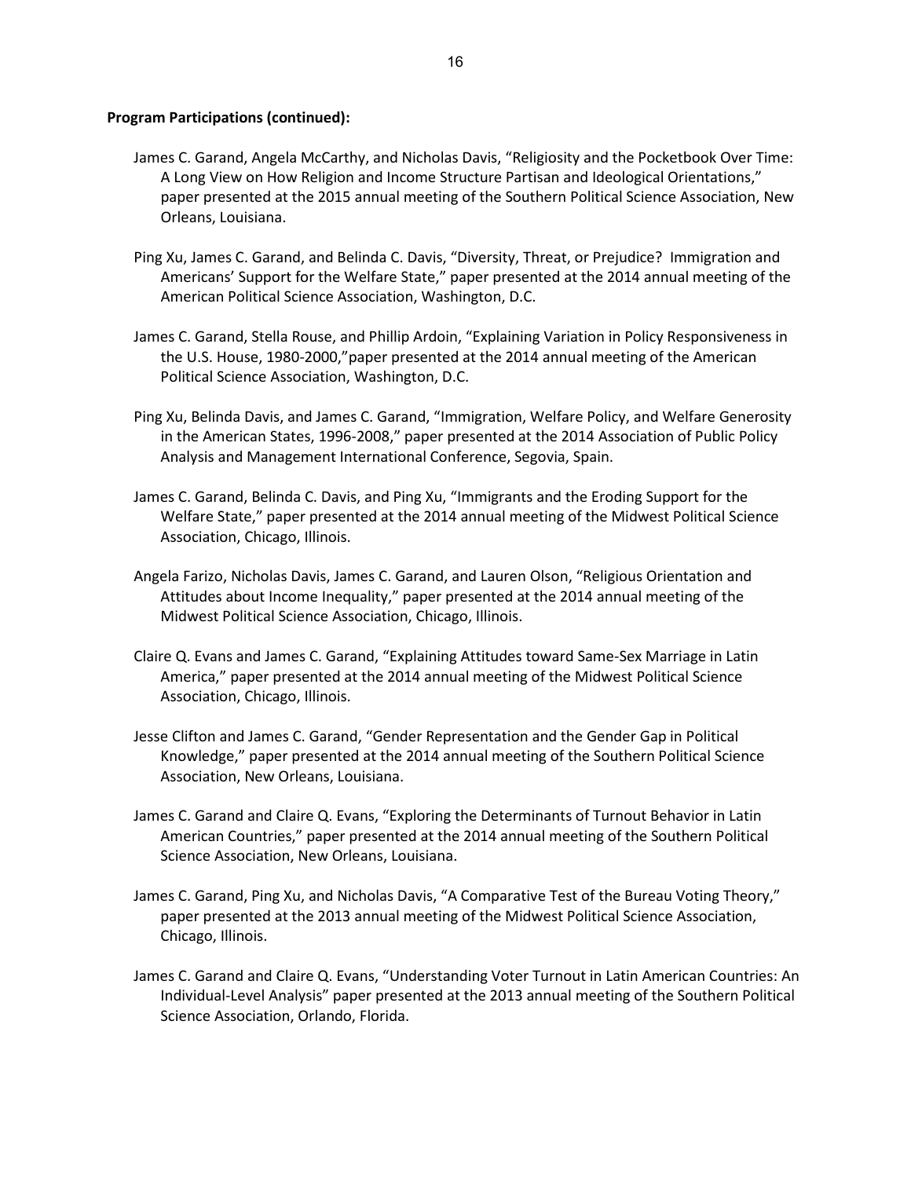**Program Participations (continued):**

James C. Garand, Angela McCarthy, and Nicholas Davis, "Religiosity and the Pocketbook Over Time: A Long View on How Religion and Income Structure Partisan and Ideological Orientations," paper presented at the 2015 annual meeting of the Southern Political Science Association, New Orleans, Louisiana.

Ping Xu, James C. Garand, and Belinda C. Davis, "Diversity, Threat, or Prejudice? Immigration and Americans' Support for the Welfare State," paper presented at the 2014 annual meeting of the American Political Science Association, Washington, D.C.

James C. Garand, Stella Rouse, and Phillip Ardoin, "Explaining Variation in Policy Responsiveness in the U.S. House, 1980-2000,"paper presented at the 2014 annual meeting of the American Political Science Association, Washington, D.C.

Ping Xu, Belinda Davis, and James C. Garand, "Immigration, Welfare Policy, and Welfare Generosity in the American States, 1996-2008," paper presented at the 2014 Association of Public Policy Analysis and Management International Conference, Segovia, Spain.

James C. Garand, Belinda C. Davis, and Ping Xu, "Immigrants and the Eroding Support for the Welfare State," paper presented at the 2014 annual meeting of the Midwest Political Science Association, Chicago, Illinois.

Angela Farizo, Nicholas Davis, James C. Garand, and Lauren Olson, "Religious Orientation and Attitudes about Income Inequality," paper presented at the 2014 annual meeting of the Midwest Political Science Association, Chicago, Illinois.

Claire Q. Evans and James C. Garand, "Explaining Attitudes toward Same-Sex Marriage in Latin America," paper presented at the 2014 annual meeting of the Midwest Political Science Association, Chicago, Illinois.

Jesse Clifton and James C. Garand, "Gender Representation and the Gender Gap in Political Knowledge," paper presented at the 2014 annual meeting of the Southern Political Science Association, New Orleans, Louisiana.

James C. Garand and Claire Q. Evans, "Exploring the Determinants of Turnout Behavior in Latin American Countries," paper presented at the 2014 annual meeting of the Southern Political Science Association, New Orleans, Louisiana.

James C. Garand, Ping Xu, and Nicholas Davis, "A Comparative Test of the Bureau Voting Theory," paper presented at the 2013 annual meeting of the Midwest Political Science Association, Chicago, Illinois.

James C. Garand and Claire Q. Evans, "Understanding Voter Turnout in Latin American Countries: An Individual-Level Analysis" paper presented at the 2013 annual meeting of the Southern Political Science Association, Orlando, Florida.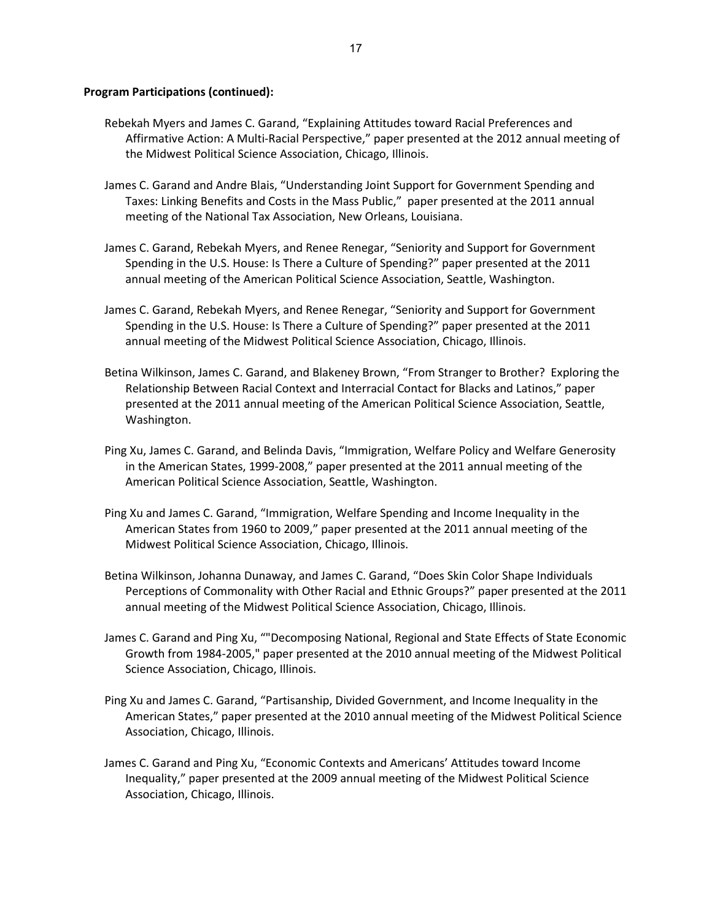**Program Participations (continued):**

Rebekah Myers and James C. Garand, “Explaining Attitudes toward Racial Preferences and Affirmative Action: A Multi-Racial Perspective,” paper presented at the 2012 annual meeting of the Midwest Political Science Association, Chicago, Illinois.

James C. Garand and Andre Blais, “Understanding Joint Support for Government Spending and Taxes: Linking Benefits and Costs in the Mass Public,” paper presented at the 2011 annual meeting of the National Tax Association, New Orleans, Louisiana.

James C. Garand, Rebekah Myers, and Renee Renegar, “Seniority and Support for Government Spending in the U.S. House: Is There a Culture of Spending?” paper presented at the 2011 annual meeting of the American Political Science Association, Seattle, Washington.

James C. Garand, Rebekah Myers, and Renee Renegar, “Seniority and Support for Government Spending in the U.S. House: Is There a Culture of Spending?” paper presented at the 2011 annual meeting of the Midwest Political Science Association, Chicago, Illinois.

Betina Wilkinson, James C. Garand, and Blakeney Brown, “From Stranger to Brother? Exploring the Relationship Between Racial Context and Interracial Contact for Blacks and Latinos,” paper presented at the 2011 annual meeting of the American Political Science Association, Seattle, Washington.

Ping Xu, James C. Garand, and Belinda Davis, “Immigration, Welfare Policy and Welfare Generosity in the American States, 1999-2008,” paper presented at the 2011 annual meeting of the American Political Science Association, Seattle, Washington.

Ping Xu and James C. Garand, “Immigration, Welfare Spending and Income Inequality in the American States from 1960 to 2009,” paper presented at the 2011 annual meeting of the Midwest Political Science Association, Chicago, Illinois.

Betina Wilkinson, Johanna Dunaway, and James C. Garand, “Does Skin Color Shape Individuals Perceptions of Commonality with Other Racial and Ethnic Groups?” paper presented at the 2011 annual meeting of the Midwest Political Science Association, Chicago, Illinois.

James C. Garand and Ping Xu, “"Decomposing National, Regional and State Effects of State Economic Growth from 1984-2005," paper presented at the 2010 annual meeting of the Midwest Political Science Association, Chicago, Illinois.

Ping Xu and James C. Garand, “Partisanship, Divided Government, and Income Inequality in the American States,” paper presented at the 2010 annual meeting of the Midwest Political Science Association, Chicago, Illinois.

James C. Garand and Ping Xu, “Economic Contexts and Americans’ Attitudes toward Income Inequality,” paper presented at the 2009 annual meeting of the Midwest Political Science Association, Chicago, Illinois.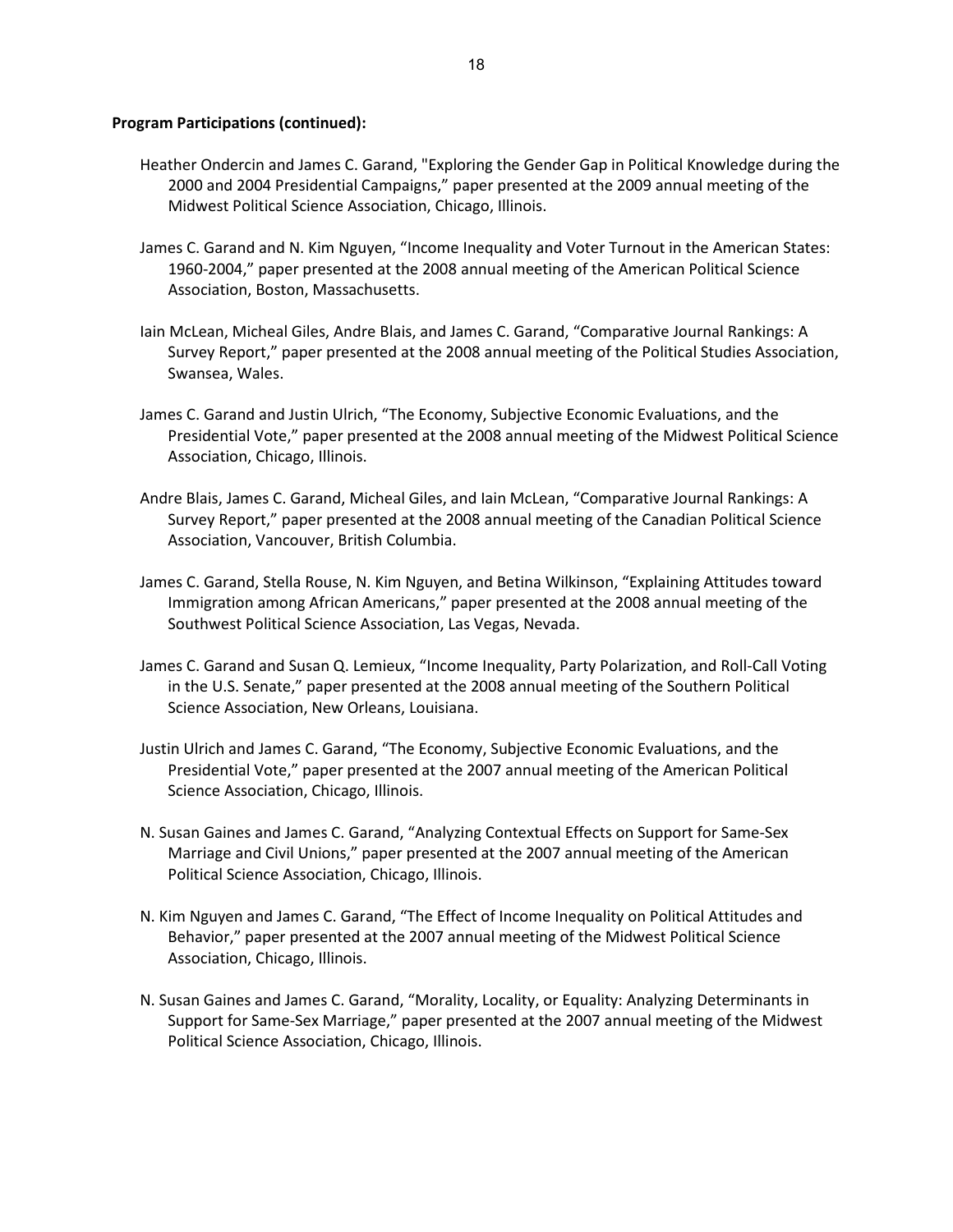**Program Participations (continued):**

Heather Ondercin and James C. Garand, "Exploring the Gender Gap in Political Knowledge during the 2000 and 2004 Presidential Campaigns," paper presented at the 2009 annual meeting of the Midwest Political Science Association, Chicago, Illinois.

James C. Garand and N. Kim Nguyen, "Income Inequality and Voter Turnout in the American States: 1960-2004," paper presented at the 2008 annual meeting of the American Political Science Association, Boston, Massachusetts.

Iain McLean, Micheal Giles, Andre Blais, and James C. Garand, "Comparative Journal Rankings: A Survey Report," paper presented at the 2008 annual meeting of the Political Studies Association, Swansea, Wales.

James C. Garand and Justin Ulrich, "The Economy, Subjective Economic Evaluations, and the Presidential Vote," paper presented at the 2008 annual meeting of the Midwest Political Science Association, Chicago, Illinois.

Andre Blais, James C. Garand, Micheal Giles, and Iain McLean, "Comparative Journal Rankings: A Survey Report," paper presented at the 2008 annual meeting of the Canadian Political Science Association, Vancouver, British Columbia.

James C. Garand, Stella Rouse, N. Kim Nguyen, and Betina Wilkinson, "Explaining Attitudes toward Immigration among African Americans," paper presented at the 2008 annual meeting of the Southwest Political Science Association, Las Vegas, Nevada.

James C. Garand and Susan Q. Lemieux, "Income Inequality, Party Polarization, and Roll-Call Voting in the U.S. Senate," paper presented at the 2008 annual meeting of the Southern Political Science Association, New Orleans, Louisiana.

Justin Ulrich and James C. Garand, "The Economy, Subjective Economic Evaluations, and the Presidential Vote," paper presented at the 2007 annual meeting of the American Political Science Association, Chicago, Illinois.

N. Susan Gaines and James C. Garand, "Analyzing Contextual Effects on Support for Same-Sex Marriage and Civil Unions," paper presented at the 2007 annual meeting of the American Political Science Association, Chicago, Illinois.

N. Kim Nguyen and James C. Garand, "The Effect of Income Inequality on Political Attitudes and Behavior," paper presented at the 2007 annual meeting of the Midwest Political Science Association, Chicago, Illinois.

N. Susan Gaines and James C. Garand, "Morality, Locality, or Equality: Analyzing Determinants in Support for Same-Sex Marriage," paper presented at the 2007 annual meeting of the Midwest Political Science Association, Chicago, Illinois.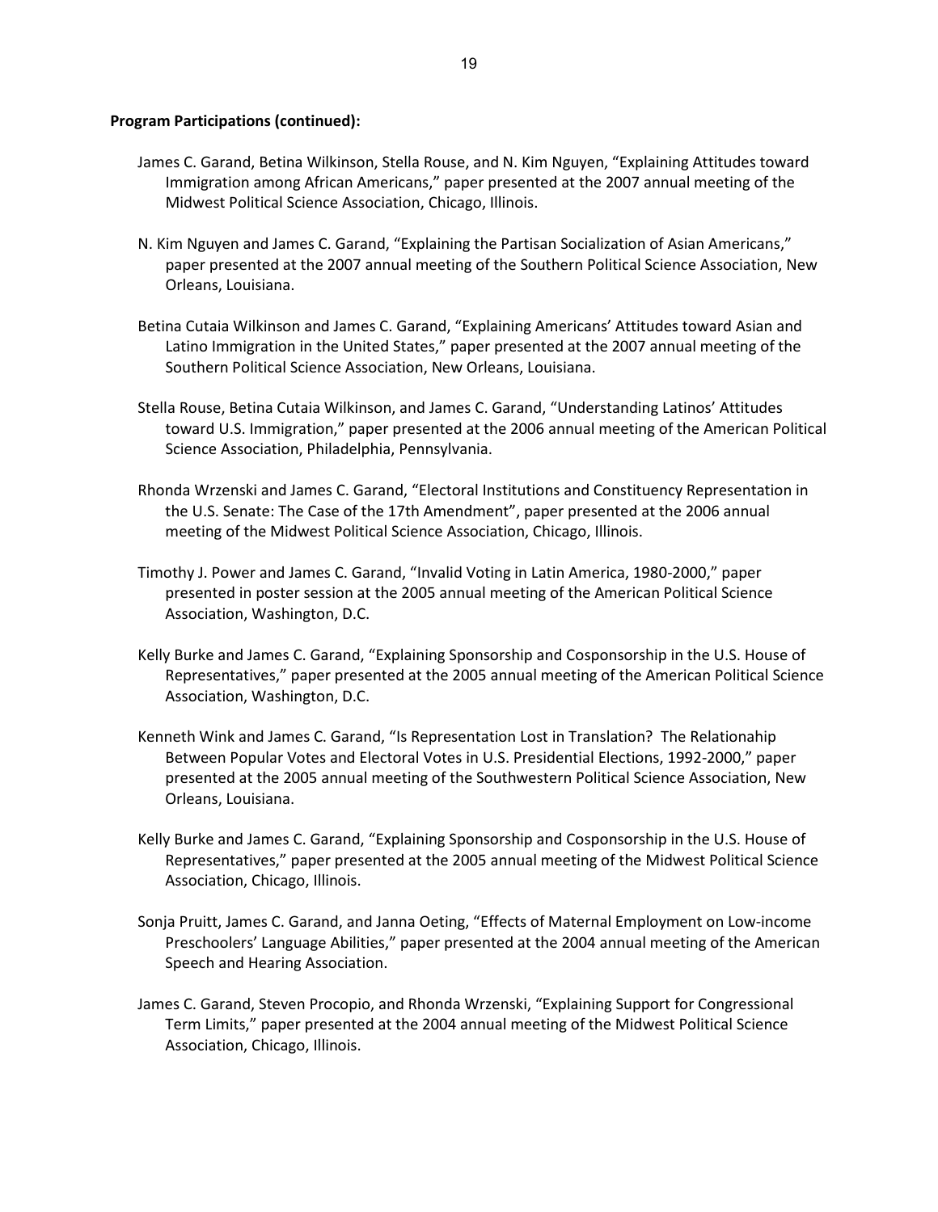**Program Participations (continued):**

James C. Garand, Betina Wilkinson, Stella Rouse, and N. Kim Nguyen, "Explaining Attitudes toward Immigration among African Americans," paper presented at the 2007 annual meeting of the Midwest Political Science Association, Chicago, Illinois.

N. Kim Nguyen and James C. Garand, "Explaining the Partisan Socialization of Asian Americans," paper presented at the 2007 annual meeting of the Southern Political Science Association, New Orleans, Louisiana.

Betina Cutaia Wilkinson and James C. Garand, "Explaining Americans' Attitudes toward Asian and Latino Immigration in the United States," paper presented at the 2007 annual meeting of the Southern Political Science Association, New Orleans, Louisiana.

Stella Rouse, Betina Cutaia Wilkinson, and James C. Garand, "Understanding Latinos' Attitudes toward U.S. Immigration," paper presented at the 2006 annual meeting of the American Political Science Association, Philadelphia, Pennsylvania.

Rhonda Wrzenski and James C. Garand, "Electoral Institutions and Constituency Representation in the U.S. Senate: The Case of the 17th Amendment", paper presented at the 2006 annual meeting of the Midwest Political Science Association, Chicago, Illinois.

Timothy J. Power and James C. Garand, "Invalid Voting in Latin America, 1980-2000," paper presented in poster session at the 2005 annual meeting of the American Political Science Association, Washington, D.C.

Kelly Burke and James C. Garand, "Explaining Sponsorship and Cosponsorship in the U.S. House of Representatives," paper presented at the 2005 annual meeting of the American Political Science Association, Washington, D.C.

Kenneth Wink and James C. Garand, "Is Representation Lost in Translation? The Relationahip Between Popular Votes and Electoral Votes in U.S. Presidential Elections, 1992-2000," paper presented at the 2005 annual meeting of the Southwestern Political Science Association, New Orleans, Louisiana.

Kelly Burke and James C. Garand, "Explaining Sponsorship and Cosponsorship in the U.S. House of Representatives," paper presented at the 2005 annual meeting of the Midwest Political Science Association, Chicago, Illinois.

Sonja Pruitt, James C. Garand, and Janna Oeting, "Effects of Maternal Employment on Low-income Preschoolers' Language Abilities," paper presented at the 2004 annual meeting of the American Speech and Hearing Association.

James C. Garand, Steven Procopio, and Rhonda Wrzenski, "Explaining Support for Congressional Term Limits," paper presented at the 2004 annual meeting of the Midwest Political Science Association, Chicago, Illinois.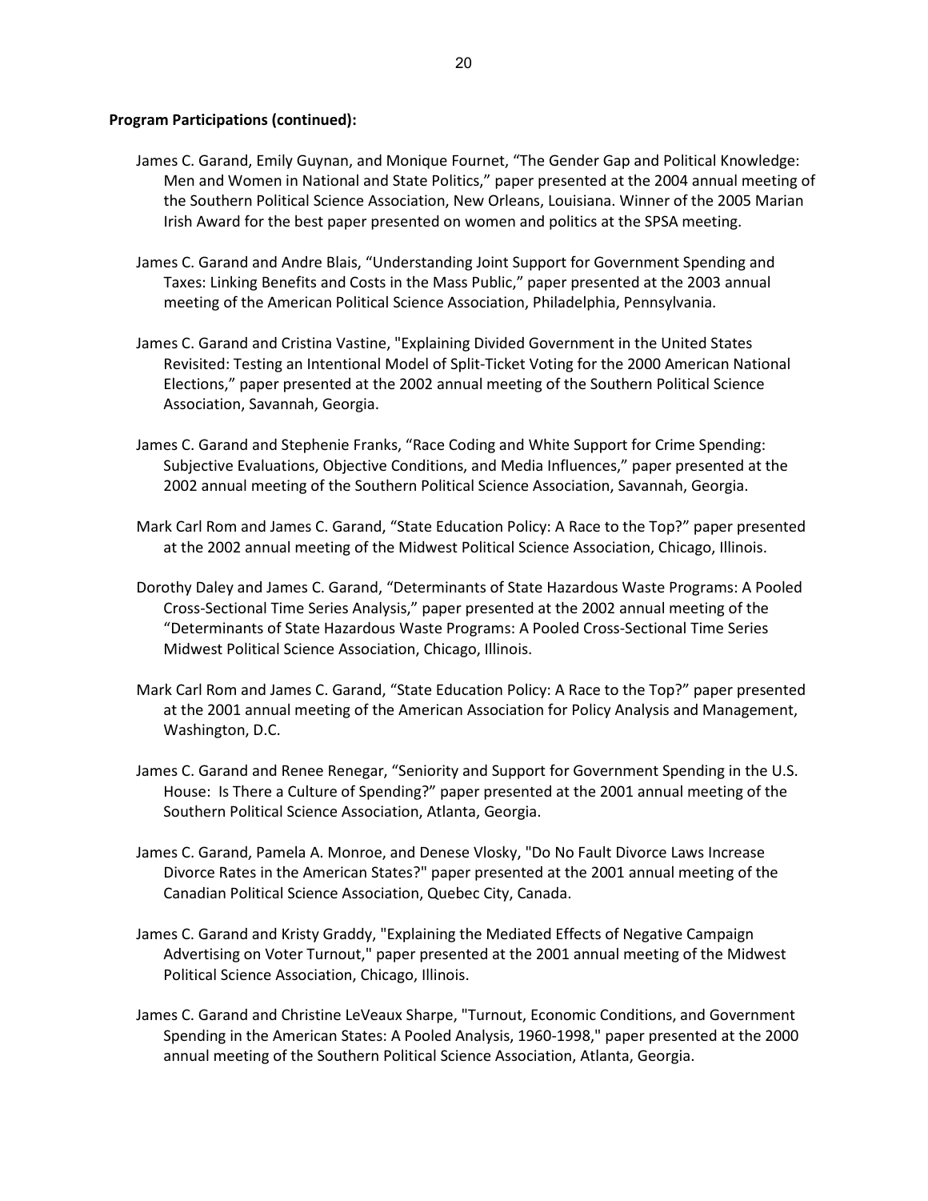**Program Participations (continued):**

James C. Garand, Emily Guynan, and Monique Fournet, "The Gender Gap and Political Knowledge: Men and Women in National and State Politics," paper presented at the 2004 annual meeting of the Southern Political Science Association, New Orleans, Louisiana. Winner of the 2005 Marian Irish Award for the best paper presented on women and politics at the SPSA meeting.

James C. Garand and Andre Blais, "Understanding Joint Support for Government Spending and Taxes: Linking Benefits and Costs in the Mass Public," paper presented at the 2003 annual meeting of the American Political Science Association, Philadelphia, Pennsylvania.

James C. Garand and Cristina Vastine, "Explaining Divided Government in the United States Revisited: Testing an Intentional Model of Split-Ticket Voting for the 2000 American National Elections," paper presented at the 2002 annual meeting of the Southern Political Science Association, Savannah, Georgia.

James C. Garand and Stephenie Franks, "Race Coding and White Support for Crime Spending: Subjective Evaluations, Objective Conditions, and Media Influences," paper presented at the 2002 annual meeting of the Southern Political Science Association, Savannah, Georgia.

Mark Carl Rom and James C. Garand, "State Education Policy: A Race to the Top?" paper presented at the 2002 annual meeting of the Midwest Political Science Association, Chicago, Illinois.

Dorothy Daley and James C. Garand, "Determinants of State Hazardous Waste Programs: A Pooled Cross-Sectional Time Series Analysis," paper presented at the 2002 annual meeting of the "Determinants of State Hazardous Waste Programs: A Pooled Cross-Sectional Time Series Midwest Political Science Association, Chicago, Illinois.

Mark Carl Rom and James C. Garand, "State Education Policy: A Race to the Top?" paper presented at the 2001 annual meeting of the American Association for Policy Analysis and Management, Washington, D.C.

James C. Garand and Renee Renegar, "Seniority and Support for Government Spending in the U.S. House: Is There a Culture of Spending?" paper presented at the 2001 annual meeting of the Southern Political Science Association, Atlanta, Georgia.

James C. Garand, Pamela A. Monroe, and Denese Vlosky, "Do No Fault Divorce Laws Increase Divorce Rates in the American States?" paper presented at the 2001 annual meeting of the Canadian Political Science Association, Quebec City, Canada.

James C. Garand and Kristy Graddy, "Explaining the Mediated Effects of Negative Campaign Advertising on Voter Turnout," paper presented at the 2001 annual meeting of the Midwest Political Science Association, Chicago, Illinois.

James C. Garand and Christine LeVeaux Sharpe, "Turnout, Economic Conditions, and Government Spending in the American States: A Pooled Analysis, 1960-1998," paper presented at the 2000 annual meeting of the Southern Political Science Association, Atlanta, Georgia.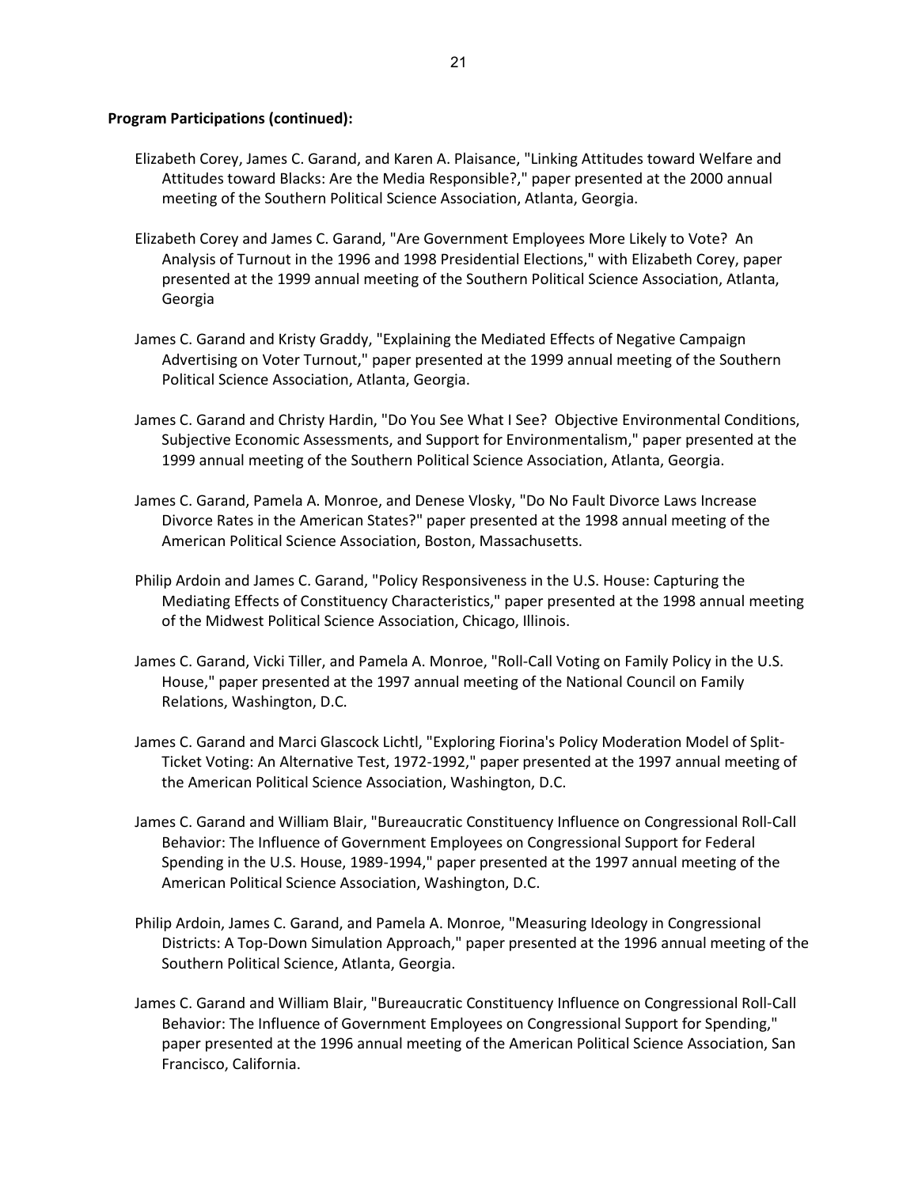**Program Participations (continued):**

Elizabeth Corey, James C. Garand, and Karen A. Plaisance, "Linking Attitudes toward Welfare and Attitudes toward Blacks: Are the Media Responsible?," paper presented at the 2000 annual meeting of the Southern Political Science Association, Atlanta, Georgia.

Elizabeth Corey and James C. Garand, "Are Government Employees More Likely to Vote? An Analysis of Turnout in the 1996 and 1998 Presidential Elections," with Elizabeth Corey, paper presented at the 1999 annual meeting of the Southern Political Science Association, Atlanta, Georgia

James C. Garand and Kristy Graddy, "Explaining the Mediated Effects of Negative Campaign Advertising on Voter Turnout," paper presented at the 1999 annual meeting of the Southern Political Science Association, Atlanta, Georgia.

James C. Garand and Christy Hardin, "Do You See What I See? Objective Environmental Conditions, Subjective Economic Assessments, and Support for Environmentalism," paper presented at the 1999 annual meeting of the Southern Political Science Association, Atlanta, Georgia.

James C. Garand, Pamela A. Monroe, and Denese Vlosky, "Do No Fault Divorce Laws Increase Divorce Rates in the American States?" paper presented at the 1998 annual meeting of the American Political Science Association, Boston, Massachusetts.

Philip Ardoin and James C. Garand, "Policy Responsiveness in the U.S. House: Capturing the Mediating Effects of Constituency Characteristics," paper presented at the 1998 annual meeting of the Midwest Political Science Association, Chicago, Illinois.

James C. Garand, Vicki Tiller, and Pamela A. Monroe, "Roll-Call Voting on Family Policy in the U.S. House," paper presented at the 1997 annual meeting of the National Council on Family Relations, Washington, D.C.

James C. Garand and Marci Glascock Lichtl, "Exploring Fiorina's Policy Moderation Model of Split-Ticket Voting: An Alternative Test, 1972-1992," paper presented at the 1997 annual meeting of the American Political Science Association, Washington, D.C.

James C. Garand and William Blair, "Bureaucratic Constituency Influence on Congressional Roll-Call Behavior: The Influence of Government Employees on Congressional Support for Federal Spending in the U.S. House, 1989-1994," paper presented at the 1997 annual meeting of the American Political Science Association, Washington, D.C.

Philip Ardoin, James C. Garand, and Pamela A. Monroe, "Measuring Ideology in Congressional Districts: A Top-Down Simulation Approach," paper presented at the 1996 annual meeting of the Southern Political Science, Atlanta, Georgia.

James C. Garand and William Blair, "Bureaucratic Constituency Influence on Congressional Roll-Call Behavior: The Influence of Government Employees on Congressional Support for Spending," paper presented at the 1996 annual meeting of the American Political Science Association, San Francisco, California.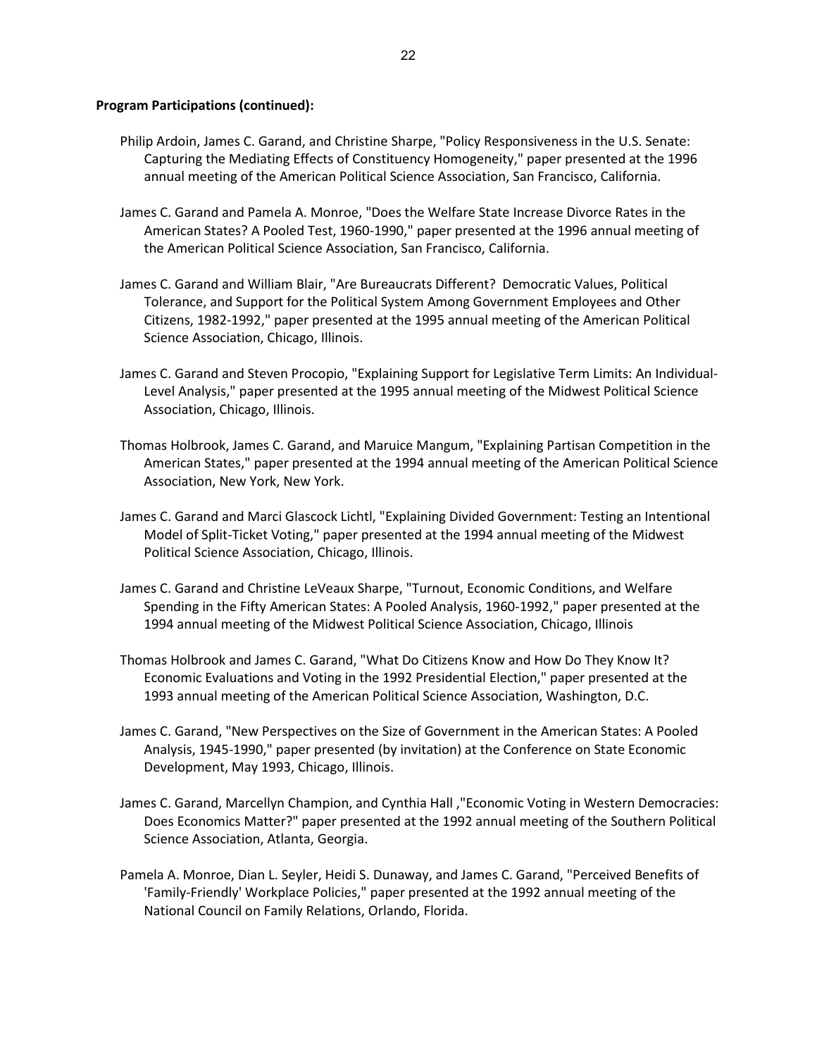**Program Participations (continued):**

Philip Ardoin, James C. Garand, and Christine Sharpe, "Policy Responsiveness in the U.S. Senate: Capturing the Mediating Effects of Constituency Homogeneity," paper presented at the 1996 annual meeting of the American Political Science Association, San Francisco, California.

James C. Garand and Pamela A. Monroe, "Does the Welfare State Increase Divorce Rates in the American States? A Pooled Test, 1960-1990," paper presented at the 1996 annual meeting of the American Political Science Association, San Francisco, California.

James C. Garand and William Blair, "Are Bureaucrats Different? Democratic Values, Political Tolerance, and Support for the Political System Among Government Employees and Other Citizens, 1982-1992," paper presented at the 1995 annual meeting of the American Political Science Association, Chicago, Illinois.

James C. Garand and Steven Procopio, "Explaining Support for Legislative Term Limits: An Individual-Level Analysis," paper presented at the 1995 annual meeting of the Midwest Political Science Association, Chicago, Illinois.

Thomas Holbrook, James C. Garand, and Maruice Mangum, "Explaining Partisan Competition in the American States," paper presented at the 1994 annual meeting of the American Political Science Association, New York, New York.

James C. Garand and Marci Glascock Lichtl, "Explaining Divided Government: Testing an Intentional Model of Split-Ticket Voting," paper presented at the 1994 annual meeting of the Midwest Political Science Association, Chicago, Illinois.

James C. Garand and Christine LeVeaux Sharpe, "Turnout, Economic Conditions, and Welfare Spending in the Fifty American States: A Pooled Analysis, 1960-1992," paper presented at the 1994 annual meeting of the Midwest Political Science Association, Chicago, Illinois

Thomas Holbrook and James C. Garand, "What Do Citizens Know and How Do They Know It? Economic Evaluations and Voting in the 1992 Presidential Election," paper presented at the 1993 annual meeting of the American Political Science Association, Washington, D.C.

James C. Garand, "New Perspectives on the Size of Government in the American States: A Pooled Analysis, 1945-1990," paper presented (by invitation) at the Conference on State Economic Development, May 1993, Chicago, Illinois.

James C. Garand, Marcellyn Champion, and Cynthia Hall ,"Economic Voting in Western Democracies: Does Economics Matter?" paper presented at the 1992 annual meeting of the Southern Political Science Association, Atlanta, Georgia.

Pamela A. Monroe, Dian L. Seyler, Heidi S. Dunaway, and James C. Garand, "Perceived Benefits of 'Family-Friendly' Workplace Policies," paper presented at the 1992 annual meeting of the National Council on Family Relations, Orlando, Florida.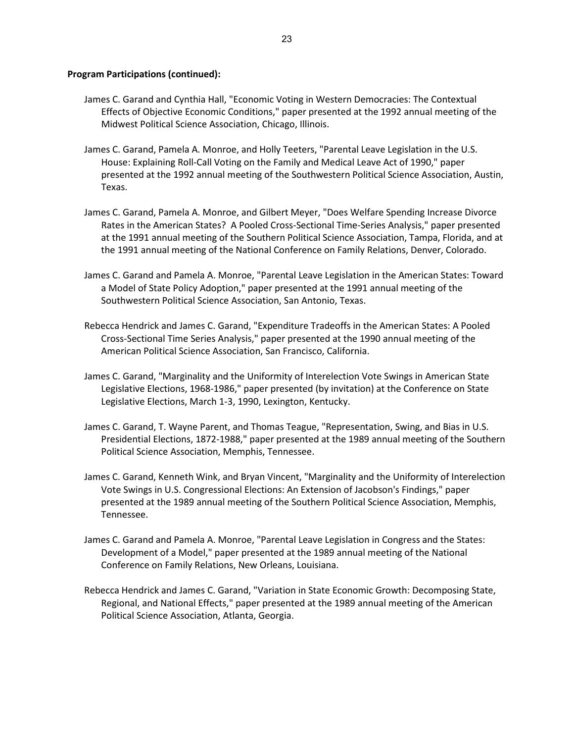**Program Participations (continued):**

James C. Garand and Cynthia Hall, "Economic Voting in Western Democracies: The Contextual Effects of Objective Economic Conditions," paper presented at the 1992 annual meeting of the Midwest Political Science Association, Chicago, Illinois.

James C. Garand, Pamela A. Monroe, and Holly Teeters, "Parental Leave Legislation in the U.S. House: Explaining Roll-Call Voting on the Family and Medical Leave Act of 1990," paper presented at the 1992 annual meeting of the Southwestern Political Science Association, Austin, Texas.

James C. Garand, Pamela A. Monroe, and Gilbert Meyer, "Does Welfare Spending Increase Divorce Rates in the American States? A Pooled Cross-Sectional Time-Series Analysis," paper presented at the 1991 annual meeting of the Southern Political Science Association, Tampa, Florida, and at the 1991 annual meeting of the National Conference on Family Relations, Denver, Colorado.

James C. Garand and Pamela A. Monroe, "Parental Leave Legislation in the American States: Toward a Model of State Policy Adoption," paper presented at the 1991 annual meeting of the Southwestern Political Science Association, San Antonio, Texas.

Rebecca Hendrick and James C. Garand, "Expenditure Tradeoffs in the American States: A Pooled Cross-Sectional Time Series Analysis," paper presented at the 1990 annual meeting of the American Political Science Association, San Francisco, California.

James C. Garand, "Marginality and the Uniformity of Interelection Vote Swings in American State Legislative Elections, 1968-1986," paper presented (by invitation) at the Conference on State Legislative Elections, March 1-3, 1990, Lexington, Kentucky.

James C. Garand, T. Wayne Parent, and Thomas Teague, "Representation, Swing, and Bias in U.S. Presidential Elections, 1872-1988," paper presented at the 1989 annual meeting of the Southern Political Science Association, Memphis, Tennessee.

James C. Garand, Kenneth Wink, and Bryan Vincent, "Marginality and the Uniformity of Interelection Vote Swings in U.S. Congressional Elections: An Extension of Jacobson's Findings," paper presented at the 1989 annual meeting of the Southern Political Science Association, Memphis, Tennessee.

James C. Garand and Pamela A. Monroe, "Parental Leave Legislation in Congress and the States: Development of a Model," paper presented at the 1989 annual meeting of the National Conference on Family Relations, New Orleans, Louisiana.

Rebecca Hendrick and James C. Garand, "Variation in State Economic Growth: Decomposing State, Regional, and National Effects," paper presented at the 1989 annual meeting of the American Political Science Association, Atlanta, Georgia.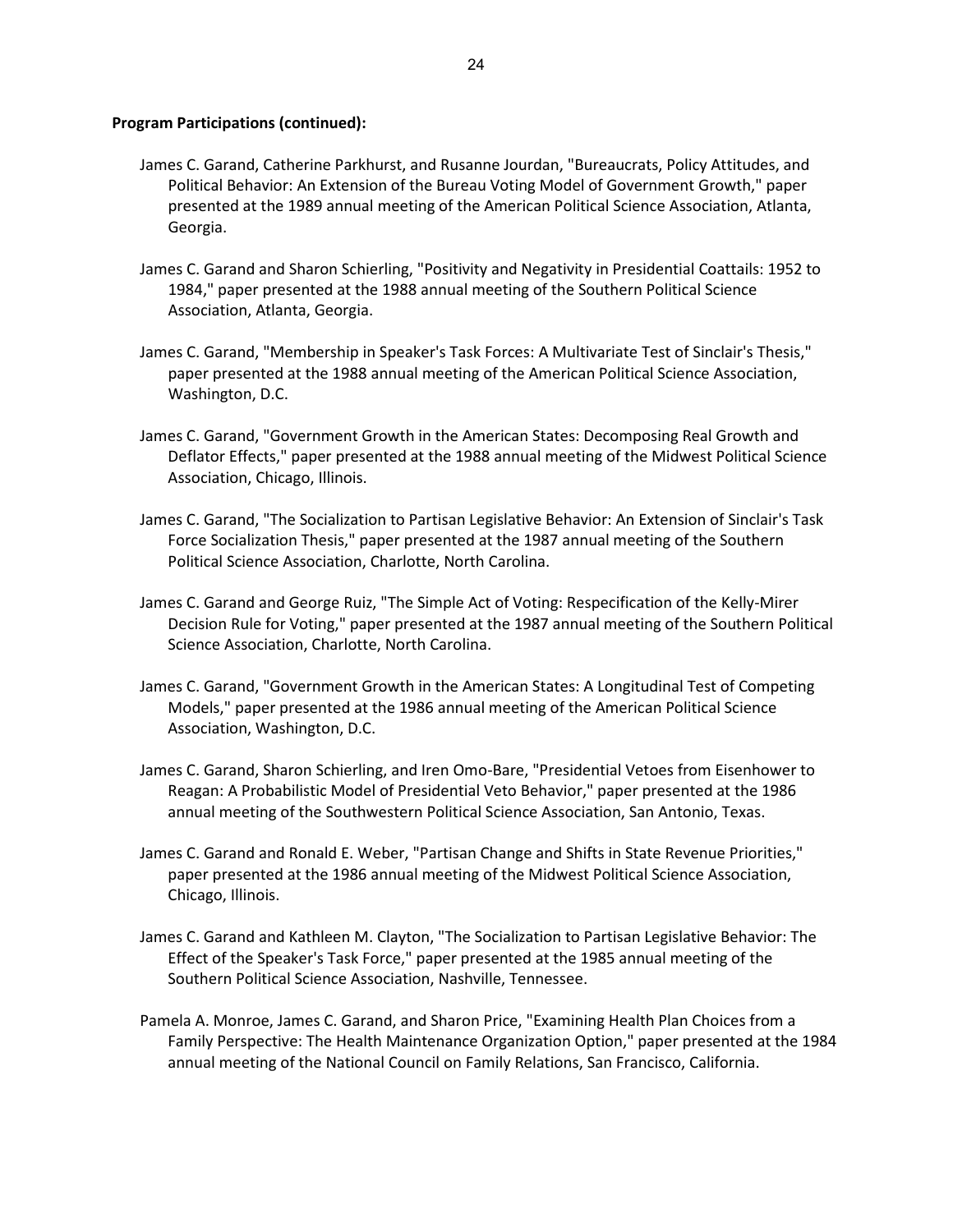**Program Participations (continued):**

James C. Garand, Catherine Parkhurst, and Rusanne Jourdan, "Bureaucrats, Policy Attitudes, and Political Behavior: An Extension of the Bureau Voting Model of Government Growth," paper presented at the 1989 annual meeting of the American Political Science Association, Atlanta, Georgia.

James C. Garand and Sharon Schierling, "Positivity and Negativity in Presidential Coattails: 1952 to 1984," paper presented at the 1988 annual meeting of the Southern Political Science Association, Atlanta, Georgia.

James C. Garand, "Membership in Speaker's Task Forces: A Multivariate Test of Sinclair's Thesis," paper presented at the 1988 annual meeting of the American Political Science Association, Washington, D.C.

James C. Garand, "Government Growth in the American States: Decomposing Real Growth and Deflator Effects," paper presented at the 1988 annual meeting of the Midwest Political Science Association, Chicago, Illinois.

James C. Garand, "The Socialization to Partisan Legislative Behavior: An Extension of Sinclair's Task Force Socialization Thesis," paper presented at the 1987 annual meeting of the Southern Political Science Association, Charlotte, North Carolina.

James C. Garand and George Ruiz, "The Simple Act of Voting: Respecification of the Kelly-Mirer Decision Rule for Voting," paper presented at the 1987 annual meeting of the Southern Political Science Association, Charlotte, North Carolina.

James C. Garand, "Government Growth in the American States: A Longitudinal Test of Competing Models," paper presented at the 1986 annual meeting of the American Political Science Association, Washington, D.C.

James C. Garand, Sharon Schierling, and Iren Omo-Bare, "Presidential Vetoes from Eisenhower to Reagan: A Probabilistic Model of Presidential Veto Behavior," paper presented at the 1986 annual meeting of the Southwestern Political Science Association, San Antonio, Texas.

James C. Garand and Ronald E. Weber, "Partisan Change and Shifts in State Revenue Priorities," paper presented at the 1986 annual meeting of the Midwest Political Science Association, Chicago, Illinois.

James C. Garand and Kathleen M. Clayton, "The Socialization to Partisan Legislative Behavior: The Effect of the Speaker's Task Force," paper presented at the 1985 annual meeting of the Southern Political Science Association, Nashville, Tennessee.

Pamela A. Monroe, James C. Garand, and Sharon Price, "Examining Health Plan Choices from a Family Perspective: The Health Maintenance Organization Option," paper presented at the 1984 annual meeting of the National Council on Family Relations, San Francisco, California.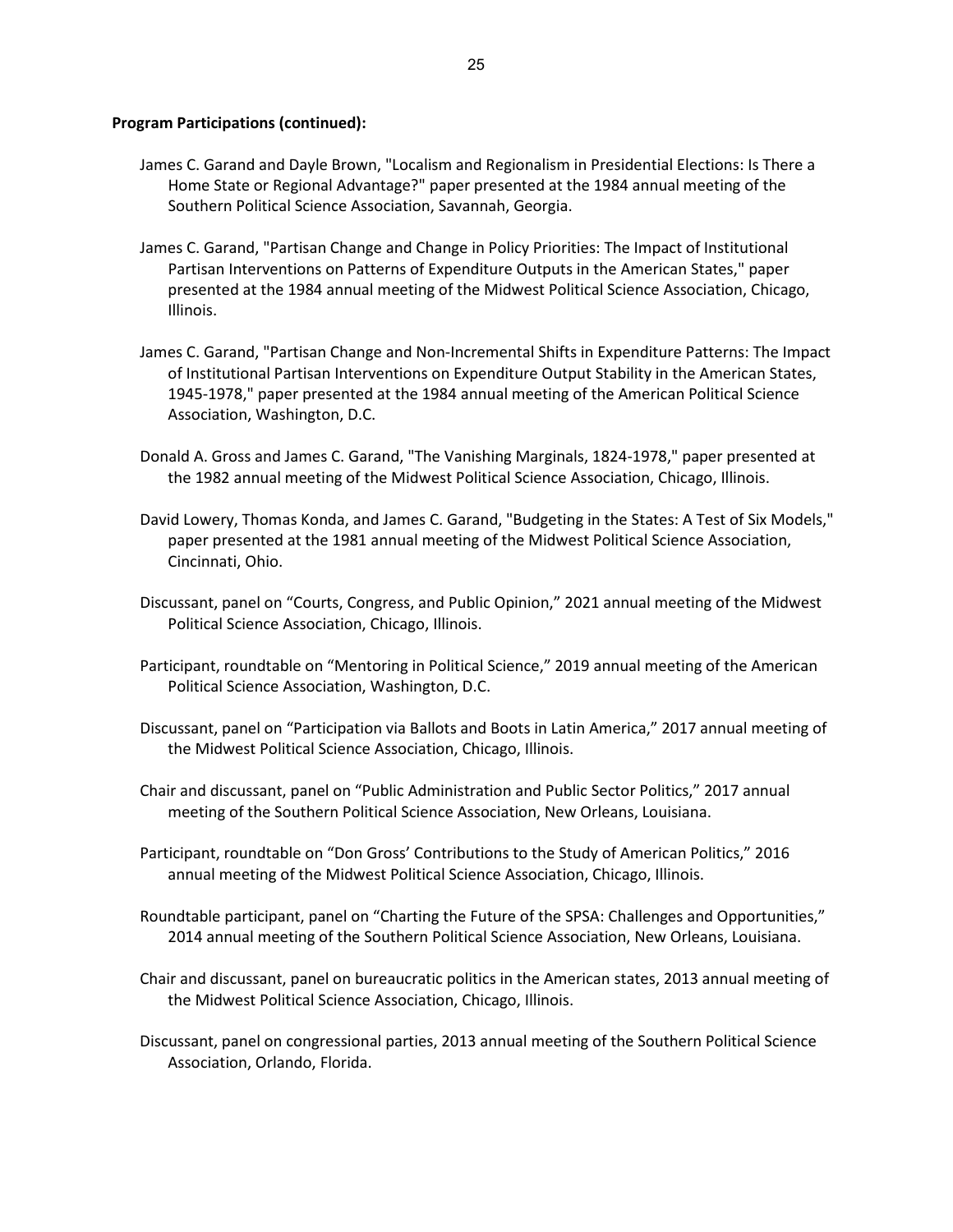**Program Participations (continued):**

James C. Garand and Dayle Brown, "Localism and Regionalism in Presidential Elections: Is There a Home State or Regional Advantage?" paper presented at the 1984 annual meeting of the Southern Political Science Association, Savannah, Georgia.

James C. Garand, "Partisan Change and Change in Policy Priorities: The Impact of Institutional Partisan Interventions on Patterns of Expenditure Outputs in the American States," paper presented at the 1984 annual meeting of the Midwest Political Science Association, Chicago, Illinois.

James C. Garand, "Partisan Change and Non-Incremental Shifts in Expenditure Patterns: The Impact of Institutional Partisan Interventions on Expenditure Output Stability in the American States, 1945-1978," paper presented at the 1984 annual meeting of the American Political Science Association, Washington, D.C.

Donald A. Gross and James C. Garand, "The Vanishing Marginals, 1824-1978," paper presented at the 1982 annual meeting of the Midwest Political Science Association, Chicago, Illinois.

David Lowery, Thomas Konda, and James C. Garand, "Budgeting in the States: A Test of Six Models," paper presented at the 1981 annual meeting of the Midwest Political Science Association, Cincinnati, Ohio.

Discussant, panel on "Courts, Congress, and Public Opinion," 2021 annual meeting of the Midwest Political Science Association, Chicago, Illinois.

Participant, roundtable on "Mentoring in Political Science," 2019 annual meeting of the American Political Science Association, Washington, D.C.

Discussant, panel on "Participation via Ballots and Boots in Latin America," 2017 annual meeting of the Midwest Political Science Association, Chicago, Illinois.

Chair and discussant, panel on "Public Administration and Public Sector Politics," 2017 annual meeting of the Southern Political Science Association, New Orleans, Louisiana.

Participant, roundtable on "Don Gross' Contributions to the Study of American Politics," 2016 annual meeting of the Midwest Political Science Association, Chicago, Illinois.

Roundtable participant, panel on "Charting the Future of the SPSA: Challenges and Opportunities," 2014 annual meeting of the Southern Political Science Association, New Orleans, Louisiana.

Chair and discussant, panel on bureaucratic politics in the American states, 2013 annual meeting of the Midwest Political Science Association, Chicago, Illinois.

Discussant, panel on congressional parties, 2013 annual meeting of the Southern Political Science Association, Orlando, Florida.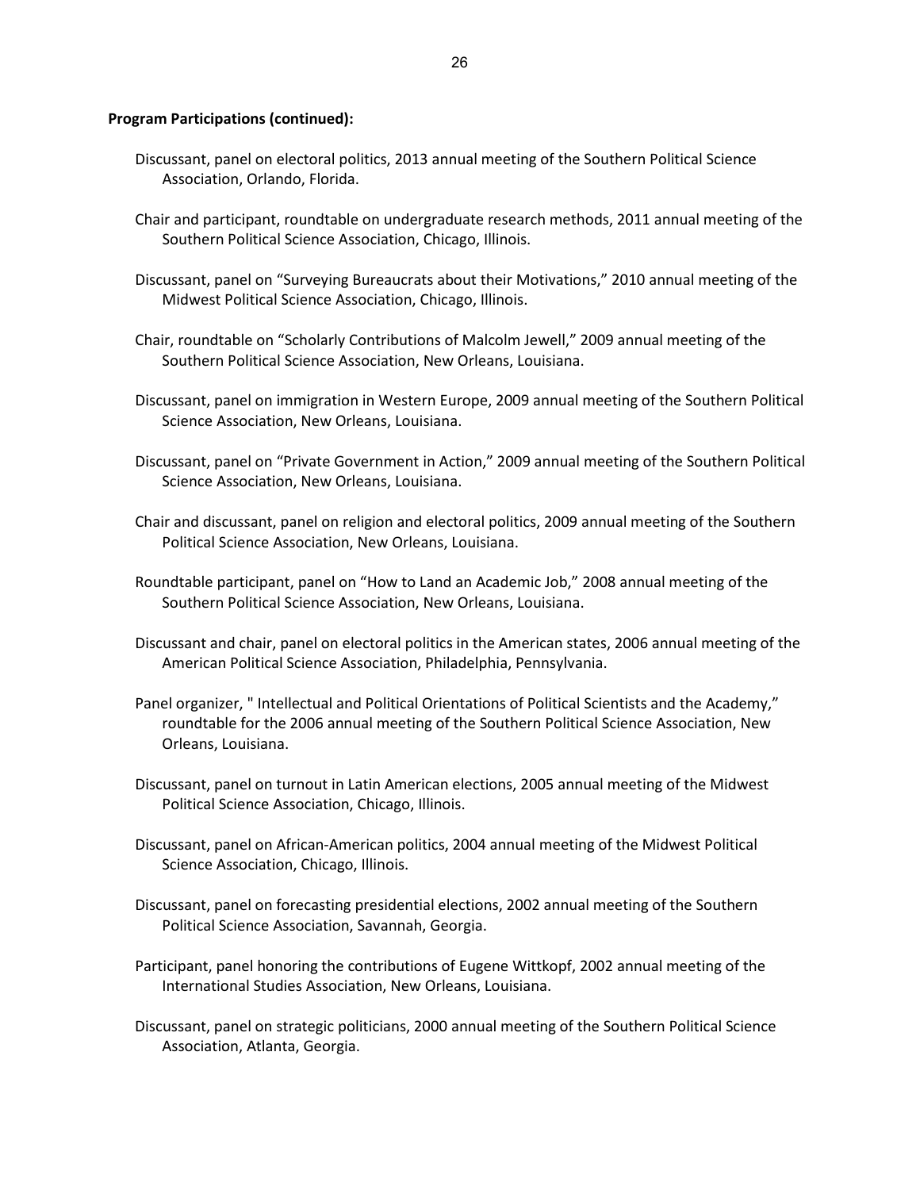**Program Participations (continued):**

Discussant, panel on electoral politics, 2013 annual meeting of the Southern Political Science Association, Orlando, Florida.

Chair and participant, roundtable on undergraduate research methods, 2011 annual meeting of the Southern Political Science Association, Chicago, Illinois.

Discussant, panel on "Surveying Bureaucrats about their Motivations," 2010 annual meeting of the Midwest Political Science Association, Chicago, Illinois.

Chair, roundtable on "Scholarly Contributions of Malcolm Jewell," 2009 annual meeting of the Southern Political Science Association, New Orleans, Louisiana.

Discussant, panel on immigration in Western Europe, 2009 annual meeting of the Southern Political Science Association, New Orleans, Louisiana.

Discussant, panel on "Private Government in Action," 2009 annual meeting of the Southern Political Science Association, New Orleans, Louisiana.

Chair and discussant, panel on religion and electoral politics, 2009 annual meeting of the Southern Political Science Association, New Orleans, Louisiana.

Roundtable participant, panel on "How to Land an Academic Job," 2008 annual meeting of the Southern Political Science Association, New Orleans, Louisiana.

Discussant and chair, panel on electoral politics in the American states, 2006 annual meeting of the American Political Science Association, Philadelphia, Pennsylvania.

Panel organizer, " Intellectual and Political Orientations of Political Scientists and the Academy," roundtable for the 2006 annual meeting of the Southern Political Science Association, New Orleans, Louisiana.

Discussant, panel on turnout in Latin American elections, 2005 annual meeting of the Midwest Political Science Association, Chicago, Illinois.

Discussant, panel on African-American politics, 2004 annual meeting of the Midwest Political Science Association, Chicago, Illinois.

Discussant, panel on forecasting presidential elections, 2002 annual meeting of the Southern Political Science Association, Savannah, Georgia.

Participant, panel honoring the contributions of Eugene Wittkopf, 2002 annual meeting of the International Studies Association, New Orleans, Louisiana.

Discussant, panel on strategic politicians, 2000 annual meeting of the Southern Political Science Association, Atlanta, Georgia.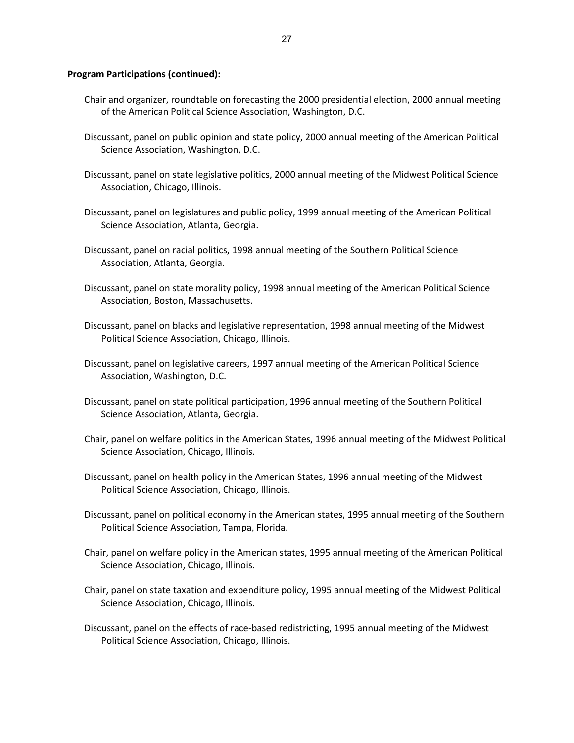**Program Participations (continued):**

Chair and organizer, roundtable on forecasting the 2000 presidential election, 2000 annual meeting of the American Political Science Association, Washington, D.C.

Discussant, panel on public opinion and state policy, 2000 annual meeting of the American Political Science Association, Washington, D.C.

Discussant, panel on state legislative politics, 2000 annual meeting of the Midwest Political Science Association, Chicago, Illinois.

Discussant, panel on legislatures and public policy, 1999 annual meeting of the American Political Science Association, Atlanta, Georgia.

Discussant, panel on racial politics, 1998 annual meeting of the Southern Political Science Association, Atlanta, Georgia.

Discussant, panel on state morality policy, 1998 annual meeting of the American Political Science Association, Boston, Massachusetts.

Discussant, panel on blacks and legislative representation, 1998 annual meeting of the Midwest Political Science Association, Chicago, Illinois.

Discussant, panel on legislative careers, 1997 annual meeting of the American Political Science Association, Washington, D.C.

Discussant, panel on state political participation, 1996 annual meeting of the Southern Political Science Association, Atlanta, Georgia.

Chair, panel on welfare politics in the American States, 1996 annual meeting of the Midwest Political Science Association, Chicago, Illinois.

Discussant, panel on health policy in the American States, 1996 annual meeting of the Midwest Political Science Association, Chicago, Illinois.

Discussant, panel on political economy in the American states, 1995 annual meeting of the Southern Political Science Association, Tampa, Florida.

Chair, panel on welfare policy in the American states, 1995 annual meeting of the American Political Science Association, Chicago, Illinois.

Chair, panel on state taxation and expenditure policy, 1995 annual meeting of the Midwest Political Science Association, Chicago, Illinois.

Discussant, panel on the effects of race-based redistricting, 1995 annual meeting of the Midwest Political Science Association, Chicago, Illinois.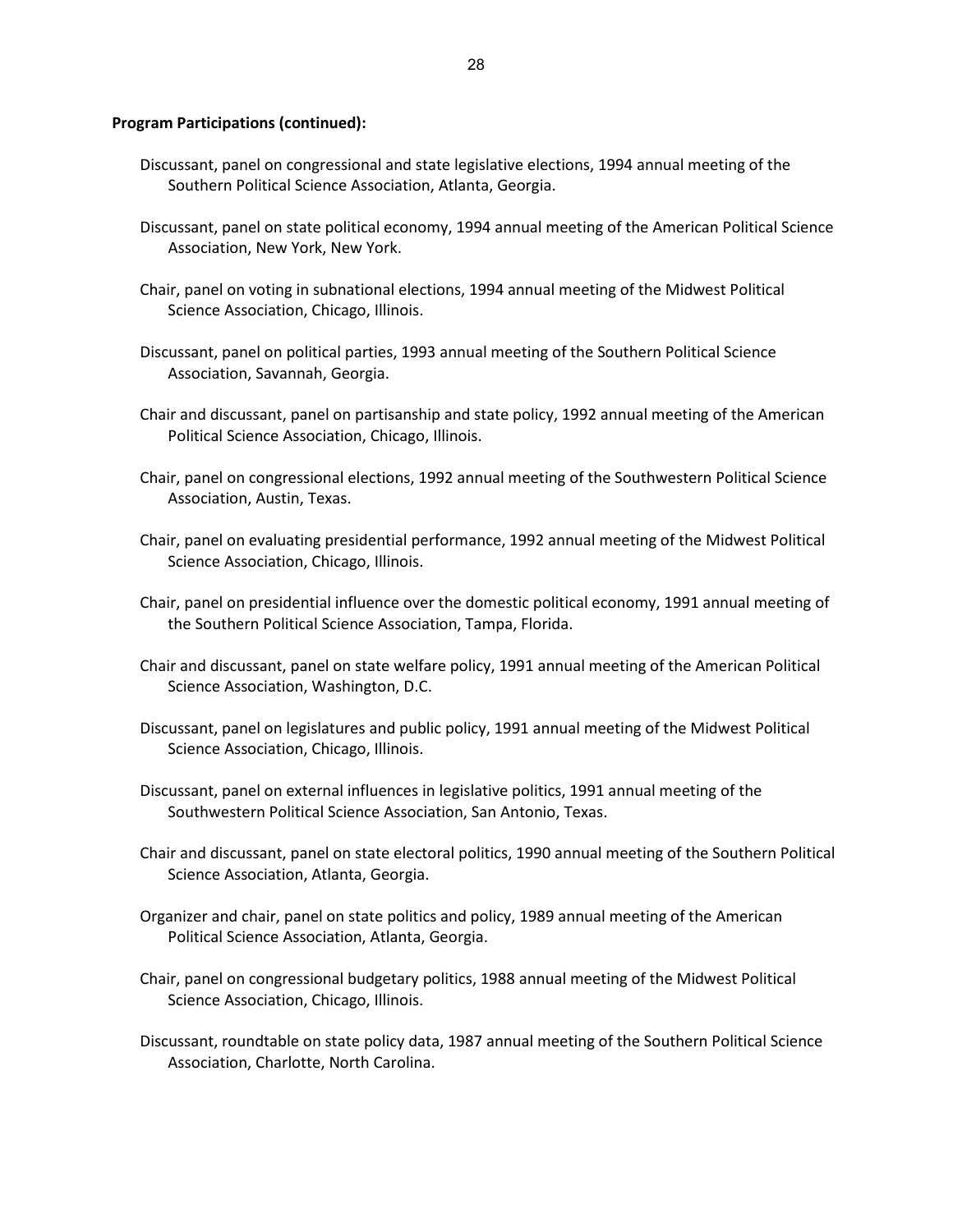**Program Participations (continued):**

Discussant, panel on congressional and state legislative elections, 1994 annual meeting of the Southern Political Science Association, Atlanta, Georgia.

Discussant, panel on state political economy, 1994 annual meeting of the American Political Science Association, New York, New York.

Chair, panel on voting in subnational elections, 1994 annual meeting of the Midwest Political Science Association, Chicago, Illinois.

Discussant, panel on political parties, 1993 annual meeting of the Southern Political Science Association, Savannah, Georgia.

Chair and discussant, panel on partisanship and state policy, 1992 annual meeting of the American Political Science Association, Chicago, Illinois.

Chair, panel on congressional elections, 1992 annual meeting of the Southwestern Political Science Association, Austin, Texas.

Chair, panel on evaluating presidential performance, 1992 annual meeting of the Midwest Political Science Association, Chicago, Illinois.

Chair, panel on presidential influence over the domestic political economy, 1991 annual meeting of the Southern Political Science Association, Tampa, Florida.

Chair and discussant, panel on state welfare policy, 1991 annual meeting of the American Political Science Association, Washington, D.C.

Discussant, panel on legislatures and public policy, 1991 annual meeting of the Midwest Political Science Association, Chicago, Illinois.

Discussant, panel on external influences in legislative politics, 1991 annual meeting of the Southwestern Political Science Association, San Antonio, Texas.

Chair and discussant, panel on state electoral politics, 1990 annual meeting of the Southern Political Science Association, Atlanta, Georgia.

Organizer and chair, panel on state politics and policy, 1989 annual meeting of the American Political Science Association, Atlanta, Georgia.

Chair, panel on congressional budgetary politics, 1988 annual meeting of the Midwest Political Science Association, Chicago, Illinois.

Discussant, roundtable on state policy data, 1987 annual meeting of the Southern Political Science Association, Charlotte, North Carolina.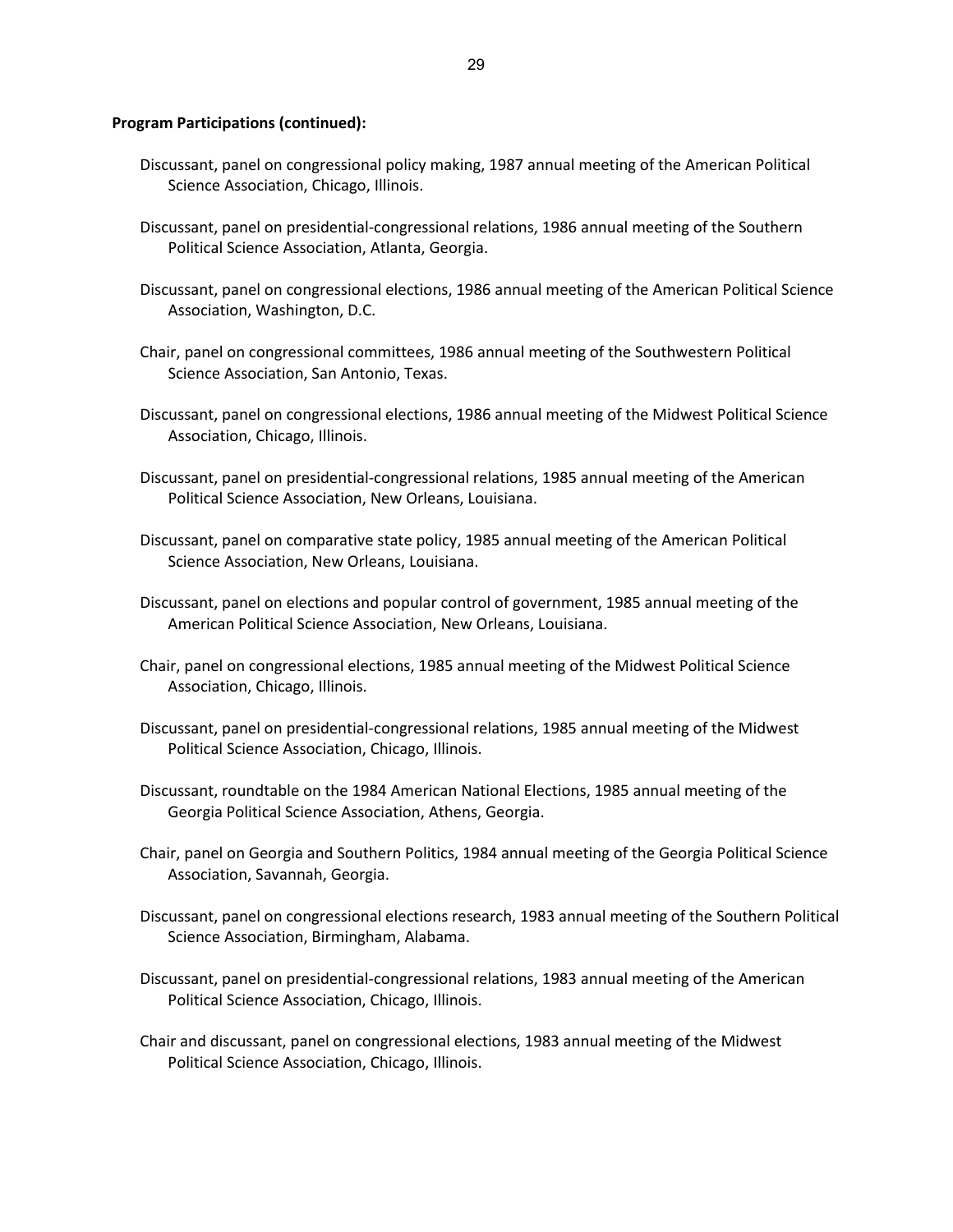**Program Participations (continued):**

Discussant, panel on congressional policy making, 1987 annual meeting of the American Political Science Association, Chicago, Illinois.

Discussant, panel on presidential-congressional relations, 1986 annual meeting of the Southern Political Science Association, Atlanta, Georgia.

Discussant, panel on congressional elections, 1986 annual meeting of the American Political Science Association, Washington, D.C.

Chair, panel on congressional committees, 1986 annual meeting of the Southwestern Political Science Association, San Antonio, Texas.

Discussant, panel on congressional elections, 1986 annual meeting of the Midwest Political Science Association, Chicago, Illinois.

Discussant, panel on presidential-congressional relations, 1985 annual meeting of the American Political Science Association, New Orleans, Louisiana.

Discussant, panel on comparative state policy, 1985 annual meeting of the American Political Science Association, New Orleans, Louisiana.

Discussant, panel on elections and popular control of government, 1985 annual meeting of the American Political Science Association, New Orleans, Louisiana.

Chair, panel on congressional elections, 1985 annual meeting of the Midwest Political Science Association, Chicago, Illinois.

Discussant, panel on presidential-congressional relations, 1985 annual meeting of the Midwest Political Science Association, Chicago, Illinois.

Discussant, roundtable on the 1984 American National Elections, 1985 annual meeting of the Georgia Political Science Association, Athens, Georgia.

Chair, panel on Georgia and Southern Politics, 1984 annual meeting of the Georgia Political Science Association, Savannah, Georgia.

Discussant, panel on congressional elections research, 1983 annual meeting of the Southern Political Science Association, Birmingham, Alabama.

Discussant, panel on presidential-congressional relations, 1983 annual meeting of the American Political Science Association, Chicago, Illinois.

Chair and discussant, panel on congressional elections, 1983 annual meeting of the Midwest Political Science Association, Chicago, Illinois.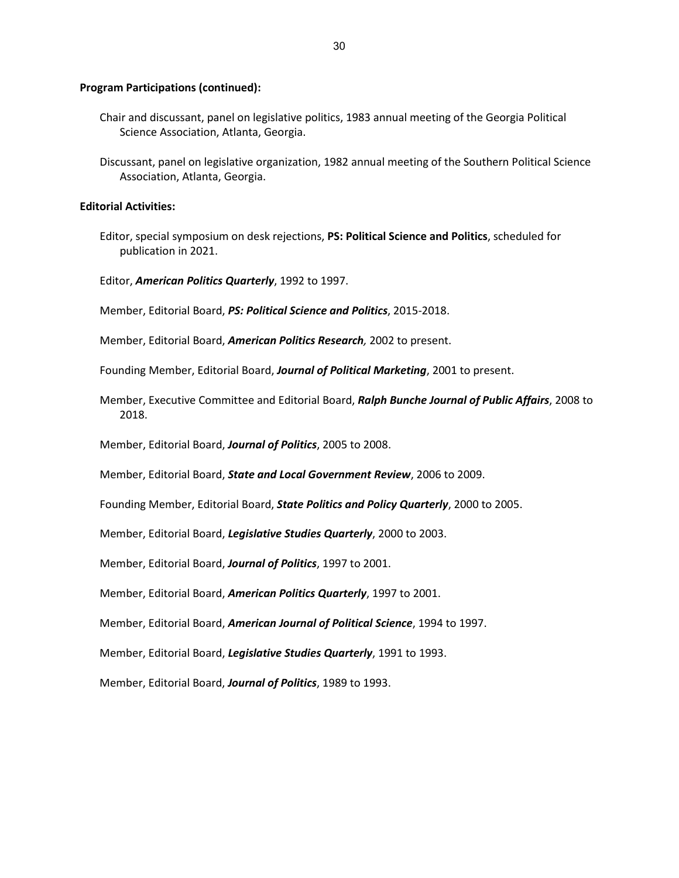**Program Participations (continued):**

Chair and discussant, panel on legislative politics, 1983 annual meeting of the Georgia Political Science Association, Atlanta, Georgia.

Discussant, panel on legislative organization, 1982 annual meeting of the Southern Political Science Association, Atlanta, Georgia.

**Editorial Activities:**

Editor, special symposium on desk rejections, **PS: Political Science and Politics**, scheduled for publication in 2021.

Editor, ***American Politics Quarterly***, 1992 to 1997.

Member, Editorial Board, ***PS: Political Science and Politics***, 2015-2018.

Member, Editorial Board, ***American Politics Research,*** 2002 to present.

Founding Member, Editorial Board, ***Journal of Political Marketing***, 2001 to present.

Member, Executive Committee and Editorial Board, ***Ralph Bunche Journal of Public Affairs***, 2008 to 2018.

Member, Editorial Board, ***Journal of Politics***, 2005 to 2008.

Member, Editorial Board, ***State and Local Government Review***, 2006 to 2009.

Founding Member, Editorial Board, ***State Politics and Policy Quarterly***, 2000 to 2005.

Member, Editorial Board, ***Legislative Studies Quarterly***, 2000 to 2003.

Member, Editorial Board, ***Journal of Politics***, 1997 to 2001.

Member, Editorial Board, ***American Politics Quarterly***, 1997 to 2001.

Member, Editorial Board, ***American Journal of Political Science***, 1994 to 1997.

Member, Editorial Board, ***Legislative Studies Quarterly***, 1991 to 1993.

Member, Editorial Board, ***Journal of Politics***, 1989 to 1993.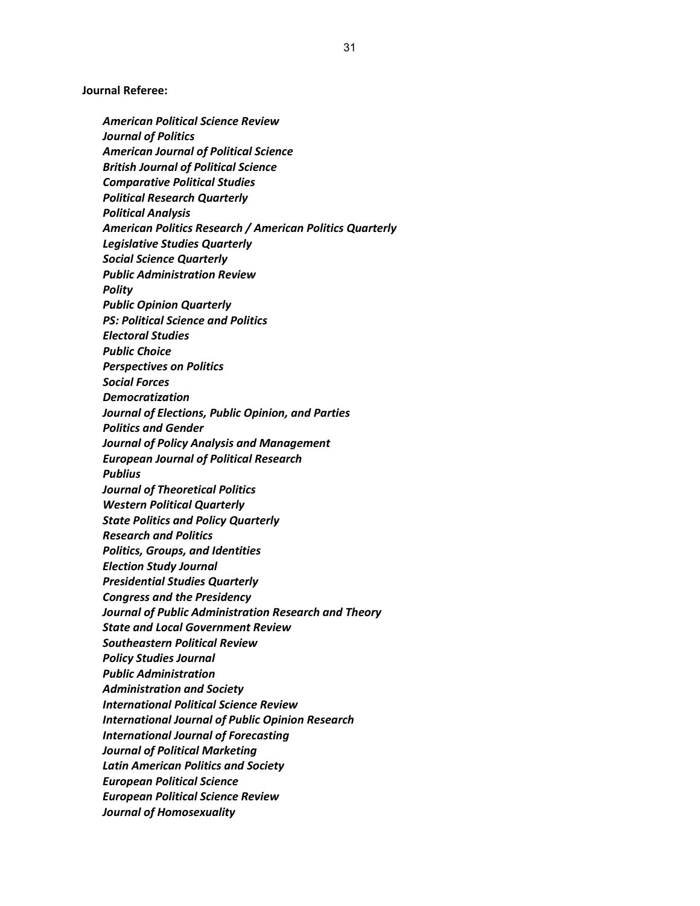**Journal Referee:**

***American Political Science Review***
***Journal of Politics***
***American Journal of Political Science***
***British Journal of Political Science***
***Comparative Political Studies***
***Political Research Quarterly***
***Political Analysis***
***American Politics Research / American Politics Quarterly***
***Legislative Studies Quarterly***
***Social Science Quarterly***
***Public Administration Review***
***Polity***
***Public Opinion Quarterly***
***PS: Political Science and Politics***
***Electoral Studies***
***Public Choice***
***Perspectives on Politics***
***Social Forces***
***Democratization***
***Journal of Elections, Public Opinion, and Parties***
***Politics and Gender***
***Journal of Policy Analysis and Management***
***European Journal of Political Research***
***Publius***
***Journal of Theoretical Politics***
***Western Political Quarterly***
***State Politics and Policy Quarterly***
***Research and Politics***
***Politics, Groups, and Identities***
***Election Study Journal***
***Presidential Studies Quarterly***
***Congress and the Presidency***
***Journal of Public Administration Research and Theory***
***State and Local Government Review***
***Southeastern Political Review***
***Policy Studies Journal***
***Public Administration***
***Administration and Society***
***International Political Science Review***
***International Journal of Public Opinion Research***
***International Journal of Forecasting***
***Journal of Political Marketing***
***Latin American Politics and Society***
***European Political Science***
***European Political Science Review***
***Journal of Homosexuality***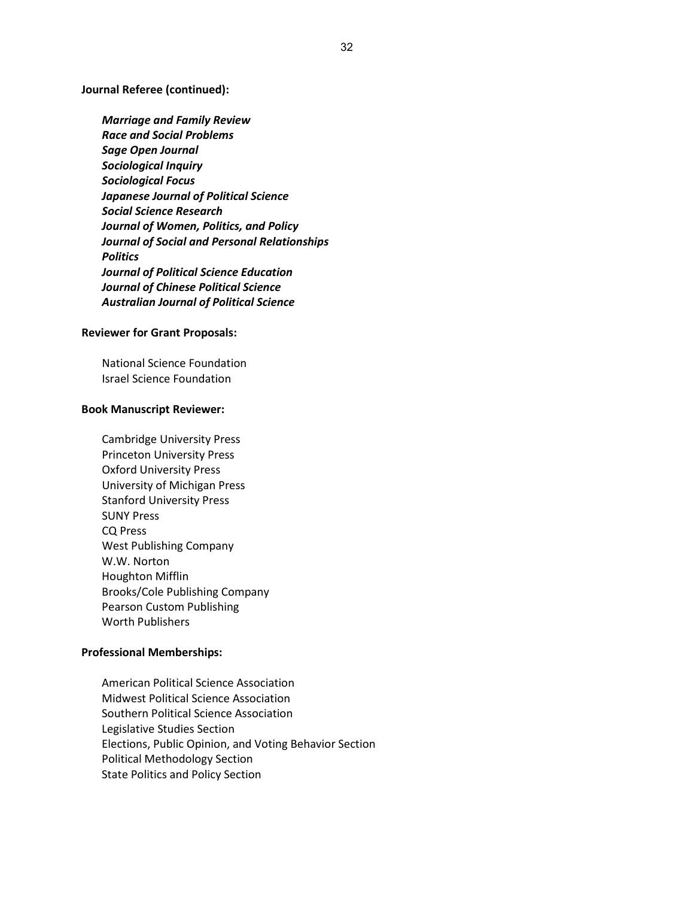**Journal Referee (continued):**

***Marriage and Family Review***
***Race and Social Problems***
***Sage Open Journal***
***Sociological Inquiry***
***Sociological Focus***
***Japanese Journal of Political Science***
***Social Science Research***
***Journal of Women, Politics, and Policy***
***Journal of Social and Personal Relationships***
***Politics***
***Journal of Political Science Education***
***Journal of Chinese Political Science***
***Australian Journal of Political Science***

**Reviewer for Grant Proposals:**

National Science Foundation
Israel Science Foundation

**Book Manuscript Reviewer:**

Cambridge University Press
Princeton University Press
Oxford University Press
University of Michigan Press
Stanford University Press
SUNY Press
CQ Press
West Publishing Company
W.W. Norton
Houghton Mifflin
Brooks/Cole Publishing Company
Pearson Custom Publishing
Worth Publishers

**Professional Memberships:**

American Political Science Association
Midwest Political Science Association
Southern Political Science Association
Legislative Studies Section
Elections, Public Opinion, and Voting Behavior Section
Political Methodology Section
State Politics and Policy Section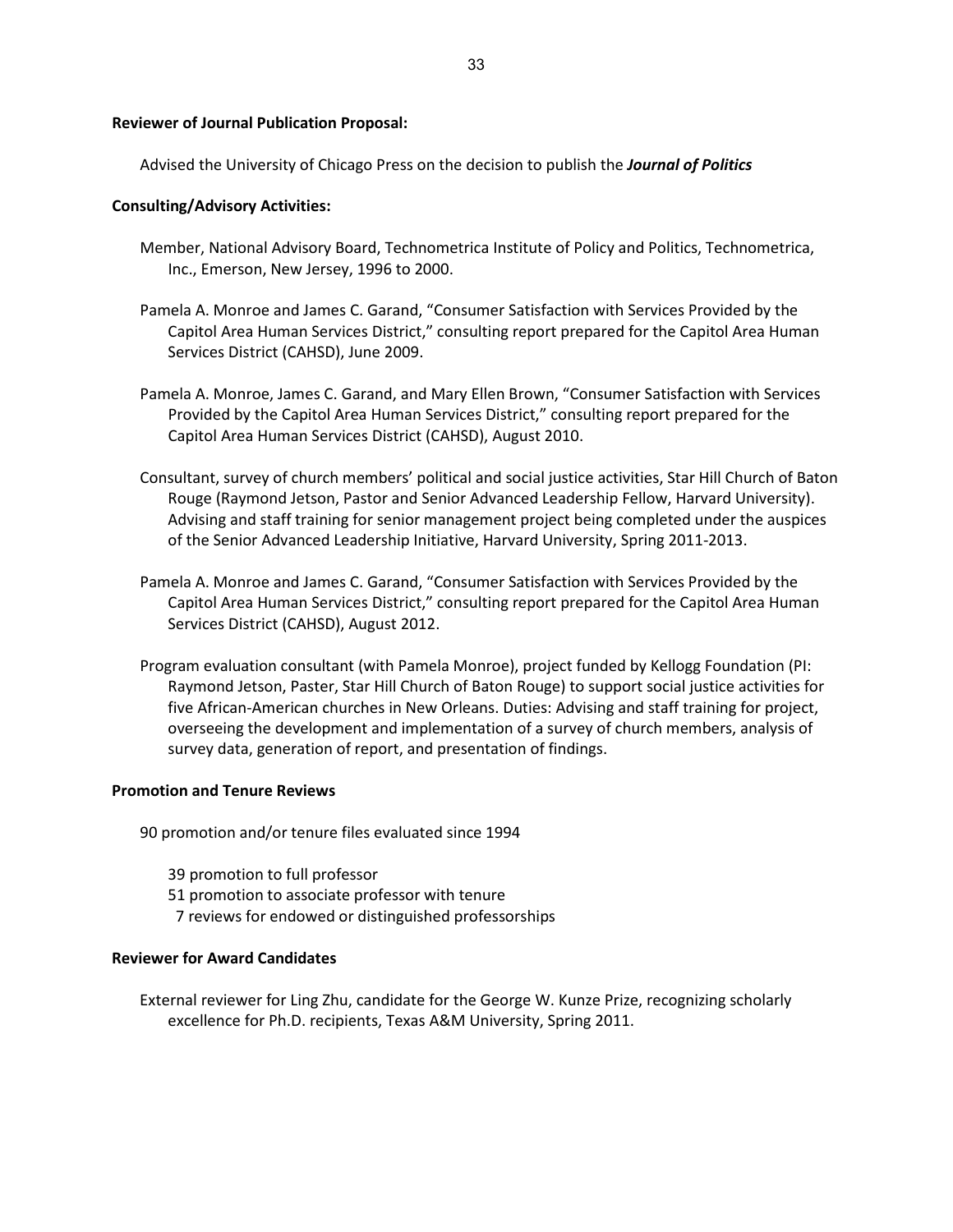**Reviewer of Journal Publication Proposal:**

Advised the University of Chicago Press on the decision to publish the ***Journal of Politics***

**Consulting/Advisory Activities:**

Member, National Advisory Board, Technometrica Institute of Policy and Politics, Technometrica, Inc., Emerson, New Jersey, 1996 to 2000.

Pamela A. Monroe and James C. Garand, "Consumer Satisfaction with Services Provided by the Capitol Area Human Services District," consulting report prepared for the Capitol Area Human Services District (CAHSD), June 2009.

Pamela A. Monroe, James C. Garand, and Mary Ellen Brown, "Consumer Satisfaction with Services Provided by the Capitol Area Human Services District," consulting report prepared for the Capitol Area Human Services District (CAHSD), August 2010.

Consultant, survey of church members' political and social justice activities, Star Hill Church of Baton Rouge (Raymond Jetson, Pastor and Senior Advanced Leadership Fellow, Harvard University). Advising and staff training for senior management project being completed under the auspices of the Senior Advanced Leadership Initiative, Harvard University, Spring 2011-2013.

Pamela A. Monroe and James C. Garand, "Consumer Satisfaction with Services Provided by the Capitol Area Human Services District," consulting report prepared for the Capitol Area Human Services District (CAHSD), August 2012.

Program evaluation consultant (with Pamela Monroe), project funded by Kellogg Foundation (PI: Raymond Jetson, Paster, Star Hill Church of Baton Rouge) to support social justice activities for five African-American churches in New Orleans. Duties: Advising and staff training for project, overseeing the development and implementation of a survey of church members, analysis of survey data, generation of report, and presentation of findings.

**Promotion and Tenure Reviews**

90 promotion and/or tenure files evaluated since 1994

39 promotion to full professor
51 promotion to associate professor with tenure
7 reviews for endowed or distinguished professorships

**Reviewer for Award Candidates**

External reviewer for Ling Zhu, candidate for the George W. Kunze Prize, recognizing scholarly excellence for Ph.D. recipients, Texas A&M University, Spring 2011.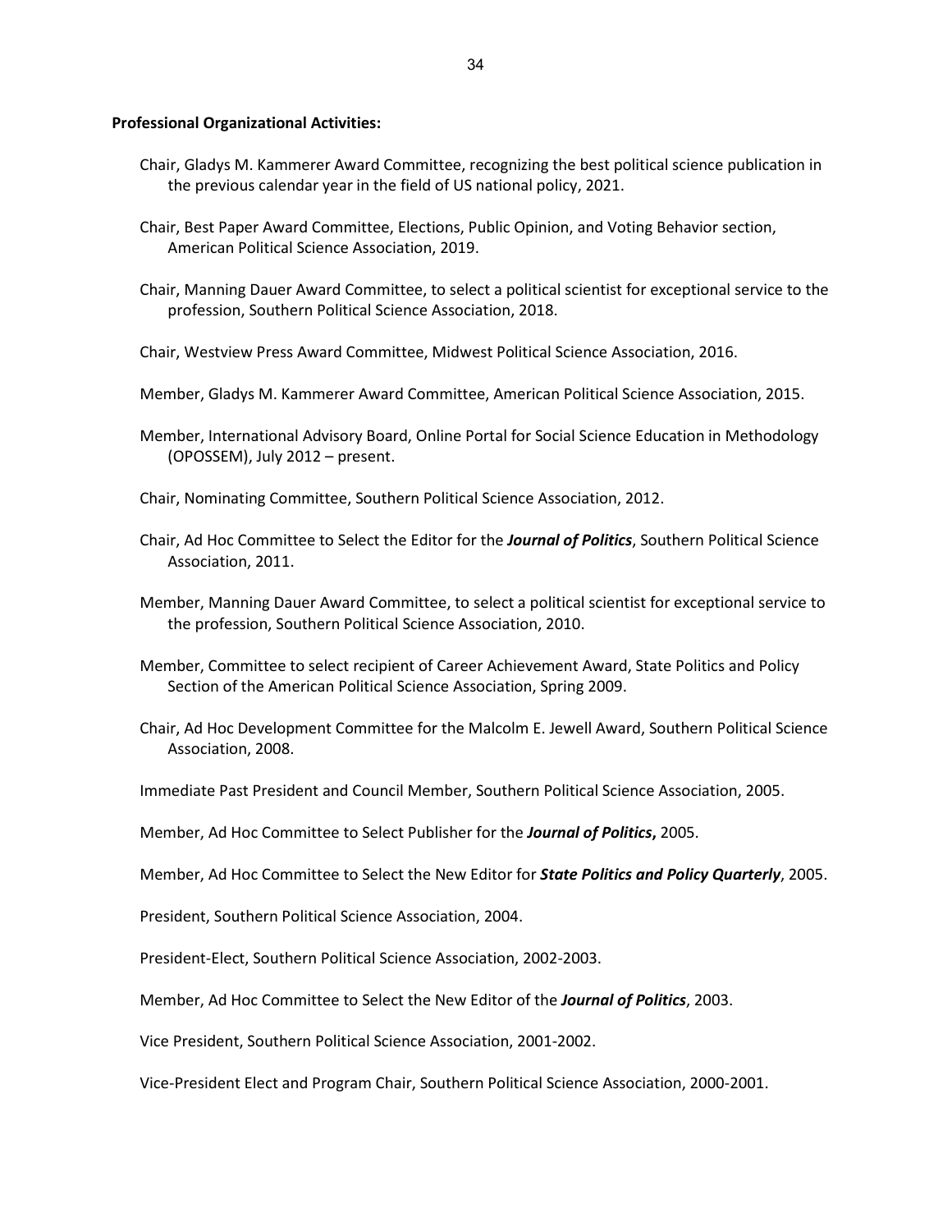**Professional Organizational Activities:**

Chair, Gladys M. Kammerer Award Committee, recognizing the best political science publication in the previous calendar year in the field of US national policy, 2021.

Chair, Best Paper Award Committee, Elections, Public Opinion, and Voting Behavior section, American Political Science Association, 2019.

Chair, Manning Dauer Award Committee, to select a political scientist for exceptional service to the profession, Southern Political Science Association, 2018.

Chair, Westview Press Award Committee, Midwest Political Science Association, 2016.

Member, Gladys M. Kammerer Award Committee, American Political Science Association, 2015.

Member, International Advisory Board, Online Portal for Social Science Education in Methodology (OPOSSEM), July 2012 – present.

Chair, Nominating Committee, Southern Political Science Association, 2012.

Chair, Ad Hoc Committee to Select the Editor for the ***Journal of Politics***, Southern Political Science Association, 2011.

Member, Manning Dauer Award Committee, to select a political scientist for exceptional service to the profession, Southern Political Science Association, 2010.

Member, Committee to select recipient of Career Achievement Award, State Politics and Policy Section of the American Political Science Association, Spring 2009.

Chair, Ad Hoc Development Committee for the Malcolm E. Jewell Award, Southern Political Science Association, 2008.

Immediate Past President and Council Member, Southern Political Science Association, 2005.

Member, Ad Hoc Committee to Select Publisher for the ***Journal of Politics*****,** 2005.

Member, Ad Hoc Committee to Select the New Editor for ***State Politics and Policy Quarterly***, 2005.

President, Southern Political Science Association, 2004.

President-Elect, Southern Political Science Association, 2002-2003.

Member, Ad Hoc Committee to Select the New Editor of the ***Journal of Politics***, 2003.

Vice President, Southern Political Science Association, 2001-2002.

Vice-President Elect and Program Chair, Southern Political Science Association, 2000-2001.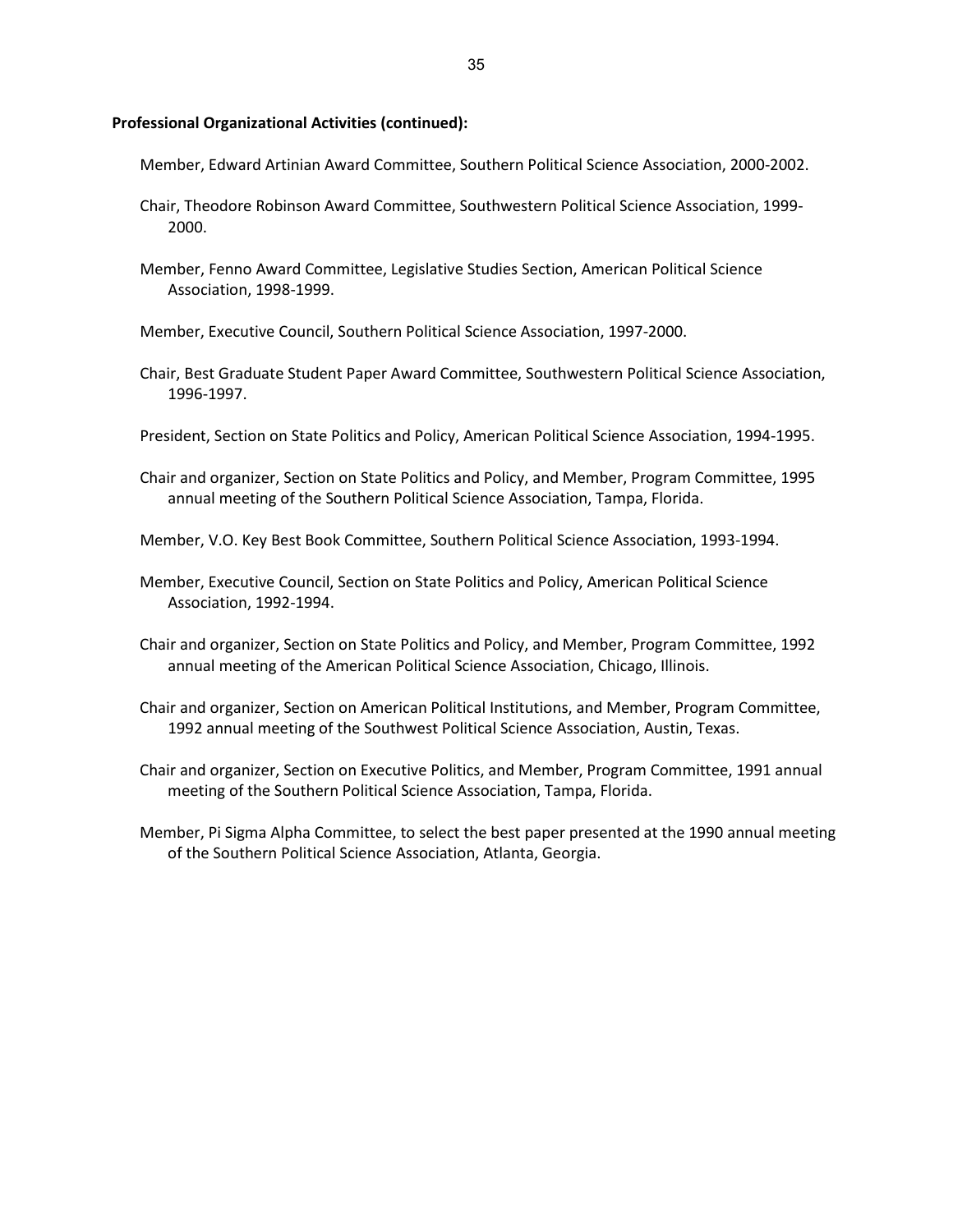**Professional Organizational Activities (continued):**

Member, Edward Artinian Award Committee, Southern Political Science Association, 2000-2002.

Chair, Theodore Robinson Award Committee, Southwestern Political Science Association, 1999-2000.

Member, Fenno Award Committee, Legislative Studies Section, American Political Science Association, 1998-1999.

Member, Executive Council, Southern Political Science Association, 1997-2000.

Chair, Best Graduate Student Paper Award Committee, Southwestern Political Science Association, 1996-1997.

President, Section on State Politics and Policy, American Political Science Association, 1994-1995.

Chair and organizer, Section on State Politics and Policy, and Member, Program Committee, 1995 annual meeting of the Southern Political Science Association, Tampa, Florida.

Member, V.O. Key Best Book Committee, Southern Political Science Association, 1993-1994.

Member, Executive Council, Section on State Politics and Policy, American Political Science Association, 1992-1994.

Chair and organizer, Section on State Politics and Policy, and Member, Program Committee, 1992 annual meeting of the American Political Science Association, Chicago, Illinois.

Chair and organizer, Section on American Political Institutions, and Member, Program Committee, 1992 annual meeting of the Southwest Political Science Association, Austin, Texas.

Chair and organizer, Section on Executive Politics, and Member, Program Committee, 1991 annual meeting of the Southern Political Science Association, Tampa, Florida.

Member, Pi Sigma Alpha Committee, to select the best paper presented at the 1990 annual meeting of the Southern Political Science Association, Atlanta, Georgia.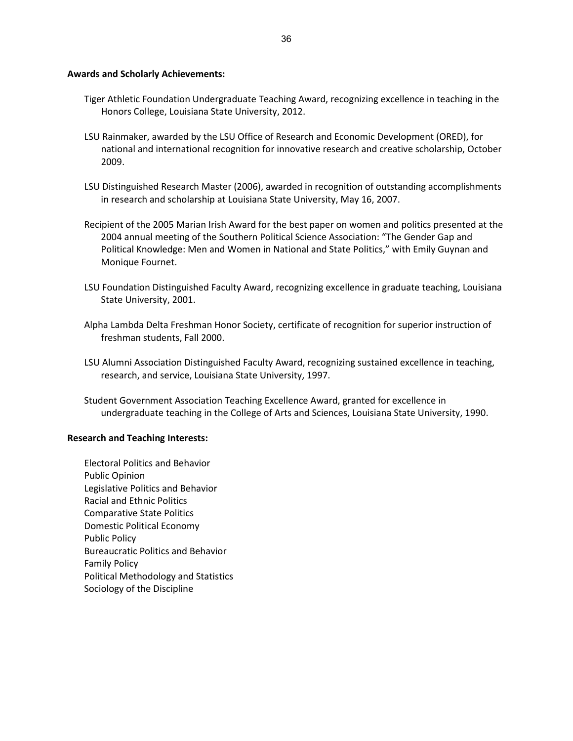**Awards and Scholarly Achievements:**

Tiger Athletic Foundation Undergraduate Teaching Award, recognizing excellence in teaching in the Honors College, Louisiana State University, 2012.

LSU Rainmaker, awarded by the LSU Office of Research and Economic Development (ORED), for national and international recognition for innovative research and creative scholarship, October 2009.

LSU Distinguished Research Master (2006), awarded in recognition of outstanding accomplishments in research and scholarship at Louisiana State University, May 16, 2007.

Recipient of the 2005 Marian Irish Award for the best paper on women and politics presented at the 2004 annual meeting of the Southern Political Science Association: "The Gender Gap and Political Knowledge: Men and Women in National and State Politics," with Emily Guynan and Monique Fournet.

LSU Foundation Distinguished Faculty Award, recognizing excellence in graduate teaching, Louisiana State University, 2001.

Alpha Lambda Delta Freshman Honor Society, certificate of recognition for superior instruction of freshman students, Fall 2000.

LSU Alumni Association Distinguished Faculty Award, recognizing sustained excellence in teaching, research, and service, Louisiana State University, 1997.

Student Government Association Teaching Excellence Award, granted for excellence in undergraduate teaching in the College of Arts and Sciences, Louisiana State University, 1990.

**Research and Teaching Interests:**

Electoral Politics and Behavior
Public Opinion
Legislative Politics and Behavior
Racial and Ethnic Politics
Comparative State Politics
Domestic Political Economy
Public Policy
Bureaucratic Politics and Behavior
Family Policy
Political Methodology and Statistics
Sociology of the Discipline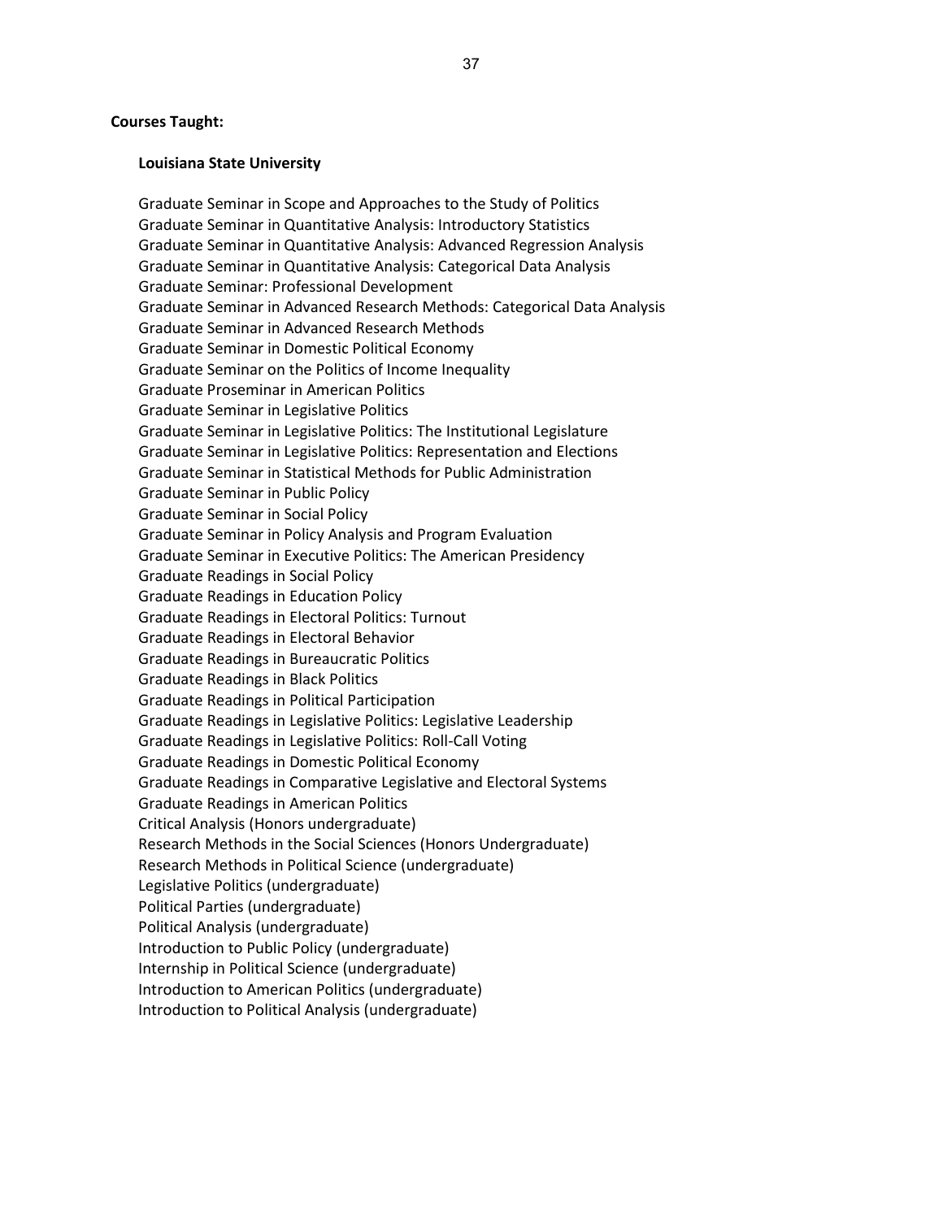**Courses Taught:**

**Louisiana State University**

Graduate Seminar in Scope and Approaches to the Study of Politics
Graduate Seminar in Quantitative Analysis: Introductory Statistics
Graduate Seminar in Quantitative Analysis: Advanced Regression Analysis
Graduate Seminar in Quantitative Analysis: Categorical Data Analysis
Graduate Seminar: Professional Development
Graduate Seminar in Advanced Research Methods: Categorical Data Analysis
Graduate Seminar in Advanced Research Methods
Graduate Seminar in Domestic Political Economy
Graduate Seminar on the Politics of Income Inequality
Graduate Proseminar in American Politics
Graduate Seminar in Legislative Politics
Graduate Seminar in Legislative Politics: The Institutional Legislature
Graduate Seminar in Legislative Politics: Representation and Elections
Graduate Seminar in Statistical Methods for Public Administration
Graduate Seminar in Public Policy
Graduate Seminar in Social Policy
Graduate Seminar in Policy Analysis and Program Evaluation
Graduate Seminar in Executive Politics: The American Presidency
Graduate Readings in Social Policy
Graduate Readings in Education Policy
Graduate Readings in Electoral Politics: Turnout
Graduate Readings in Electoral Behavior
Graduate Readings in Bureaucratic Politics
Graduate Readings in Black Politics
Graduate Readings in Political Participation
Graduate Readings in Legislative Politics: Legislative Leadership
Graduate Readings in Legislative Politics: Roll-Call Voting
Graduate Readings in Domestic Political Economy
Graduate Readings in Comparative Legislative and Electoral Systems
Graduate Readings in American Politics
Critical Analysis (Honors undergraduate)
Research Methods in the Social Sciences (Honors Undergraduate)
Research Methods in Political Science (undergraduate)
Legislative Politics (undergraduate)
Political Parties (undergraduate)
Political Analysis (undergraduate)
Introduction to Public Policy (undergraduate)
Internship in Political Science (undergraduate)
Introduction to American Politics (undergraduate)
Introduction to Political Analysis (undergraduate)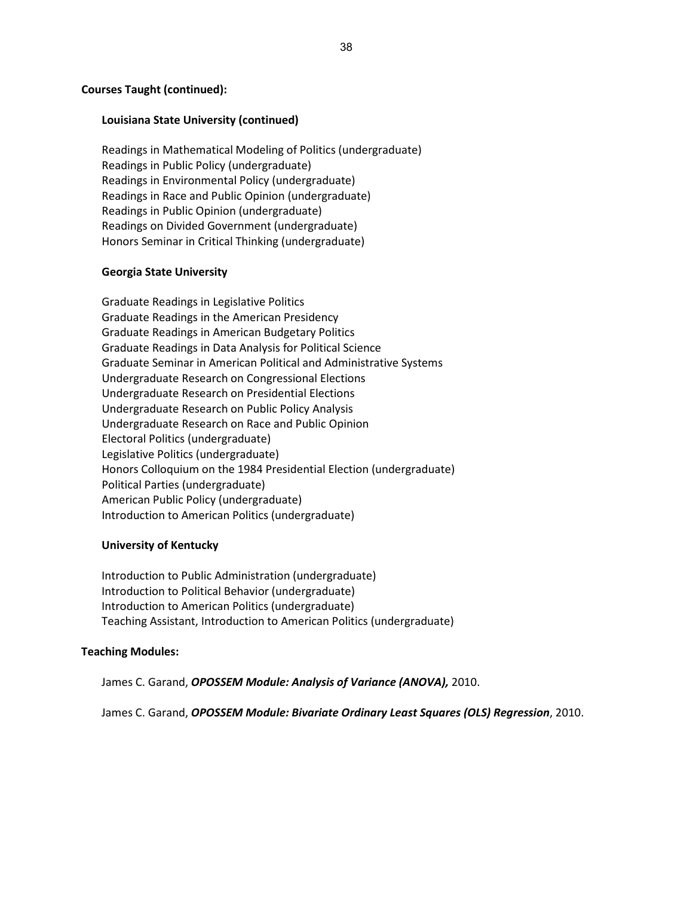**Courses Taught (continued):**

**Louisiana State University (continued)**

Readings in Mathematical Modeling of Politics (undergraduate)
Readings in Public Policy (undergraduate)
Readings in Environmental Policy (undergraduate)
Readings in Race and Public Opinion (undergraduate)
Readings in Public Opinion (undergraduate)
Readings on Divided Government (undergraduate)
Honors Seminar in Critical Thinking (undergraduate)

**Georgia State University**

Graduate Readings in Legislative Politics
Graduate Readings in the American Presidency
Graduate Readings in American Budgetary Politics
Graduate Readings in Data Analysis for Political Science
Graduate Seminar in American Political and Administrative Systems
Undergraduate Research on Congressional Elections
Undergraduate Research on Presidential Elections
Undergraduate Research on Public Policy Analysis
Undergraduate Research on Race and Public Opinion
Electoral Politics (undergraduate)
Legislative Politics (undergraduate)
Honors Colloquium on the 1984 Presidential Election (undergraduate)
Political Parties (undergraduate)
American Public Policy (undergraduate)
Introduction to American Politics (undergraduate)

**University of Kentucky**

Introduction to Public Administration (undergraduate)
Introduction to Political Behavior (undergraduate)
Introduction to American Politics (undergraduate)
Teaching Assistant, Introduction to American Politics (undergraduate)

**Teaching Modules:**

James C. Garand, ***OPOSSEM Module: Analysis of Variance (ANOVA),*** 2010.

James C. Garand, ***OPOSSEM Module: Bivariate Ordinary Least Squares (OLS) Regression***, 2010.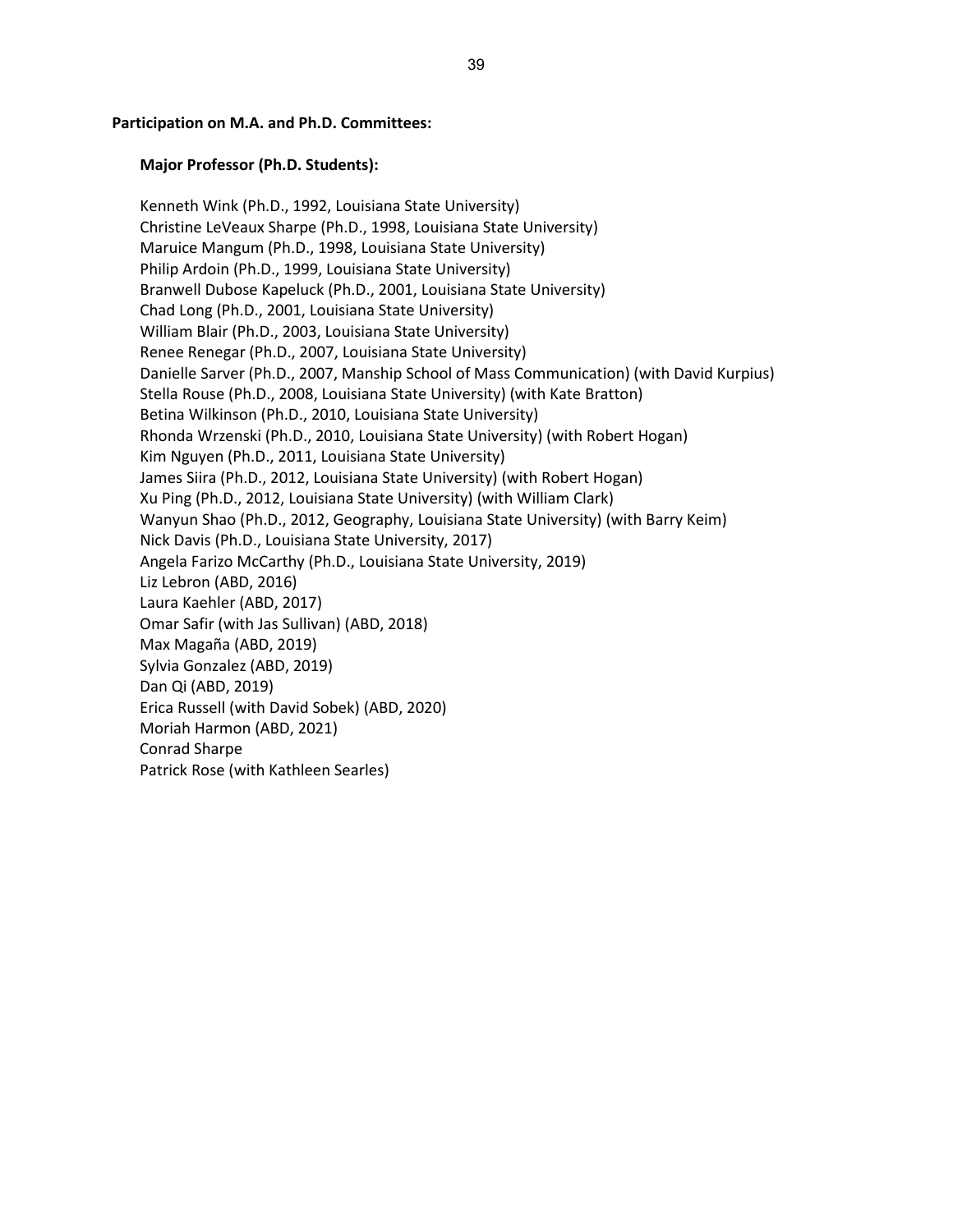**Participation on M.A. and Ph.D. Committees:**

**Major Professor (Ph.D. Students):**

Kenneth Wink (Ph.D., 1992, Louisiana State University)
Christine LeVeaux Sharpe (Ph.D., 1998, Louisiana State University)
Maruice Mangum (Ph.D., 1998, Louisiana State University)
Philip Ardoin (Ph.D., 1999, Louisiana State University)
Branwell Dubose Kapeluck (Ph.D., 2001, Louisiana State University)
Chad Long (Ph.D., 2001, Louisiana State University)
William Blair (Ph.D., 2003, Louisiana State University)
Renee Renegar (Ph.D., 2007, Louisiana State University)
Danielle Sarver (Ph.D., 2007, Manship School of Mass Communication) (with David Kurpius)
Stella Rouse (Ph.D., 2008, Louisiana State University) (with Kate Bratton)
Betina Wilkinson (Ph.D., 2010, Louisiana State University)
Rhonda Wrzenski (Ph.D., 2010, Louisiana State University) (with Robert Hogan)
Kim Nguyen (Ph.D., 2011, Louisiana State University)
James Siira (Ph.D., 2012, Louisiana State University) (with Robert Hogan)
Xu Ping (Ph.D., 2012, Louisiana State University) (with William Clark)
Wanyun Shao (Ph.D., 2012, Geography, Louisiana State University) (with Barry Keim)
Nick Davis (Ph.D., Louisiana State University, 2017)
Angela Farizo McCarthy (Ph.D., Louisiana State University, 2019)
Liz Lebron (ABD, 2016)
Laura Kaehler (ABD, 2017)
Omar Safir (with Jas Sullivan) (ABD, 2018)
Max Magaña (ABD, 2019)
Sylvia Gonzalez (ABD, 2019)
Dan Qi (ABD, 2019)
Erica Russell (with David Sobek) (ABD, 2020)
Moriah Harmon (ABD, 2021)
Conrad Sharpe
Patrick Rose (with Kathleen Searles)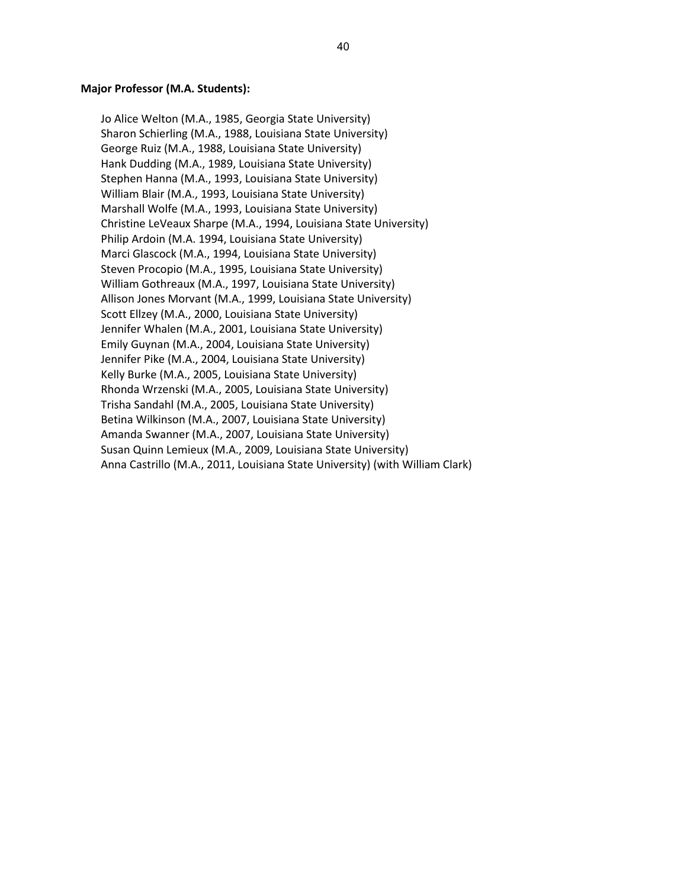**Major Professor (M.A. Students):**

Jo Alice Welton (M.A., 1985, Georgia State University)
Sharon Schierling (M.A., 1988, Louisiana State University)
George Ruiz (M.A., 1988, Louisiana State University)
Hank Dudding (M.A., 1989, Louisiana State University)
Stephen Hanna (M.A., 1993, Louisiana State University)
William Blair (M.A., 1993, Louisiana State University)
Marshall Wolfe (M.A., 1993, Louisiana State University)
Christine LeVeaux Sharpe (M.A., 1994, Louisiana State University)
Philip Ardoin (M.A. 1994, Louisiana State University)
Marci Glascock (M.A., 1994, Louisiana State University)
Steven Procopio (M.A., 1995, Louisiana State University)
William Gothreaux (M.A., 1997, Louisiana State University)
Allison Jones Morvant (M.A., 1999, Louisiana State University)
Scott Ellzey (M.A., 2000, Louisiana State University)
Jennifer Whalen (M.A., 2001, Louisiana State University)
Emily Guynan (M.A., 2004, Louisiana State University)
Jennifer Pike (M.A., 2004, Louisiana State University)
Kelly Burke (M.A., 2005, Louisiana State University)
Rhonda Wrzenski (M.A., 2005, Louisiana State University)
Trisha Sandahl (M.A., 2005, Louisiana State University)
Betina Wilkinson (M.A., 2007, Louisiana State University)
Amanda Swanner (M.A., 2007, Louisiana State University)
Susan Quinn Lemieux (M.A., 2009, Louisiana State University)
Anna Castrillo (M.A., 2011, Louisiana State University) (with William Clark)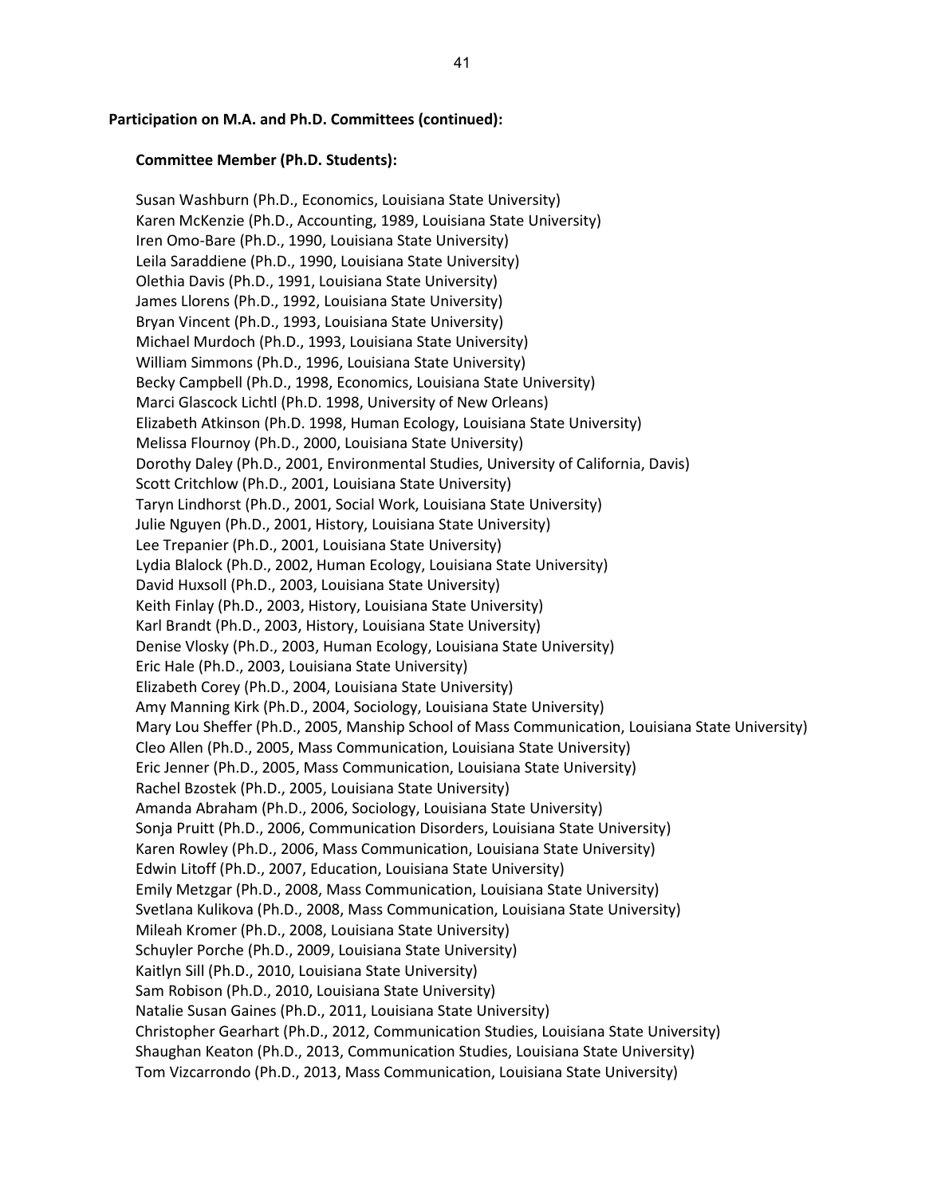**Participation on M.A. and Ph.D. Committees (continued):**

**Committee Member (Ph.D. Students):**

Susan Washburn (Ph.D., Economics, Louisiana State University)
Karen McKenzie (Ph.D., Accounting, 1989, Louisiana State University)
Iren Omo-Bare (Ph.D., 1990, Louisiana State University)
Leila Saraddiene (Ph.D., 1990, Louisiana State University)
Olethia Davis (Ph.D., 1991, Louisiana State University)
James Llorens (Ph.D., 1992, Louisiana State University)
Bryan Vincent (Ph.D., 1993, Louisiana State University)
Michael Murdoch (Ph.D., 1993, Louisiana State University)
William Simmons (Ph.D., 1996, Louisiana State University)
Becky Campbell (Ph.D., 1998, Economics, Louisiana State University)
Marci Glascock Lichtl (Ph.D. 1998, University of New Orleans)
Elizabeth Atkinson (Ph.D. 1998, Human Ecology, Louisiana State University)
Melissa Flournoy (Ph.D., 2000, Louisiana State University)
Dorothy Daley (Ph.D., 2001, Environmental Studies, University of California, Davis)
Scott Critchlow (Ph.D., 2001, Louisiana State University)
Taryn Lindhorst (Ph.D., 2001, Social Work, Louisiana State University)
Julie Nguyen (Ph.D., 2001, History, Louisiana State University)
Lee Trepanier (Ph.D., 2001, Louisiana State University)
Lydia Blalock (Ph.D., 2002, Human Ecology, Louisiana State University)
David Huxsoll (Ph.D., 2003, Louisiana State University)
Keith Finlay (Ph.D., 2003, History, Louisiana State University)
Karl Brandt (Ph.D., 2003, History, Louisiana State University)
Denise Vlosky (Ph.D., 2003, Human Ecology, Louisiana State University)
Eric Hale (Ph.D., 2003, Louisiana State University)
Elizabeth Corey (Ph.D., 2004, Louisiana State University)
Amy Manning Kirk (Ph.D., 2004, Sociology, Louisiana State University)
Mary Lou Sheffer (Ph.D., 2005, Manship School of Mass Communication, Louisiana State University)
Cleo Allen (Ph.D., 2005, Mass Communication, Louisiana State University)
Eric Jenner (Ph.D., 2005, Mass Communication, Louisiana State University)
Rachel Bzostek (Ph.D., 2005, Louisiana State University)
Amanda Abraham (Ph.D., 2006, Sociology, Louisiana State University)
Sonja Pruitt (Ph.D., 2006, Communication Disorders, Louisiana State University)
Karen Rowley (Ph.D., 2006, Mass Communication, Louisiana State University)
Edwin Litoff (Ph.D., 2007, Education, Louisiana State University)
Emily Metzgar (Ph.D., 2008, Mass Communication, Louisiana State University)
Svetlana Kulikova (Ph.D., 2008, Mass Communication, Louisiana State University)
Mileah Kromer (Ph.D., 2008, Louisiana State University)
Schuyler Porche (Ph.D., 2009, Louisiana State University)
Kaitlyn Sill (Ph.D., 2010, Louisiana State University)
Sam Robison (Ph.D., 2010, Louisiana State University)
Natalie Susan Gaines (Ph.D., 2011, Louisiana State University)
Christopher Gearhart (Ph.D., 2012, Communication Studies, Louisiana State University)
Shaughan Keaton (Ph.D., 2013, Communication Studies, Louisiana State University)
Tom Vizcarrondo (Ph.D., 2013, Mass Communication, Louisiana State University)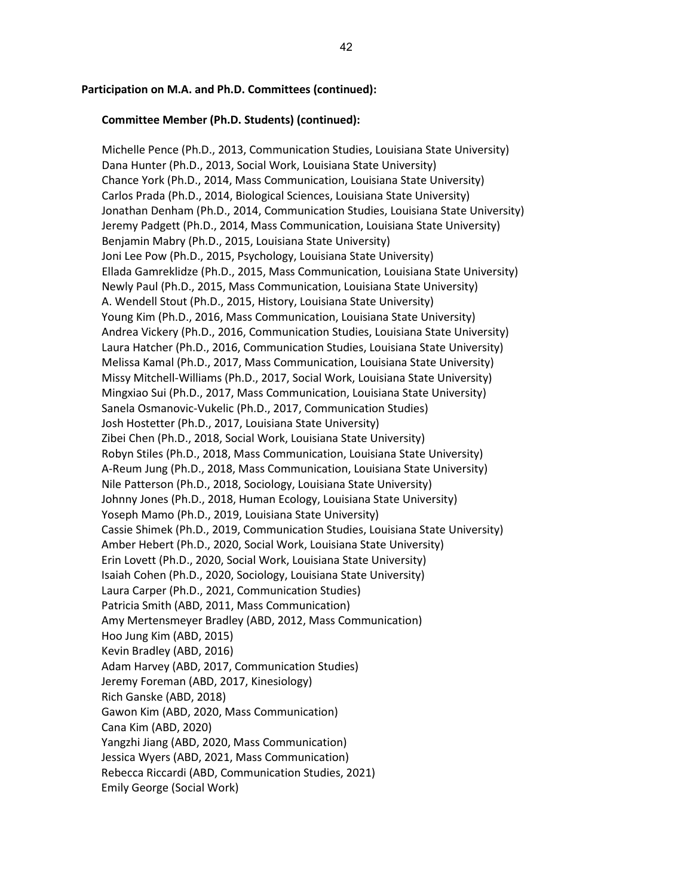**Participation on M.A. and Ph.D. Committees (continued):**

**Committee Member (Ph.D. Students) (continued):**

Michelle Pence (Ph.D., 2013, Communication Studies, Louisiana State University)
Dana Hunter (Ph.D., 2013, Social Work, Louisiana State University)
Chance York (Ph.D., 2014, Mass Communication, Louisiana State University)
Carlos Prada (Ph.D., 2014, Biological Sciences, Louisiana State University)
Jonathan Denham (Ph.D., 2014, Communication Studies, Louisiana State University)
Jeremy Padgett (Ph.D., 2014, Mass Communication, Louisiana State University)
Benjamin Mabry (Ph.D., 2015, Louisiana State University)
Joni Lee Pow (Ph.D., 2015, Psychology, Louisiana State University)
Ellada Gamreklidze (Ph.D., 2015, Mass Communication, Louisiana State University)
Newly Paul (Ph.D., 2015, Mass Communication, Louisiana State University)
A. Wendell Stout (Ph.D., 2015, History, Louisiana State University)
Young Kim (Ph.D., 2016, Mass Communication, Louisiana State University)
Andrea Vickery (Ph.D., 2016, Communication Studies, Louisiana State University)
Laura Hatcher (Ph.D., 2016, Communication Studies, Louisiana State University)
Melissa Kamal (Ph.D., 2017, Mass Communication, Louisiana State University)
Missy Mitchell-Williams (Ph.D., 2017, Social Work, Louisiana State University)
Mingxiao Sui (Ph.D., 2017, Mass Communication, Louisiana State University)
Sanela Osmanovic-Vukelic (Ph.D., 2017, Communication Studies)
Josh Hostetter (Ph.D., 2017, Louisiana State University)
Zibei Chen (Ph.D., 2018, Social Work, Louisiana State University)
Robyn Stiles (Ph.D., 2018, Mass Communication, Louisiana State University)
A-Reum Jung (Ph.D., 2018, Mass Communication, Louisiana State University)
Nile Patterson (Ph.D., 2018, Sociology, Louisiana State University)
Johnny Jones (Ph.D., 2018, Human Ecology, Louisiana State University)
Yoseph Mamo (Ph.D., 2019, Louisiana State University)
Cassie Shimek (Ph.D., 2019, Communication Studies, Louisiana State University)
Amber Hebert (Ph.D., 2020, Social Work, Louisiana State University)
Erin Lovett (Ph.D., 2020, Social Work, Louisiana State University)
Isaiah Cohen (Ph.D., 2020, Sociology, Louisiana State University)
Laura Carper (Ph.D., 2021, Communication Studies)
Patricia Smith (ABD, 2011, Mass Communication)
Amy Mertensmeyer Bradley (ABD, 2012, Mass Communication)
Hoo Jung Kim (ABD, 2015)
Kevin Bradley (ABD, 2016)
Adam Harvey (ABD, 2017, Communication Studies)
Jeremy Foreman (ABD, 2017, Kinesiology)
Rich Ganske (ABD, 2018)
Gawon Kim (ABD, 2020, Mass Communication)
Cana Kim (ABD, 2020)
Yangzhi Jiang (ABD, 2020, Mass Communication)
Jessica Wyers (ABD, 2021, Mass Communication)
Rebecca Riccardi (ABD, Communication Studies, 2021)
Emily George (Social Work)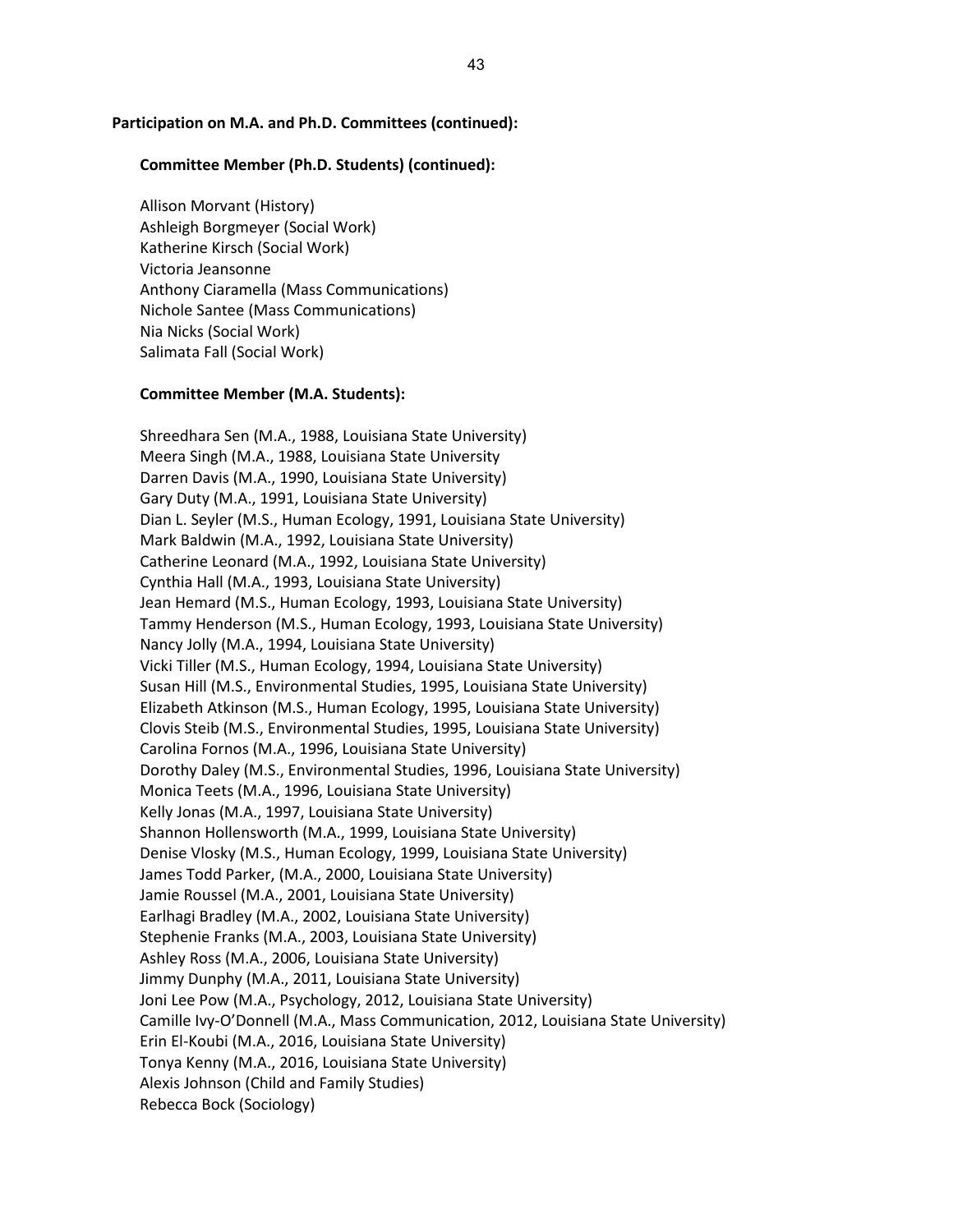**Participation on M.A. and Ph.D. Committees (continued):**

**Committee Member (Ph.D. Students) (continued):**

Allison Morvant (History)
Ashleigh Borgmeyer (Social Work)
Katherine Kirsch (Social Work)
Victoria Jeansonne
Anthony Ciaramella (Mass Communications)
Nichole Santee (Mass Communications)
Nia Nicks (Social Work)
Salimata Fall (Social Work)

**Committee Member (M.A. Students):**

Shreedhara Sen (M.A., 1988, Louisiana State University)
Meera Singh (M.A., 1988, Louisiana State University
Darren Davis (M.A., 1990, Louisiana State University)
Gary Duty (M.A., 1991, Louisiana State University)
Dian L. Seyler (M.S., Human Ecology, 1991, Louisiana State University)
Mark Baldwin (M.A., 1992, Louisiana State University)
Catherine Leonard (M.A., 1992, Louisiana State University)
Cynthia Hall (M.A., 1993, Louisiana State University)
Jean Hemard (M.S., Human Ecology, 1993, Louisiana State University)
Tammy Henderson (M.S., Human Ecology, 1993, Louisiana State University)
Nancy Jolly (M.A., 1994, Louisiana State University)
Vicki Tiller (M.S., Human Ecology, 1994, Louisiana State University)
Susan Hill (M.S., Environmental Studies, 1995, Louisiana State University)
Elizabeth Atkinson (M.S., Human Ecology, 1995, Louisiana State University)
Clovis Steib (M.S., Environmental Studies, 1995, Louisiana State University)
Carolina Fornos (M.A., 1996, Louisiana State University)
Dorothy Daley (M.S., Environmental Studies, 1996, Louisiana State University)
Monica Teets (M.A., 1996, Louisiana State University)
Kelly Jonas (M.A., 1997, Louisiana State University)
Shannon Hollensworth (M.A., 1999, Louisiana State University)
Denise Vlosky (M.S., Human Ecology, 1999, Louisiana State University)
James Todd Parker, (M.A., 2000, Louisiana State University)
Jamie Roussel (M.A., 2001, Louisiana State University)
Earlhagi Bradley (M.A., 2002, Louisiana State University)
Stephenie Franks (M.A., 2003, Louisiana State University)
Ashley Ross (M.A., 2006, Louisiana State University)
Jimmy Dunphy (M.A., 2011, Louisiana State University)
Joni Lee Pow (M.A., Psychology, 2012, Louisiana State University)
Camille Ivy-O'Donnell (M.A., Mass Communication, 2012, Louisiana State University)
Erin El-Koubi (M.A., 2016, Louisiana State University)
Tonya Kenny (M.A., 2016, Louisiana State University)
Alexis Johnson (Child and Family Studies)
Rebecca Bock (Sociology)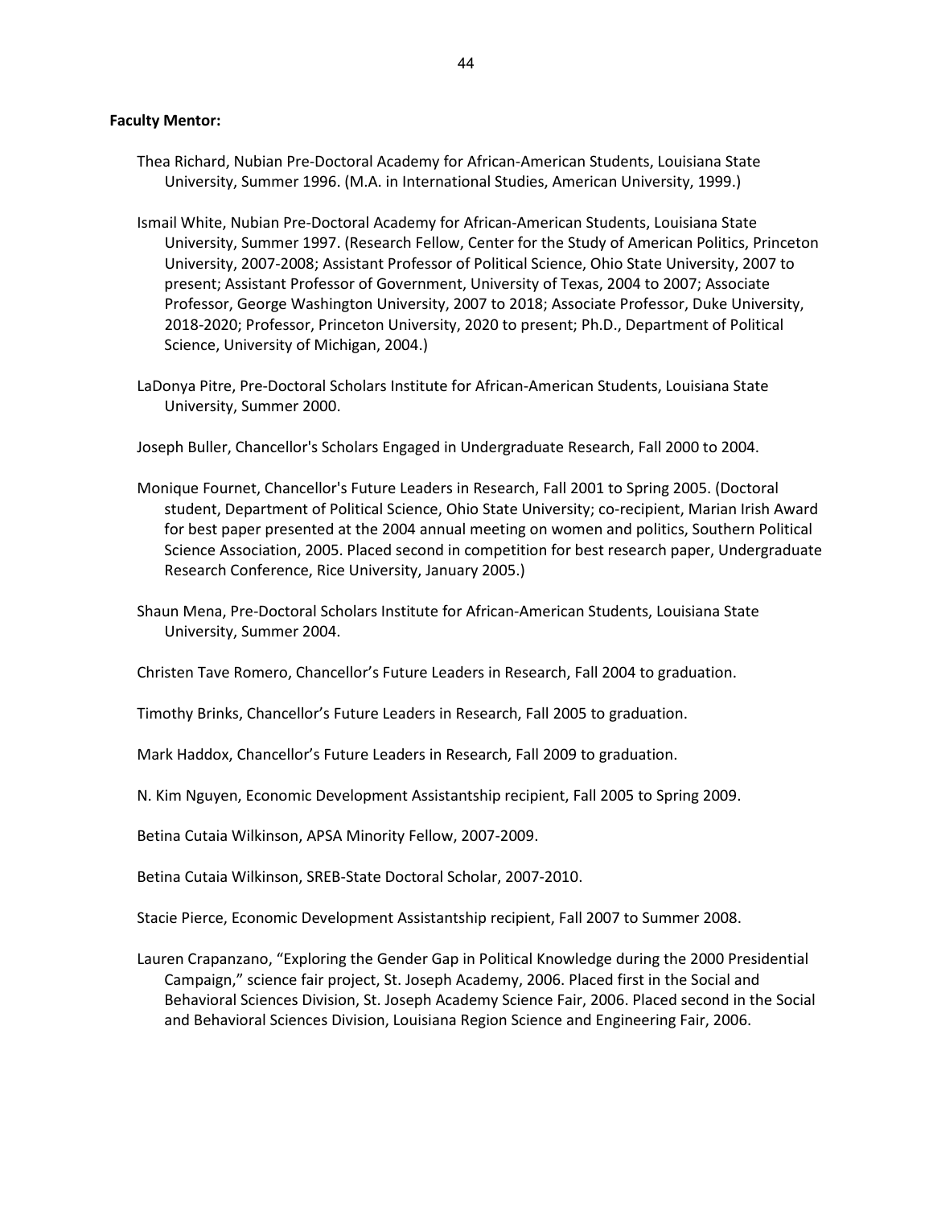**Faculty Mentor:**

Thea Richard, Nubian Pre-Doctoral Academy for African-American Students, Louisiana State University, Summer 1996. (M.A. in International Studies, American University, 1999.)

Ismail White, Nubian Pre-Doctoral Academy for African-American Students, Louisiana State University, Summer 1997. (Research Fellow, Center for the Study of American Politics, Princeton University, 2007-2008; Assistant Professor of Political Science, Ohio State University, 2007 to present; Assistant Professor of Government, University of Texas, 2004 to 2007; Associate Professor, George Washington University, 2007 to 2018; Associate Professor, Duke University, 2018-2020; Professor, Princeton University, 2020 to present; Ph.D., Department of Political Science, University of Michigan, 2004.)

LaDonya Pitre, Pre-Doctoral Scholars Institute for African-American Students, Louisiana State University, Summer 2000.

Joseph Buller, Chancellor's Scholars Engaged in Undergraduate Research, Fall 2000 to 2004.

Monique Fournet, Chancellor's Future Leaders in Research, Fall 2001 to Spring 2005. (Doctoral student, Department of Political Science, Ohio State University; co-recipient, Marian Irish Award for best paper presented at the 2004 annual meeting on women and politics, Southern Political Science Association, 2005. Placed second in competition for best research paper, Undergraduate Research Conference, Rice University, January 2005.)

Shaun Mena, Pre-Doctoral Scholars Institute for African-American Students, Louisiana State University, Summer 2004.

Christen Tave Romero, Chancellor's Future Leaders in Research, Fall 2004 to graduation.

Timothy Brinks, Chancellor's Future Leaders in Research, Fall 2005 to graduation.

Mark Haddox, Chancellor's Future Leaders in Research, Fall 2009 to graduation.

N. Kim Nguyen, Economic Development Assistantship recipient, Fall 2005 to Spring 2009.

Betina Cutaia Wilkinson, APSA Minority Fellow, 2007-2009.

Betina Cutaia Wilkinson, SREB-State Doctoral Scholar, 2007-2010.

Stacie Pierce, Economic Development Assistantship recipient, Fall 2007 to Summer 2008.

Lauren Crapanzano, "Exploring the Gender Gap in Political Knowledge during the 2000 Presidential Campaign," science fair project, St. Joseph Academy, 2006. Placed first in the Social and Behavioral Sciences Division, St. Joseph Academy Science Fair, 2006. Placed second in the Social and Behavioral Sciences Division, Louisiana Region Science and Engineering Fair, 2006.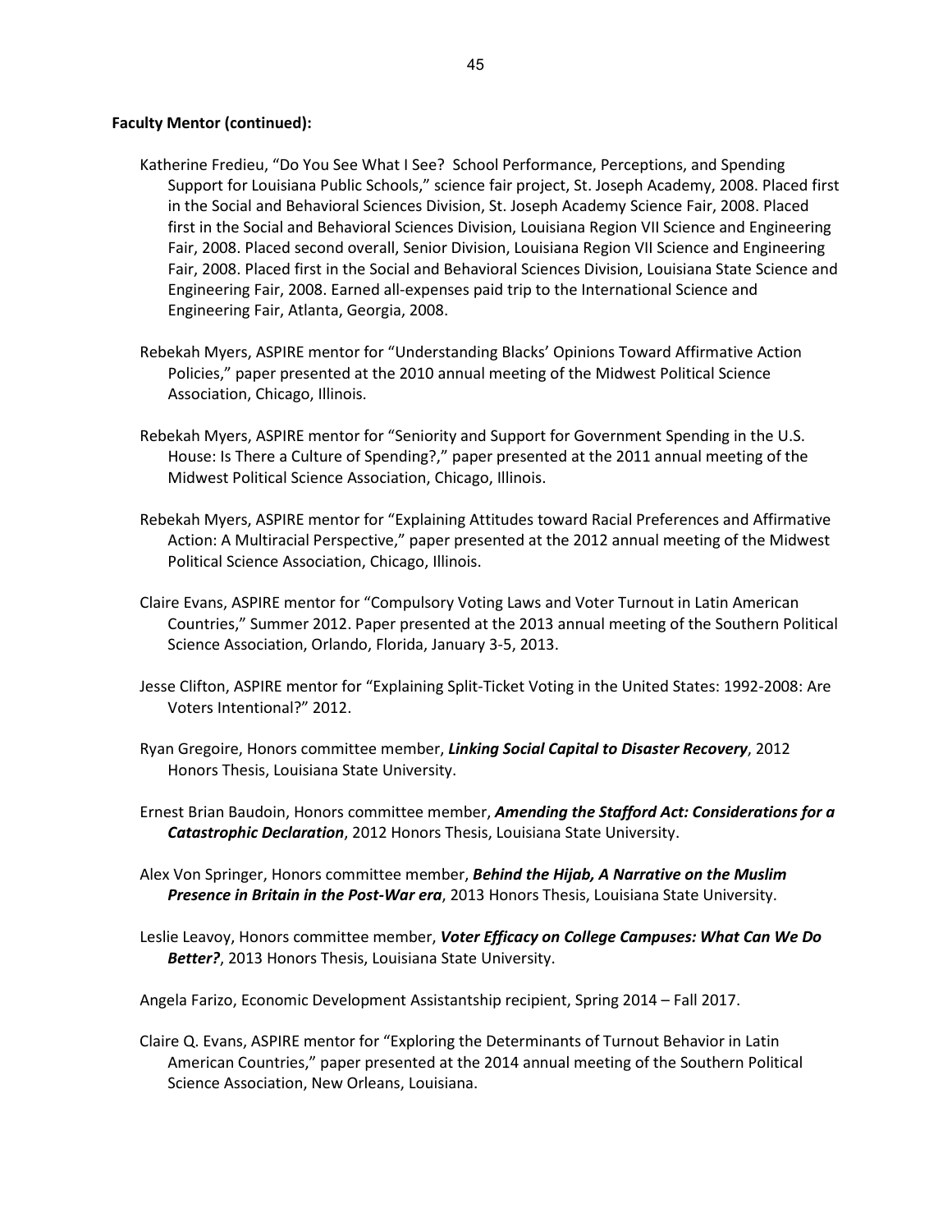**Faculty Mentor (continued):**

Katherine Fredieu, "Do You See What I See? School Performance, Perceptions, and Spending Support for Louisiana Public Schools," science fair project, St. Joseph Academy, 2008. Placed first in the Social and Behavioral Sciences Division, St. Joseph Academy Science Fair, 2008. Placed first in the Social and Behavioral Sciences Division, Louisiana Region VII Science and Engineering Fair, 2008. Placed second overall, Senior Division, Louisiana Region VII Science and Engineering Fair, 2008. Placed first in the Social and Behavioral Sciences Division, Louisiana State Science and Engineering Fair, 2008. Earned all-expenses paid trip to the International Science and Engineering Fair, Atlanta, Georgia, 2008.

Rebekah Myers, ASPIRE mentor for "Understanding Blacks' Opinions Toward Affirmative Action Policies," paper presented at the 2010 annual meeting of the Midwest Political Science Association, Chicago, Illinois.

Rebekah Myers, ASPIRE mentor for "Seniority and Support for Government Spending in the U.S. House: Is There a Culture of Spending?," paper presented at the 2011 annual meeting of the Midwest Political Science Association, Chicago, Illinois.

Rebekah Myers, ASPIRE mentor for "Explaining Attitudes toward Racial Preferences and Affirmative Action: A Multiracial Perspective," paper presented at the 2012 annual meeting of the Midwest Political Science Association, Chicago, Illinois.

Claire Evans, ASPIRE mentor for "Compulsory Voting Laws and Voter Turnout in Latin American Countries," Summer 2012. Paper presented at the 2013 annual meeting of the Southern Political Science Association, Orlando, Florida, January 3-5, 2013.

Jesse Clifton, ASPIRE mentor for "Explaining Split-Ticket Voting in the United States: 1992-2008: Are Voters Intentional?" 2012.

Ryan Gregoire, Honors committee member, ***Linking Social Capital to Disaster Recovery***, 2012 Honors Thesis, Louisiana State University.

Ernest Brian Baudoin, Honors committee member, ***Amending the Stafford Act: Considerations for a Catastrophic Declaration***, 2012 Honors Thesis, Louisiana State University.

Alex Von Springer, Honors committee member, ***Behind the Hijab, A Narrative on the Muslim Presence in Britain in the Post-War era***, 2013 Honors Thesis, Louisiana State University.

Leslie Leavoy, Honors committee member, ***Voter Efficacy on College Campuses: What Can We Do Better?***, 2013 Honors Thesis, Louisiana State University.

Angela Farizo, Economic Development Assistantship recipient, Spring 2014 – Fall 2017.

Claire Q. Evans, ASPIRE mentor for "Exploring the Determinants of Turnout Behavior in Latin American Countries," paper presented at the 2014 annual meeting of the Southern Political Science Association, New Orleans, Louisiana.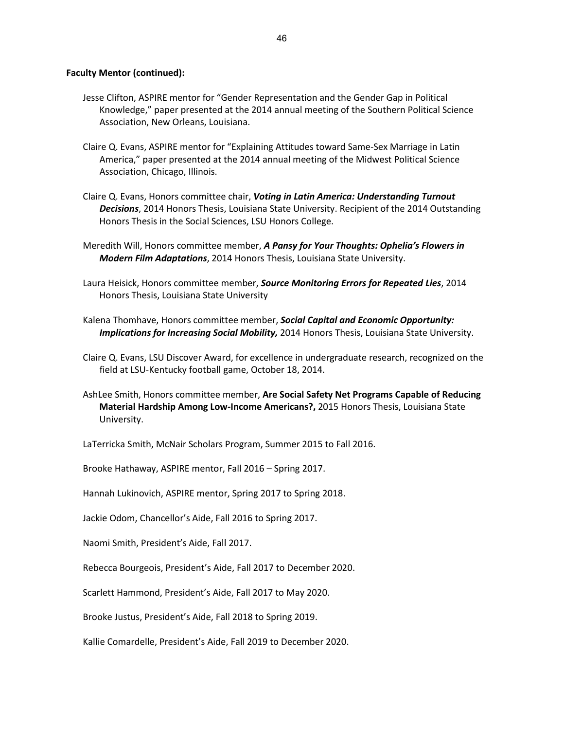**Faculty Mentor (continued):**

Jesse Clifton, ASPIRE mentor for "Gender Representation and the Gender Gap in Political Knowledge," paper presented at the 2014 annual meeting of the Southern Political Science Association, New Orleans, Louisiana.

Claire Q. Evans, ASPIRE mentor for "Explaining Attitudes toward Same-Sex Marriage in Latin America," paper presented at the 2014 annual meeting of the Midwest Political Science Association, Chicago, Illinois.

Claire Q. Evans, Honors committee chair, ***Voting in Latin America: Understanding Turnout Decisions***, 2014 Honors Thesis, Louisiana State University. Recipient of the 2014 Outstanding Honors Thesis in the Social Sciences, LSU Honors College.

Meredith Will, Honors committee member, ***A Pansy for Your Thoughts: Ophelia's Flowers in Modern Film Adaptations***, 2014 Honors Thesis, Louisiana State University.

Laura Heisick, Honors committee member, ***Source Monitoring Errors for Repeated Lies***, 2014 Honors Thesis, Louisiana State University

Kalena Thomhave, Honors committee member, ***Social Capital and Economic Opportunity: Implications for Increasing Social Mobility,*** 2014 Honors Thesis, Louisiana State University.

Claire Q. Evans, LSU Discover Award, for excellence in undergraduate research, recognized on the field at LSU-Kentucky football game, October 18, 2014.

AshLee Smith, Honors committee member, **Are Social Safety Net Programs Capable of Reducing Material Hardship Among Low-Income Americans?,** 2015 Honors Thesis, Louisiana State University.

LaTerricka Smith, McNair Scholars Program, Summer 2015 to Fall 2016.

Brooke Hathaway, ASPIRE mentor, Fall 2016 – Spring 2017.

Hannah Lukinovich, ASPIRE mentor, Spring 2017 to Spring 2018.

Jackie Odom, Chancellor's Aide, Fall 2016 to Spring 2017.

Naomi Smith, President's Aide, Fall 2017.

Rebecca Bourgeois, President's Aide, Fall 2017 to December 2020.

Scarlett Hammond, President's Aide, Fall 2017 to May 2020.

Brooke Justus, President's Aide, Fall 2018 to Spring 2019.

Kallie Comardelle, President's Aide, Fall 2019 to December 2020.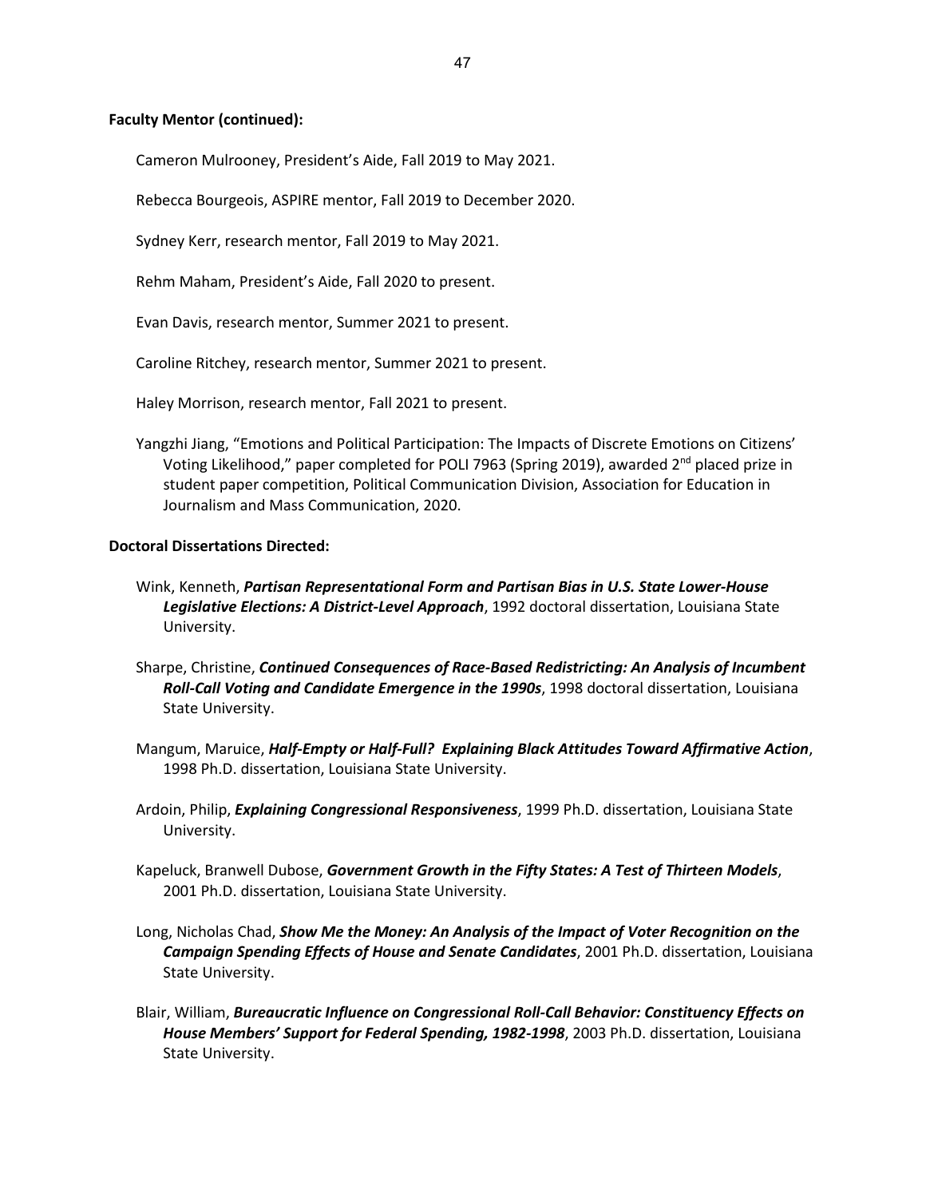**Faculty Mentor (continued):**

Cameron Mulrooney, President's Aide, Fall 2019 to May 2021.

Rebecca Bourgeois, ASPIRE mentor, Fall 2019 to December 2020.

Sydney Kerr, research mentor, Fall 2019 to May 2021.

Rehm Maham, President's Aide, Fall 2020 to present.

Evan Davis, research mentor, Summer 2021 to present.

Caroline Ritchey, research mentor, Summer 2021 to present.

Haley Morrison, research mentor, Fall 2021 to present.

Yangzhi Jiang, "Emotions and Political Participation: The Impacts of Discrete Emotions on Citizens' Voting Likelihood," paper completed for POLI 7963 (Spring 2019), awarded 2nd placed prize in student paper competition, Political Communication Division, Association for Education in Journalism and Mass Communication, 2020.

**Doctoral Dissertations Directed:**

Wink, Kenneth, ***Partisan Representational Form and Partisan Bias in U.S. State Lower-House Legislative Elections: A District-Level Approach***, 1992 doctoral dissertation, Louisiana State University.

Sharpe, Christine, ***Continued Consequences of Race-Based Redistricting: An Analysis of Incumbent Roll-Call Voting and Candidate Emergence in the 1990s***, 1998 doctoral dissertation, Louisiana State University.

Mangum, Maruice, ***Half-Empty or Half-Full? Explaining Black Attitudes Toward Affirmative Action***, 1998 Ph.D. dissertation, Louisiana State University.

Ardoin, Philip, ***Explaining Congressional Responsiveness***, 1999 Ph.D. dissertation, Louisiana State University.

Kapeluck, Branwell Dubose, ***Government Growth in the Fifty States: A Test of Thirteen Models***, 2001 Ph.D. dissertation, Louisiana State University.

Long, Nicholas Chad, ***Show Me the Money: An Analysis of the Impact of Voter Recognition on the Campaign Spending Effects of House and Senate Candidates***, 2001 Ph.D. dissertation, Louisiana State University.

Blair, William, ***Bureaucratic Influence on Congressional Roll-Call Behavior: Constituency Effects on House Members' Support for Federal Spending, 1982-1998***, 2003 Ph.D. dissertation, Louisiana State University.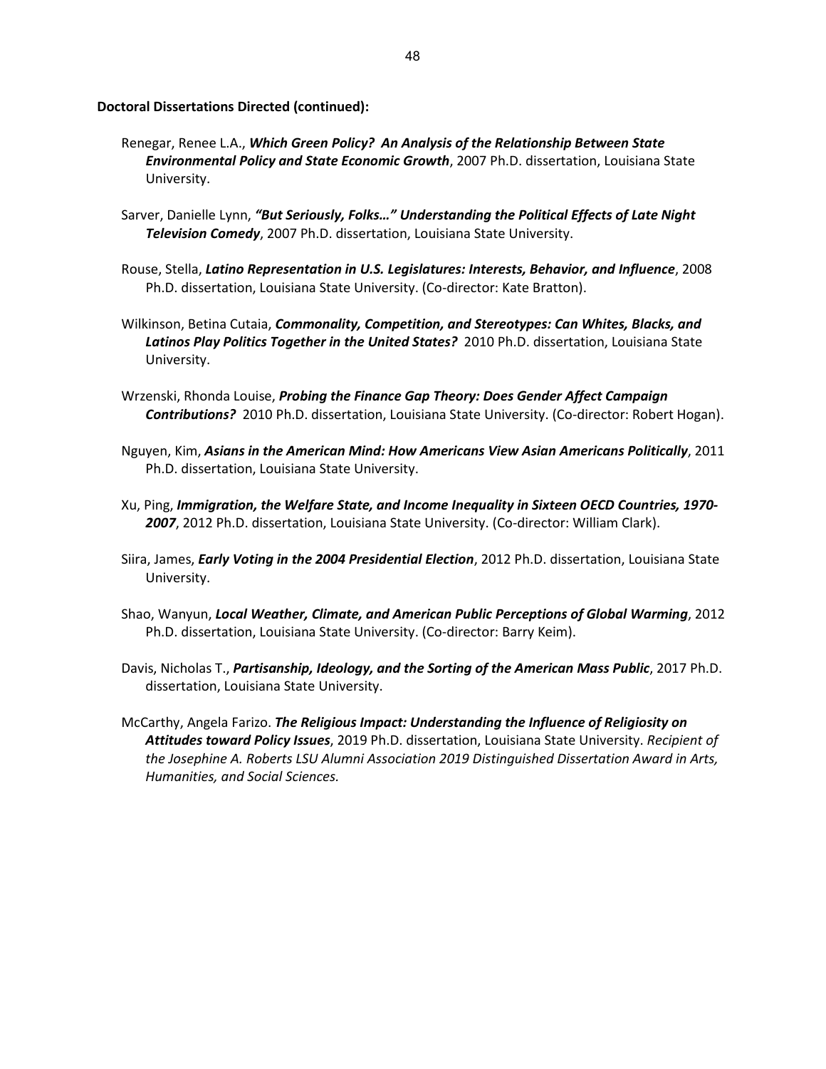**Doctoral Dissertations Directed (continued):**

Renegar, Renee L.A., ***Which Green Policy? An Analysis of the Relationship Between State Environmental Policy and State Economic Growth***, 2007 Ph.D. dissertation, Louisiana State University.

Sarver, Danielle Lynn, ***"But Seriously, Folks…" Understanding the Political Effects of Late Night Television Comedy***, 2007 Ph.D. dissertation, Louisiana State University.

Rouse, Stella, ***Latino Representation in U.S. Legislatures: Interests, Behavior, and Influence***, 2008 Ph.D. dissertation, Louisiana State University. (Co-director: Kate Bratton).

Wilkinson, Betina Cutaia, ***Commonality, Competition, and Stereotypes: Can Whites, Blacks, and Latinos Play Politics Together in the United States?*** 2010 Ph.D. dissertation, Louisiana State University.

Wrzenski, Rhonda Louise, ***Probing the Finance Gap Theory: Does Gender Affect Campaign Contributions?*** 2010 Ph.D. dissertation, Louisiana State University. (Co-director: Robert Hogan).

Nguyen, Kim, ***Asians in the American Mind: How Americans View Asian Americans Politically***, 2011 Ph.D. dissertation, Louisiana State University.

Xu, Ping, ***Immigration, the Welfare State, and Income Inequality in Sixteen OECD Countries, 1970-2007***, 2012 Ph.D. dissertation, Louisiana State University. (Co-director: William Clark).

Siira, James, ***Early Voting in the 2004 Presidential Election***, 2012 Ph.D. dissertation, Louisiana State University.

Shao, Wanyun, ***Local Weather, Climate, and American Public Perceptions of Global Warming***, 2012 Ph.D. dissertation, Louisiana State University. (Co-director: Barry Keim).

Davis, Nicholas T., ***Partisanship, Ideology, and the Sorting of the American Mass Public***, 2017 Ph.D. dissertation, Louisiana State University.

McCarthy, Angela Farizo. ***The Religious Impact: Understanding the Influence of Religiosity on Attitudes toward Policy Issues***, 2019 Ph.D. dissertation, Louisiana State University. *Recipient of the Josephine A. Roberts LSU Alumni Association 2019 Distinguished Dissertation Award in Arts, Humanities, and Social Sciences.*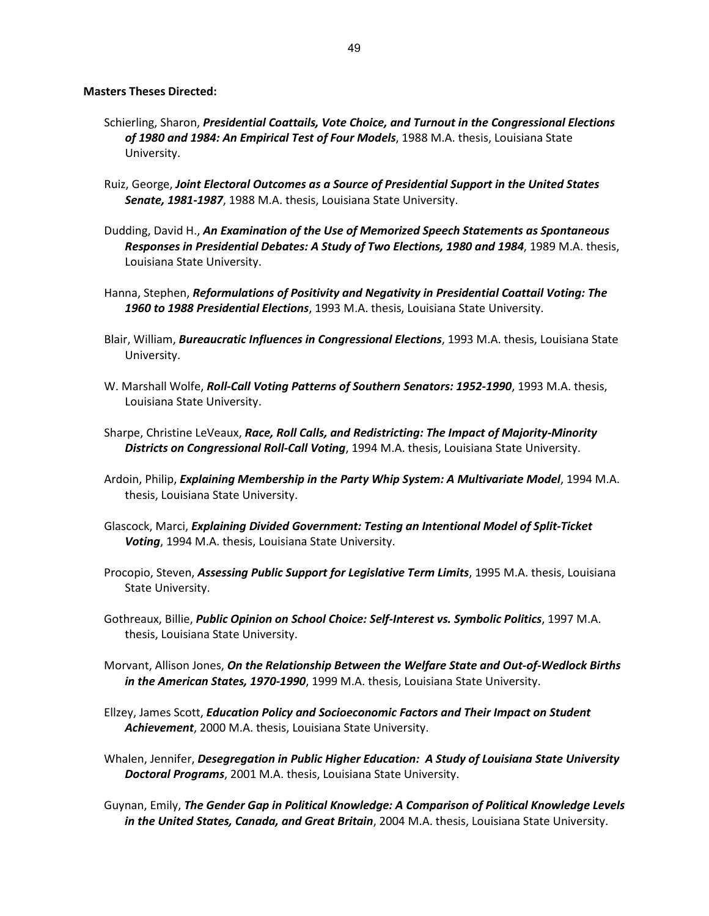**Masters Theses Directed:**

Schierling, Sharon, ***Presidential Coattails, Vote Choice, and Turnout in the Congressional Elections of 1980 and 1984: An Empirical Test of Four Models***, 1988 M.A. thesis, Louisiana State University.

Ruiz, George, ***Joint Electoral Outcomes as a Source of Presidential Support in the United States Senate, 1981-1987***, 1988 M.A. thesis, Louisiana State University.

Dudding, David H., ***An Examination of the Use of Memorized Speech Statements as Spontaneous Responses in Presidential Debates: A Study of Two Elections, 1980 and 1984***, 1989 M.A. thesis, Louisiana State University.

Hanna, Stephen, ***Reformulations of Positivity and Negativity in Presidential Coattail Voting: The 1960 to 1988 Presidential Elections***, 1993 M.A. thesis, Louisiana State University.

Blair, William, ***Bureaucratic Influences in Congressional Elections***, 1993 M.A. thesis, Louisiana State University.

W. Marshall Wolfe, ***Roll-Call Voting Patterns of Southern Senators: 1952-1990***, 1993 M.A. thesis, Louisiana State University.

Sharpe, Christine LeVeaux, ***Race, Roll Calls, and Redistricting: The Impact of Majority-Minority Districts on Congressional Roll-Call Voting***, 1994 M.A. thesis, Louisiana State University.

Ardoin, Philip, ***Explaining Membership in the Party Whip System: A Multivariate Model***, 1994 M.A. thesis, Louisiana State University.

Glascock, Marci, ***Explaining Divided Government: Testing an Intentional Model of Split-Ticket Voting***, 1994 M.A. thesis, Louisiana State University.

Procopio, Steven, ***Assessing Public Support for Legislative Term Limits***, 1995 M.A. thesis, Louisiana State University.

Gothreaux, Billie, ***Public Opinion on School Choice: Self-Interest vs. Symbolic Politics***, 1997 M.A. thesis, Louisiana State University.

Morvant, Allison Jones, ***On the Relationship Between the Welfare State and Out-of-Wedlock Births in the American States, 1970-1990***, 1999 M.A. thesis, Louisiana State University.

Ellzey, James Scott, ***Education Policy and Socioeconomic Factors and Their Impact on Student Achievement***, 2000 M.A. thesis, Louisiana State University.

Whalen, Jennifer, ***Desegregation in Public Higher Education: A Study of Louisiana State University Doctoral Programs***, 2001 M.A. thesis, Louisiana State University.

Guynan, Emily, ***The Gender Gap in Political Knowledge: A Comparison of Political Knowledge Levels in the United States, Canada, and Great Britain***, 2004 M.A. thesis, Louisiana State University.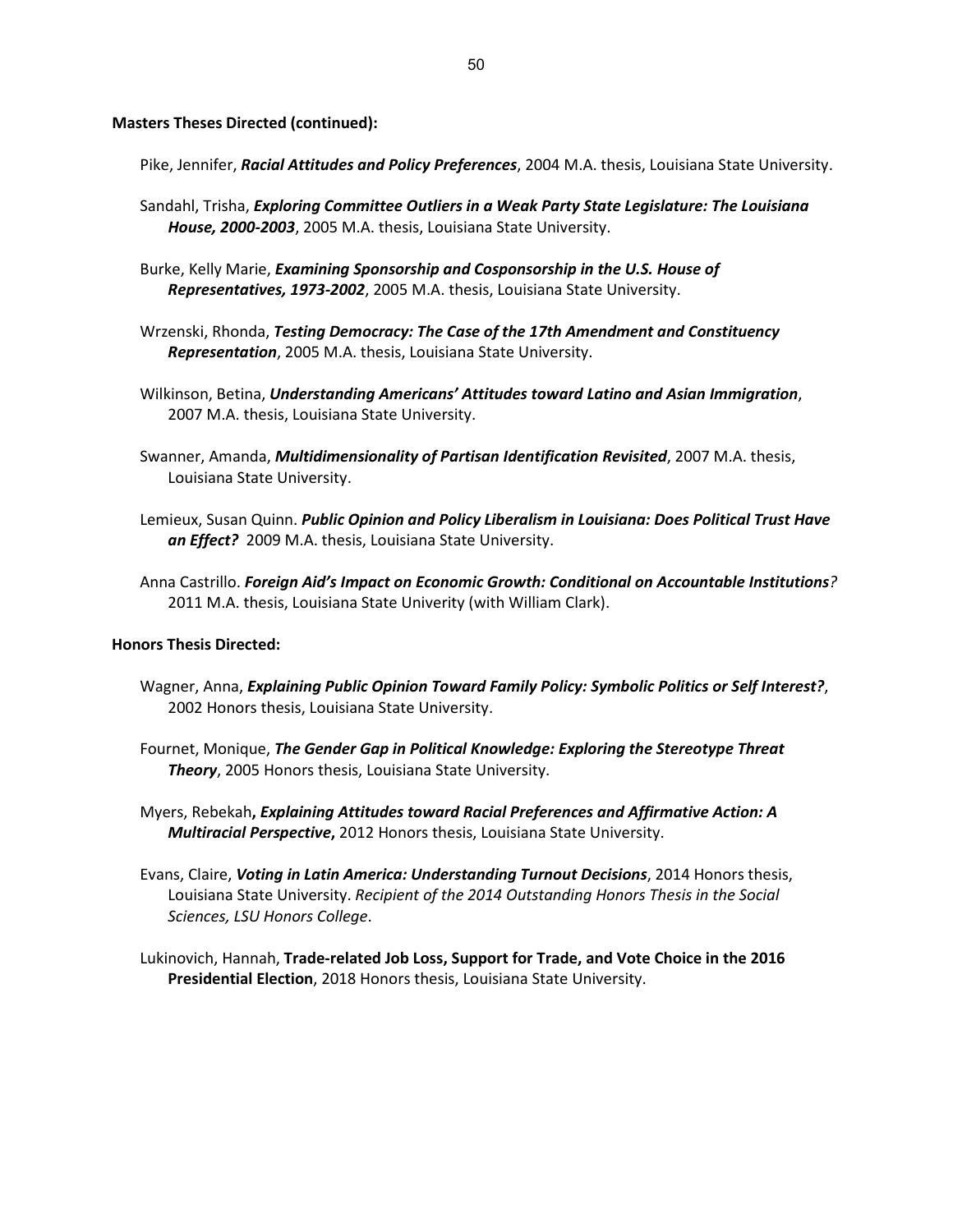**Masters Theses Directed (continued):**

Pike, Jennifer, ***Racial Attitudes and Policy Preferences***, 2004 M.A. thesis, Louisiana State University.

Sandahl, Trisha, ***Exploring Committee Outliers in a Weak Party State Legislature: The Louisiana House, 2000-2003***, 2005 M.A. thesis, Louisiana State University.

Burke, Kelly Marie, ***Examining Sponsorship and Cosponsorship in the U.S. House of Representatives, 1973-2002***, 2005 M.A. thesis, Louisiana State University.

Wrzenski, Rhonda, ***Testing Democracy: The Case of the 17th Amendment and Constituency Representation***, 2005 M.A. thesis, Louisiana State University.

Wilkinson, Betina, ***Understanding Americans' Attitudes toward Latino and Asian Immigration***, 2007 M.A. thesis, Louisiana State University.

Swanner, Amanda, ***Multidimensionality of Partisan Identification Revisited***, 2007 M.A. thesis, Louisiana State University.

Lemieux, Susan Quinn. ***Public Opinion and Policy Liberalism in Louisiana: Does Political Trust Have an Effect?*** 2009 M.A. thesis, Louisiana State University.

Anna Castrillo. ***Foreign Aid's Impact on Economic Growth: Conditional on Accountable Institutions****?* 2011 M.A. thesis, Louisiana State Univerity (with William Clark).

**Honors Thesis Directed:**

Wagner, Anna, ***Explaining Public Opinion Toward Family Policy: Symbolic Politics or Self Interest?***, 2002 Honors thesis, Louisiana State University.

Fournet, Monique, ***The Gender Gap in Political Knowledge: Exploring the Stereotype Threat Theory***, 2005 Honors thesis, Louisiana State University.

Myers, Rebekah**, *Explaining Attitudes toward Racial Preferences and Affirmative Action: A Multiracial Perspective*,** 2012 Honors thesis, Louisiana State University.

Evans, Claire, ***Voting in Latin America: Understanding Turnout Decisions***, 2014 Honors thesis, Louisiana State University. *Recipient of the 2014 Outstanding Honors Thesis in the Social Sciences, LSU Honors College*.

Lukinovich, Hannah, **Trade-related Job Loss, Support for Trade, and Vote Choice in the 2016 Presidential Election**, 2018 Honors thesis, Louisiana State University.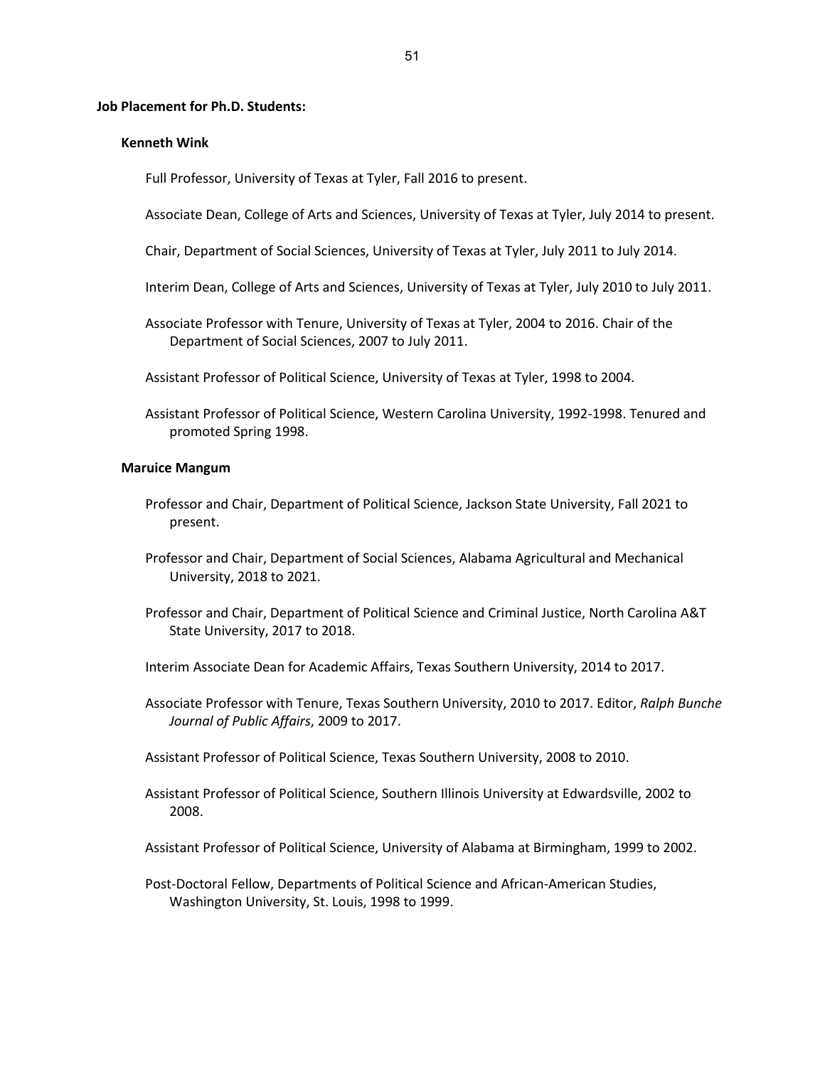**Job Placement for Ph.D. Students:**

**Kenneth Wink**

Full Professor, University of Texas at Tyler, Fall 2016 to present.

Associate Dean, College of Arts and Sciences, University of Texas at Tyler, July 2014 to present.

Chair, Department of Social Sciences, University of Texas at Tyler, July 2011 to July 2014.

Interim Dean, College of Arts and Sciences, University of Texas at Tyler, July 2010 to July 2011.

Associate Professor with Tenure, University of Texas at Tyler, 2004 to 2016. Chair of the Department of Social Sciences, 2007 to July 2011.

Assistant Professor of Political Science, University of Texas at Tyler, 1998 to 2004.

Assistant Professor of Political Science, Western Carolina University, 1992-1998. Tenured and promoted Spring 1998.

**Maruice Mangum**

Professor and Chair, Department of Political Science, Jackson State University, Fall 2021 to present.

Professor and Chair, Department of Social Sciences, Alabama Agricultural and Mechanical University, 2018 to 2021.

Professor and Chair, Department of Political Science and Criminal Justice, North Carolina A&T State University, 2017 to 2018.

Interim Associate Dean for Academic Affairs, Texas Southern University, 2014 to 2017.

Associate Professor with Tenure, Texas Southern University, 2010 to 2017. Editor, *Ralph Bunche Journal of Public Affairs*, 2009 to 2017.

Assistant Professor of Political Science, Texas Southern University, 2008 to 2010.

Assistant Professor of Political Science, Southern Illinois University at Edwardsville, 2002 to 2008.

Assistant Professor of Political Science, University of Alabama at Birmingham, 1999 to 2002.

Post-Doctoral Fellow, Departments of Political Science and African-American Studies, Washington University, St. Louis, 1998 to 1999.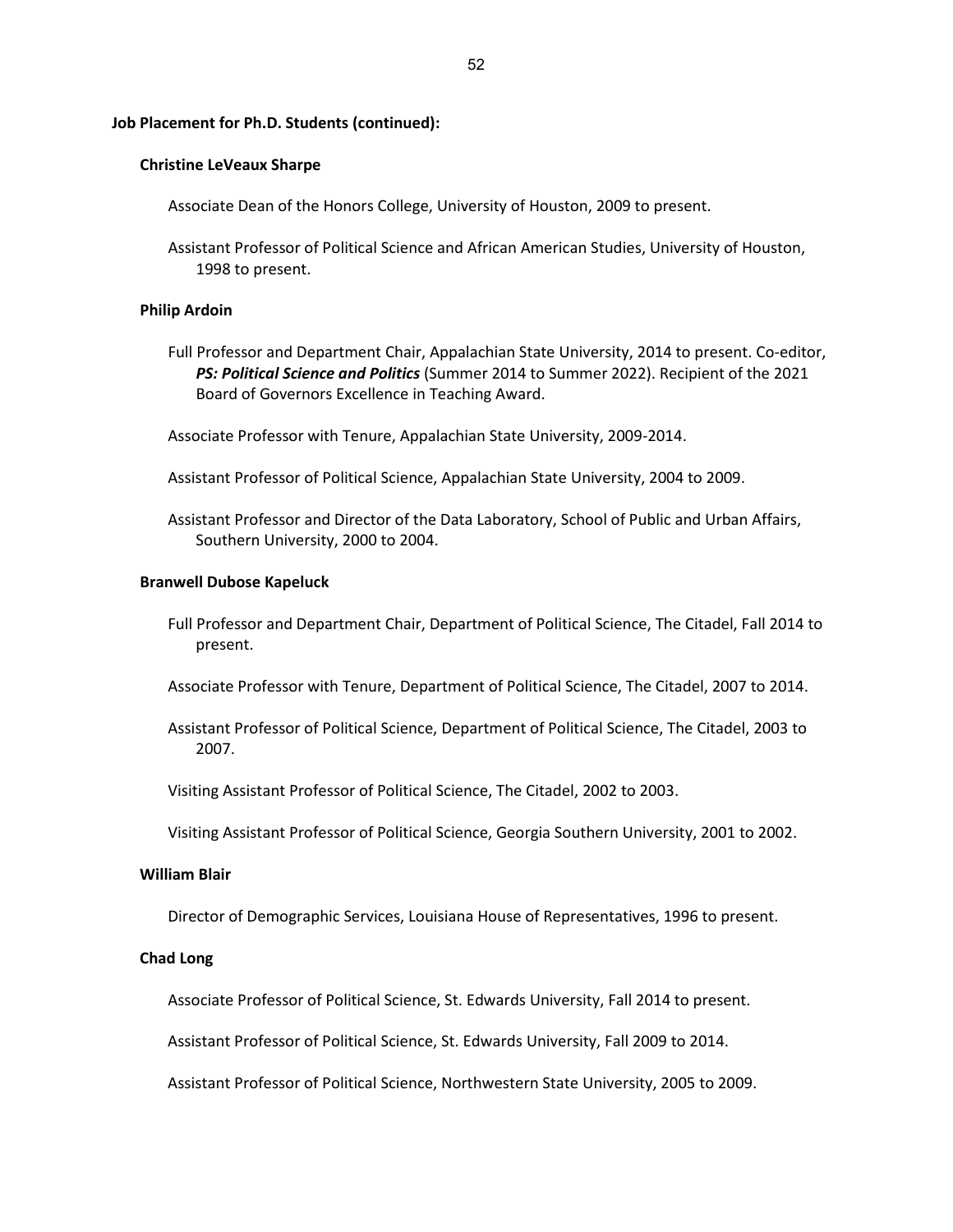**Job Placement for Ph.D. Students (continued):**

**Christine LeVeaux Sharpe**

Associate Dean of the Honors College, University of Houston, 2009 to present.

Assistant Professor of Political Science and African American Studies, University of Houston, 1998 to present.

**Philip Ardoin**

Full Professor and Department Chair, Appalachian State University, 2014 to present. Co-editor, ***PS: Political Science and Politics*** (Summer 2014 to Summer 2022). Recipient of the 2021 Board of Governors Excellence in Teaching Award.

Associate Professor with Tenure, Appalachian State University, 2009-2014.

Assistant Professor of Political Science, Appalachian State University, 2004 to 2009.

Assistant Professor and Director of the Data Laboratory, School of Public and Urban Affairs, Southern University, 2000 to 2004.

**Branwell Dubose Kapeluck**

Full Professor and Department Chair, Department of Political Science, The Citadel, Fall 2014 to present.

Associate Professor with Tenure, Department of Political Science, The Citadel, 2007 to 2014.

Assistant Professor of Political Science, Department of Political Science, The Citadel, 2003 to 2007.

Visiting Assistant Professor of Political Science, The Citadel, 2002 to 2003.

Visiting Assistant Professor of Political Science, Georgia Southern University, 2001 to 2002.

**William Blair**

Director of Demographic Services, Louisiana House of Representatives, 1996 to present.

**Chad Long**

Associate Professor of Political Science, St. Edwards University, Fall 2014 to present.

Assistant Professor of Political Science, St. Edwards University, Fall 2009 to 2014.

Assistant Professor of Political Science, Northwestern State University, 2005 to 2009.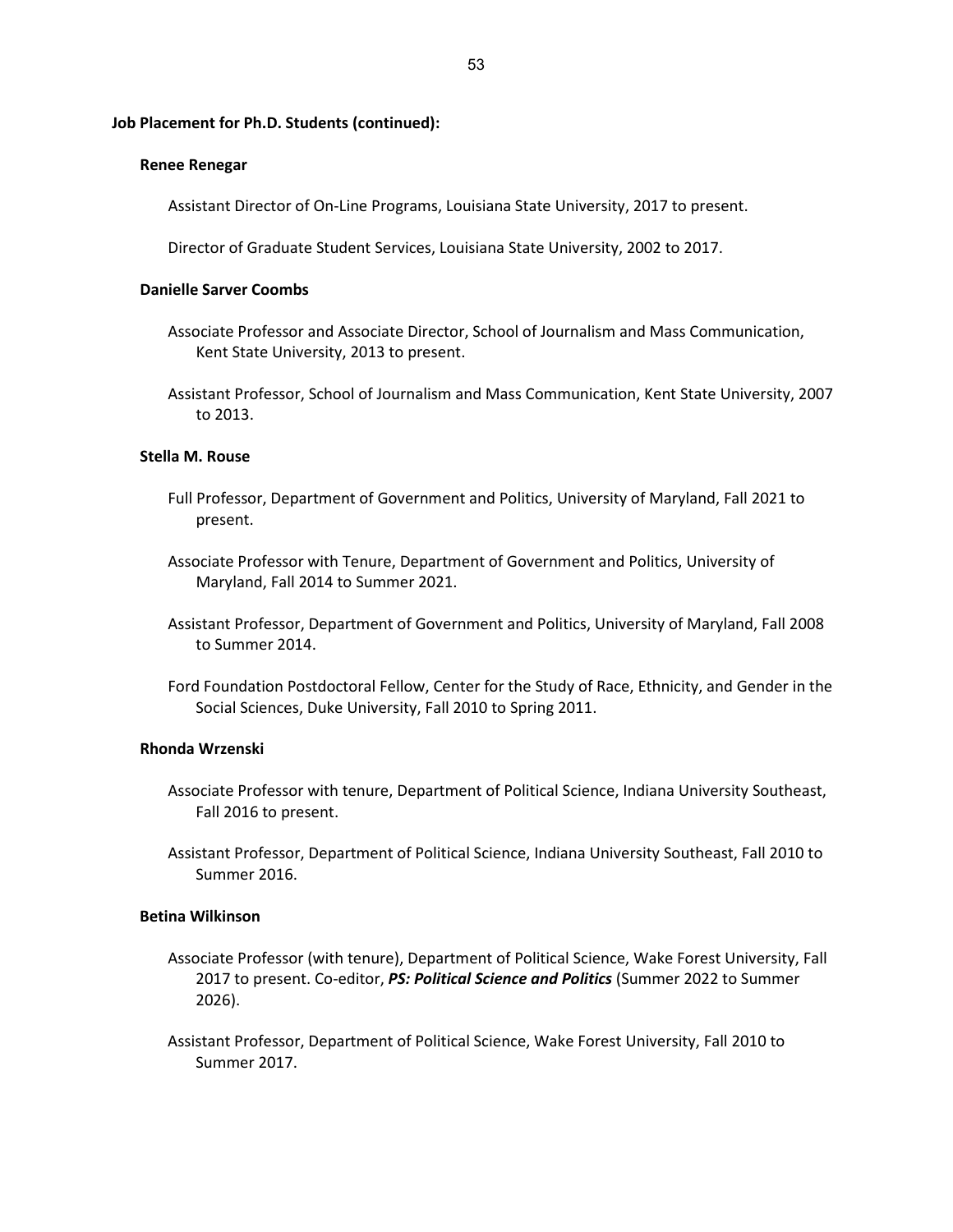**Job Placement for Ph.D. Students (continued):**

**Renee Renegar**

Assistant Director of On-Line Programs, Louisiana State University, 2017 to present.

Director of Graduate Student Services, Louisiana State University, 2002 to 2017.

**Danielle Sarver Coombs**

Associate Professor and Associate Director, School of Journalism and Mass Communication, Kent State University, 2013 to present.

Assistant Professor, School of Journalism and Mass Communication, Kent State University, 2007 to 2013.

**Stella M. Rouse**

Full Professor, Department of Government and Politics, University of Maryland, Fall 2021 to present.

Associate Professor with Tenure, Department of Government and Politics, University of Maryland, Fall 2014 to Summer 2021.

Assistant Professor, Department of Government and Politics, University of Maryland, Fall 2008 to Summer 2014.

Ford Foundation Postdoctoral Fellow, Center for the Study of Race, Ethnicity, and Gender in the Social Sciences, Duke University, Fall 2010 to Spring 2011.

**Rhonda Wrzenski**

Associate Professor with tenure, Department of Political Science, Indiana University Southeast, Fall 2016 to present.

Assistant Professor, Department of Political Science, Indiana University Southeast, Fall 2010 to Summer 2016.

**Betina Wilkinson**

Associate Professor (with tenure), Department of Political Science, Wake Forest University, Fall 2017 to present. Co-editor, ***PS: Political Science and Politics*** (Summer 2022 to Summer 2026).

Assistant Professor, Department of Political Science, Wake Forest University, Fall 2010 to Summer 2017.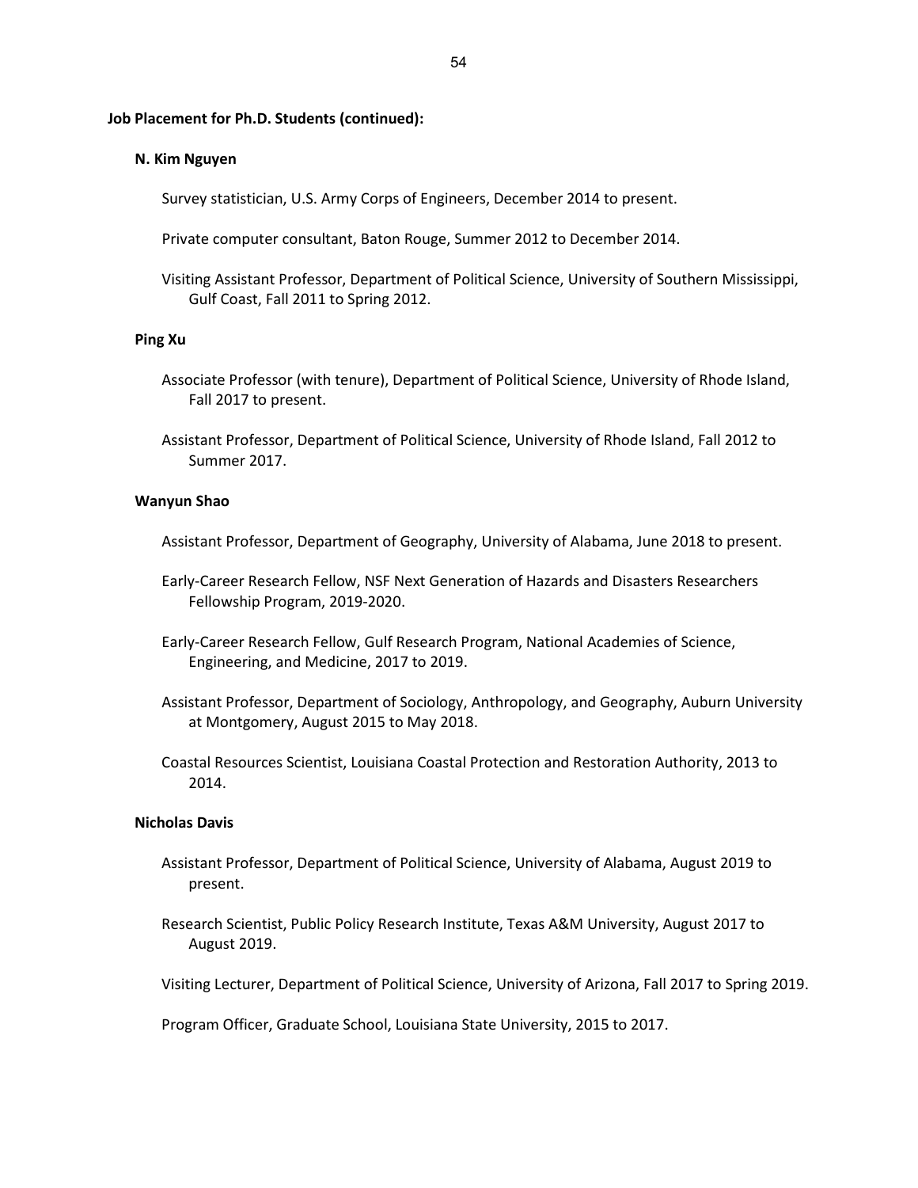**Job Placement for Ph.D. Students (continued):**

**N. Kim Nguyen**

Survey statistician, U.S. Army Corps of Engineers, December 2014 to present.

Private computer consultant, Baton Rouge, Summer 2012 to December 2014.

Visiting Assistant Professor, Department of Political Science, University of Southern Mississippi, Gulf Coast, Fall 2011 to Spring 2012.

**Ping Xu**

Associate Professor (with tenure), Department of Political Science, University of Rhode Island, Fall 2017 to present.

Assistant Professor, Department of Political Science, University of Rhode Island, Fall 2012 to Summer 2017.

**Wanyun Shao**

Assistant Professor, Department of Geography, University of Alabama, June 2018 to present.

Early-Career Research Fellow, NSF Next Generation of Hazards and Disasters Researchers Fellowship Program, 2019-2020.

Early-Career Research Fellow, Gulf Research Program, National Academies of Science, Engineering, and Medicine, 2017 to 2019.

Assistant Professor, Department of Sociology, Anthropology, and Geography, Auburn University at Montgomery, August 2015 to May 2018.

Coastal Resources Scientist, Louisiana Coastal Protection and Restoration Authority, 2013 to 2014.

**Nicholas Davis**

Assistant Professor, Department of Political Science, University of Alabama, August 2019 to present.

Research Scientist, Public Policy Research Institute, Texas A&M University, August 2017 to August 2019.

Visiting Lecturer, Department of Political Science, University of Arizona, Fall 2017 to Spring 2019.

Program Officer, Graduate School, Louisiana State University, 2015 to 2017.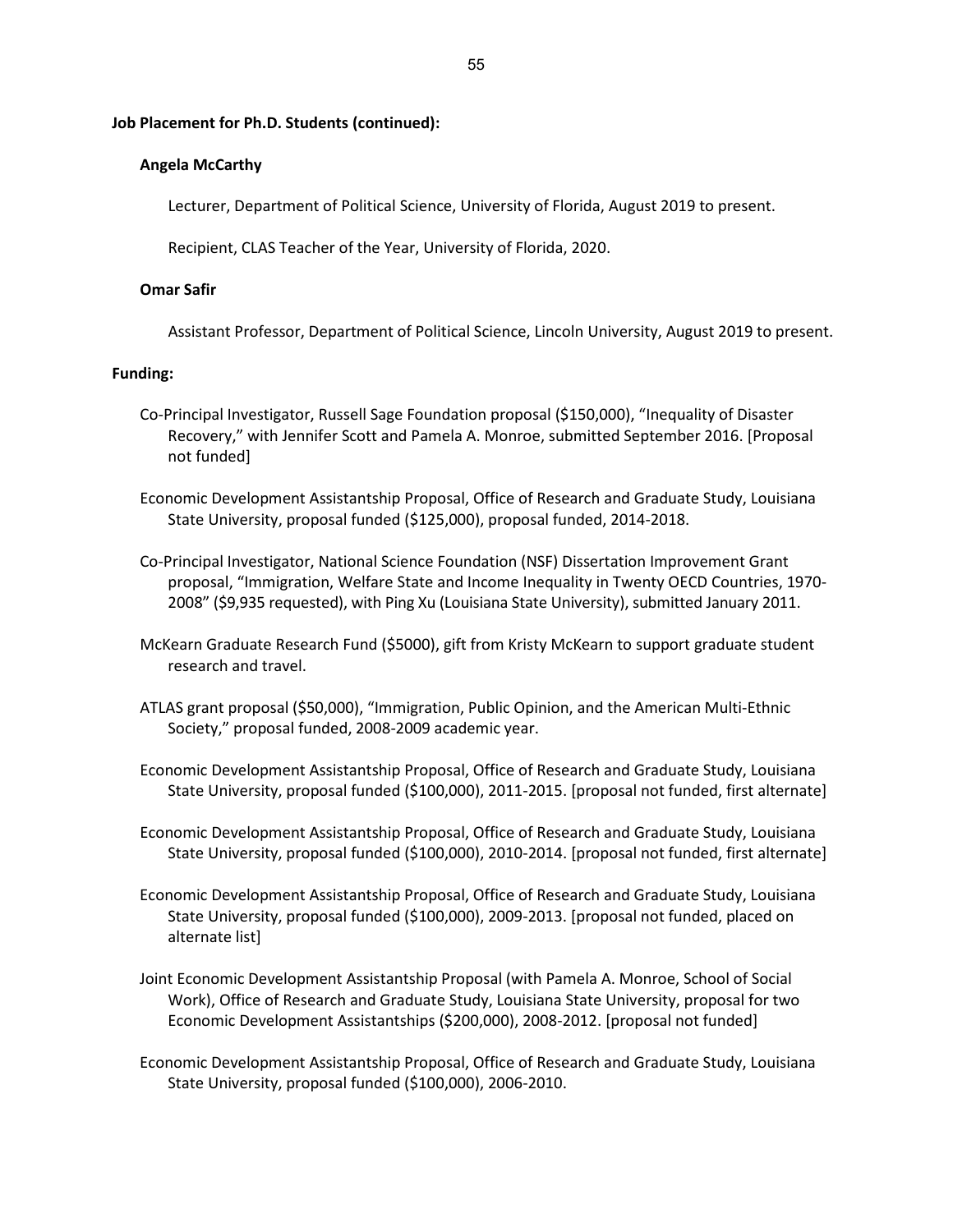**Job Placement for Ph.D. Students (continued):**

**Angela McCarthy**

Lecturer, Department of Political Science, University of Florida, August 2019 to present.

Recipient, CLAS Teacher of the Year, University of Florida, 2020.

**Omar Safir**

Assistant Professor, Department of Political Science, Lincoln University, August 2019 to present.

**Funding:**

Co-Principal Investigator, Russell Sage Foundation proposal ($150,000), "Inequality of Disaster Recovery," with Jennifer Scott and Pamela A. Monroe, submitted September 2016. [Proposal not funded]

Economic Development Assistantship Proposal, Office of Research and Graduate Study, Louisiana State University, proposal funded ($125,000), proposal funded, 2014-2018.

Co-Principal Investigator, National Science Foundation (NSF) Dissertation Improvement Grant proposal, "Immigration, Welfare State and Income Inequality in Twenty OECD Countries, 1970-2008" ($9,935 requested), with Ping Xu (Louisiana State University), submitted January 2011.

McKearn Graduate Research Fund ($5000), gift from Kristy McKearn to support graduate student research and travel.

ATLAS grant proposal ($50,000), "Immigration, Public Opinion, and the American Multi-Ethnic Society," proposal funded, 2008-2009 academic year.

Economic Development Assistantship Proposal, Office of Research and Graduate Study, Louisiana State University, proposal funded ($100,000), 2011-2015. [proposal not funded, first alternate]

Economic Development Assistantship Proposal, Office of Research and Graduate Study, Louisiana State University, proposal funded ($100,000), 2010-2014. [proposal not funded, first alternate]

Economic Development Assistantship Proposal, Office of Research and Graduate Study, Louisiana State University, proposal funded ($100,000), 2009-2013. [proposal not funded, placed on alternate list]

Joint Economic Development Assistantship Proposal (with Pamela A. Monroe, School of Social Work), Office of Research and Graduate Study, Louisiana State University, proposal for two Economic Development Assistantships ($200,000), 2008-2012. [proposal not funded]

Economic Development Assistantship Proposal, Office of Research and Graduate Study, Louisiana State University, proposal funded ($100,000), 2006-2010.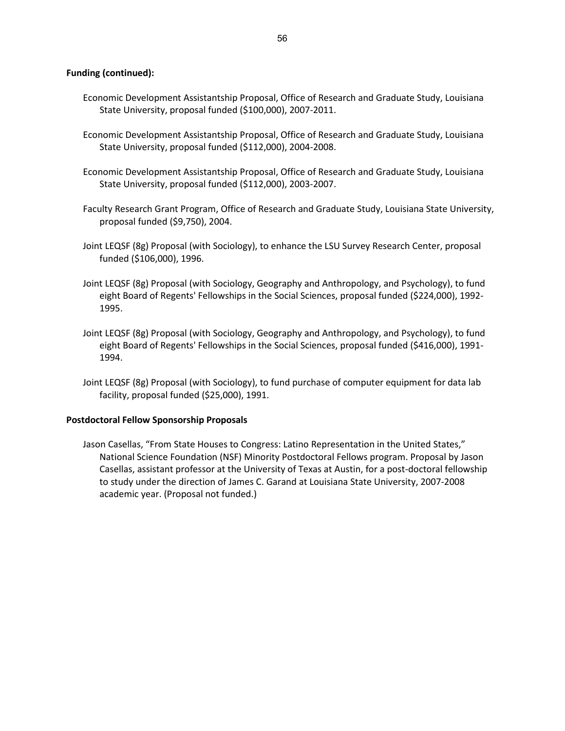**Funding (continued):**

Economic Development Assistantship Proposal, Office of Research and Graduate Study, Louisiana State University, proposal funded ($100,000), 2007-2011.

Economic Development Assistantship Proposal, Office of Research and Graduate Study, Louisiana State University, proposal funded ($112,000), 2004-2008.

Economic Development Assistantship Proposal, Office of Research and Graduate Study, Louisiana State University, proposal funded ($112,000), 2003-2007.

Faculty Research Grant Program, Office of Research and Graduate Study, Louisiana State University, proposal funded ($9,750), 2004.

Joint LEQSF (8g) Proposal (with Sociology), to enhance the LSU Survey Research Center, proposal funded ($106,000), 1996.

Joint LEQSF (8g) Proposal (with Sociology, Geography and Anthropology, and Psychology), to fund eight Board of Regents' Fellowships in the Social Sciences, proposal funded ($224,000), 1992-1995.

Joint LEQSF (8g) Proposal (with Sociology, Geography and Anthropology, and Psychology), to fund eight Board of Regents' Fellowships in the Social Sciences, proposal funded ($416,000), 1991-1994.

Joint LEQSF (8g) Proposal (with Sociology), to fund purchase of computer equipment for data lab facility, proposal funded ($25,000), 1991.

**Postdoctoral Fellow Sponsorship Proposals**

Jason Casellas, "From State Houses to Congress: Latino Representation in the United States," National Science Foundation (NSF) Minority Postdoctoral Fellows program. Proposal by Jason Casellas, assistant professor at the University of Texas at Austin, for a post-doctoral fellowship to study under the direction of James C. Garand at Louisiana State University, 2007-2008 academic year. (Proposal not funded.)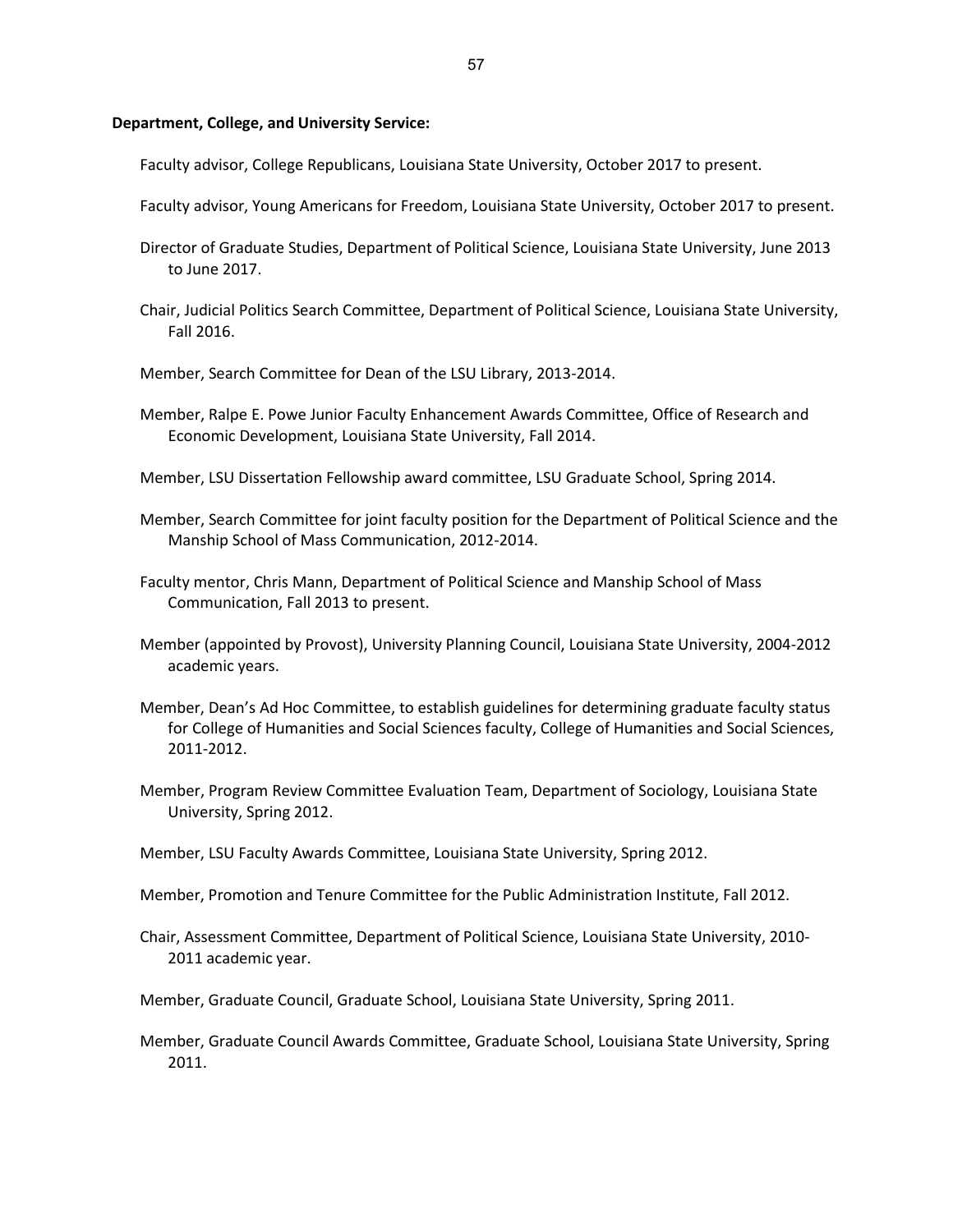**Department, College, and University Service:**

Faculty advisor, College Republicans, Louisiana State University, October 2017 to present.

Faculty advisor, Young Americans for Freedom, Louisiana State University, October 2017 to present.

Director of Graduate Studies, Department of Political Science, Louisiana State University, June 2013 to June 2017.

Chair, Judicial Politics Search Committee, Department of Political Science, Louisiana State University, Fall 2016.

Member, Search Committee for Dean of the LSU Library, 2013-2014.

Member, Ralpe E. Powe Junior Faculty Enhancement Awards Committee, Office of Research and Economic Development, Louisiana State University, Fall 2014.

Member, LSU Dissertation Fellowship award committee, LSU Graduate School, Spring 2014.

Member, Search Committee for joint faculty position for the Department of Political Science and the Manship School of Mass Communication, 2012-2014.

Faculty mentor, Chris Mann, Department of Political Science and Manship School of Mass Communication, Fall 2013 to present.

Member (appointed by Provost), University Planning Council, Louisiana State University, 2004-2012 academic years.

Member, Dean's Ad Hoc Committee, to establish guidelines for determining graduate faculty status for College of Humanities and Social Sciences faculty, College of Humanities and Social Sciences, 2011-2012.

Member, Program Review Committee Evaluation Team, Department of Sociology, Louisiana State University, Spring 2012.

Member, LSU Faculty Awards Committee, Louisiana State University, Spring 2012.

Member, Promotion and Tenure Committee for the Public Administration Institute, Fall 2012.

Chair, Assessment Committee, Department of Political Science, Louisiana State University, 2010-2011 academic year.

Member, Graduate Council, Graduate School, Louisiana State University, Spring 2011.

Member, Graduate Council Awards Committee, Graduate School, Louisiana State University, Spring 2011.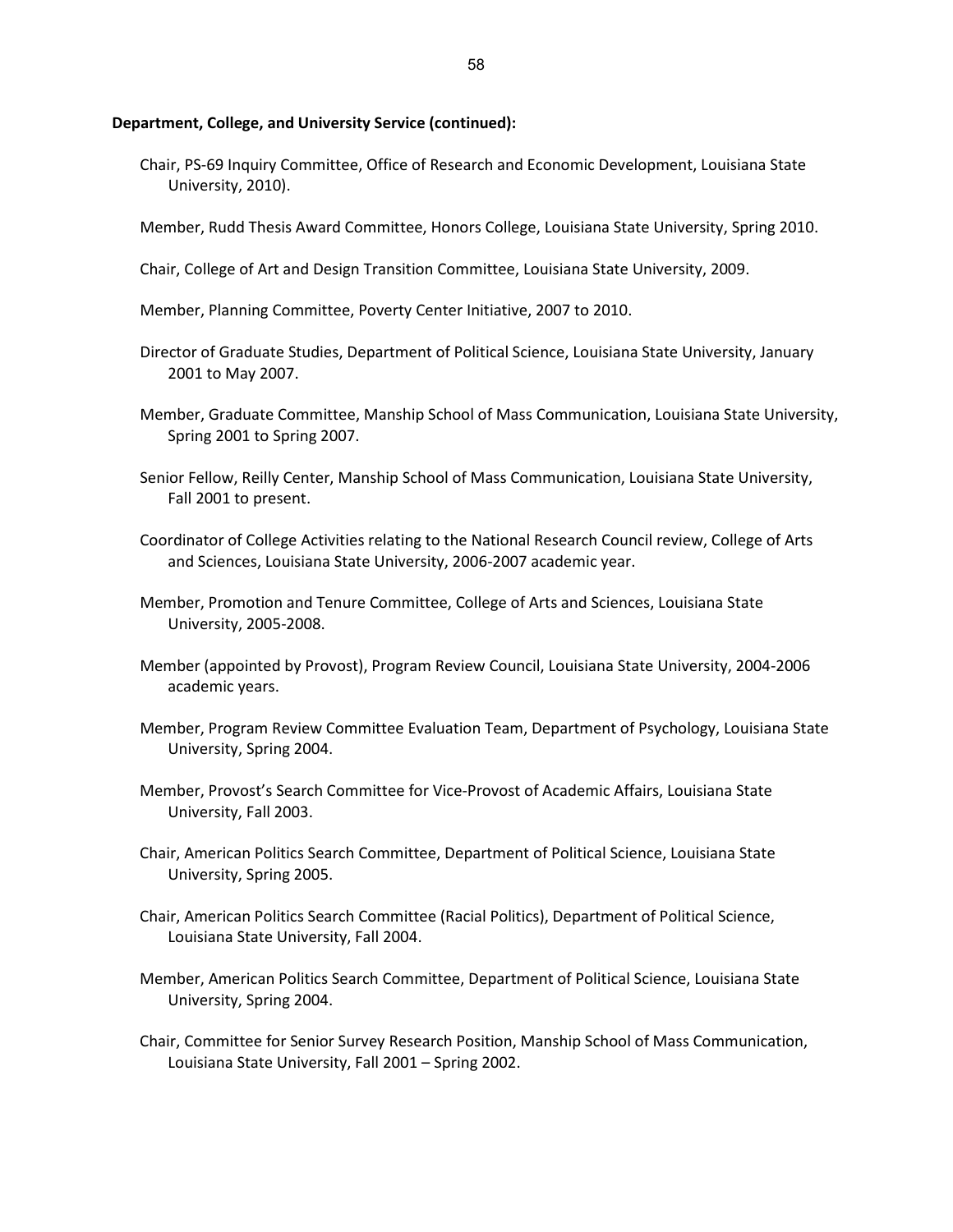**Department, College, and University Service (continued):**

Chair, PS-69 Inquiry Committee, Office of Research and Economic Development, Louisiana State University, 2010).

Member, Rudd Thesis Award Committee, Honors College, Louisiana State University, Spring 2010.

Chair, College of Art and Design Transition Committee, Louisiana State University, 2009.

Member, Planning Committee, Poverty Center Initiative, 2007 to 2010.

Director of Graduate Studies, Department of Political Science, Louisiana State University, January 2001 to May 2007.

Member, Graduate Committee, Manship School of Mass Communication, Louisiana State University, Spring 2001 to Spring 2007.

Senior Fellow, Reilly Center, Manship School of Mass Communication, Louisiana State University, Fall 2001 to present.

Coordinator of College Activities relating to the National Research Council review, College of Arts and Sciences, Louisiana State University, 2006-2007 academic year.

Member, Promotion and Tenure Committee, College of Arts and Sciences, Louisiana State University, 2005-2008.

Member (appointed by Provost), Program Review Council, Louisiana State University, 2004-2006 academic years.

Member, Program Review Committee Evaluation Team, Department of Psychology, Louisiana State University, Spring 2004.

Member, Provost's Search Committee for Vice-Provost of Academic Affairs, Louisiana State University, Fall 2003.

Chair, American Politics Search Committee, Department of Political Science, Louisiana State University, Spring 2005.

Chair, American Politics Search Committee (Racial Politics), Department of Political Science, Louisiana State University, Fall 2004.

Member, American Politics Search Committee, Department of Political Science, Louisiana State University, Spring 2004.

Chair, Committee for Senior Survey Research Position, Manship School of Mass Communication, Louisiana State University, Fall 2001 – Spring 2002.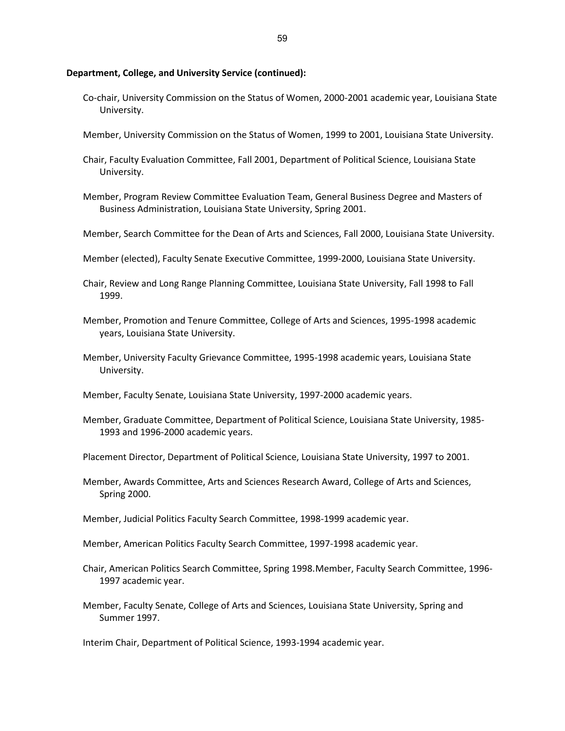**Department, College, and University Service (continued):**

Co-chair, University Commission on the Status of Women, 2000-2001 academic year, Louisiana State University.

Member, University Commission on the Status of Women, 1999 to 2001, Louisiana State University.

Chair, Faculty Evaluation Committee, Fall 2001, Department of Political Science, Louisiana State University.

Member, Program Review Committee Evaluation Team, General Business Degree and Masters of Business Administration, Louisiana State University, Spring 2001.

Member, Search Committee for the Dean of Arts and Sciences, Fall 2000, Louisiana State University.

Member (elected), Faculty Senate Executive Committee, 1999-2000, Louisiana State University.

Chair, Review and Long Range Planning Committee, Louisiana State University, Fall 1998 to Fall 1999.

Member, Promotion and Tenure Committee, College of Arts and Sciences, 1995-1998 academic years, Louisiana State University.

Member, University Faculty Grievance Committee, 1995-1998 academic years, Louisiana State University.

Member, Faculty Senate, Louisiana State University, 1997-2000 academic years.

Member, Graduate Committee, Department of Political Science, Louisiana State University, 1985-1993 and 1996-2000 academic years.

Placement Director, Department of Political Science, Louisiana State University, 1997 to 2001.

Member, Awards Committee, Arts and Sciences Research Award, College of Arts and Sciences, Spring 2000.

Member, Judicial Politics Faculty Search Committee, 1998-1999 academic year.

Member, American Politics Faculty Search Committee, 1997-1998 academic year.

Chair, American Politics Search Committee, Spring 1998.Member, Faculty Search Committee, 1996-1997 academic year.

Member, Faculty Senate, College of Arts and Sciences, Louisiana State University, Spring and Summer 1997.

Interim Chair, Department of Political Science, 1993-1994 academic year.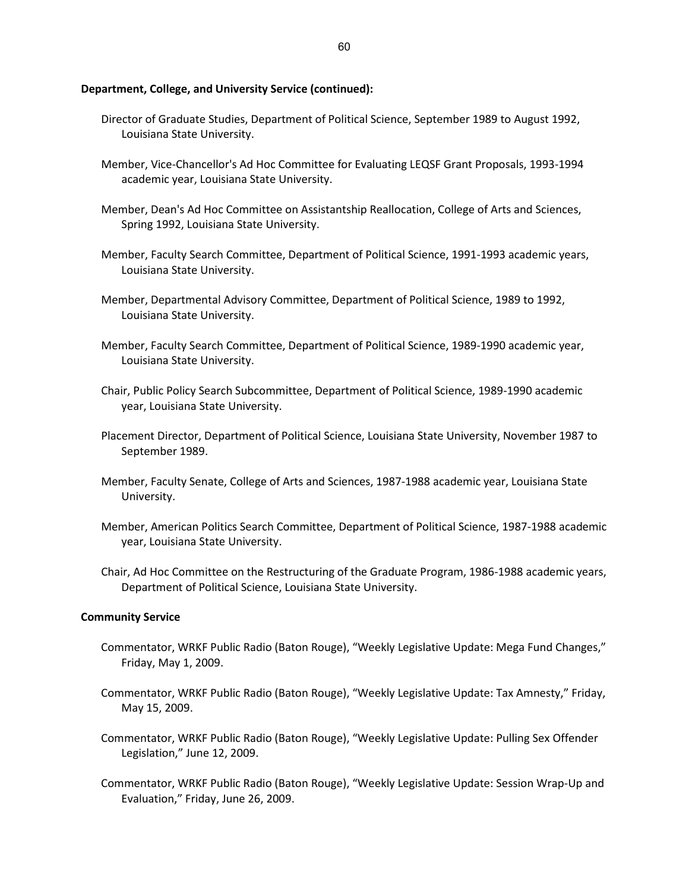**Department, College, and University Service (continued):**

Director of Graduate Studies, Department of Political Science, September 1989 to August 1992, Louisiana State University.

Member, Vice-Chancellor's Ad Hoc Committee for Evaluating LEQSF Grant Proposals, 1993-1994 academic year, Louisiana State University.

Member, Dean's Ad Hoc Committee on Assistantship Reallocation, College of Arts and Sciences, Spring 1992, Louisiana State University.

Member, Faculty Search Committee, Department of Political Science, 1991-1993 academic years, Louisiana State University.

Member, Departmental Advisory Committee, Department of Political Science, 1989 to 1992, Louisiana State University.

Member, Faculty Search Committee, Department of Political Science, 1989-1990 academic year, Louisiana State University.

Chair, Public Policy Search Subcommittee, Department of Political Science, 1989-1990 academic year, Louisiana State University.

Placement Director, Department of Political Science, Louisiana State University, November 1987 to September 1989.

Member, Faculty Senate, College of Arts and Sciences, 1987-1988 academic year, Louisiana State University.

Member, American Politics Search Committee, Department of Political Science, 1987-1988 academic year, Louisiana State University.

Chair, Ad Hoc Committee on the Restructuring of the Graduate Program, 1986-1988 academic years, Department of Political Science, Louisiana State University.

**Community Service**

Commentator, WRKF Public Radio (Baton Rouge), "Weekly Legislative Update: Mega Fund Changes," Friday, May 1, 2009.

Commentator, WRKF Public Radio (Baton Rouge), "Weekly Legislative Update: Tax Amnesty," Friday, May 15, 2009.

Commentator, WRKF Public Radio (Baton Rouge), "Weekly Legislative Update: Pulling Sex Offender Legislation," June 12, 2009.

Commentator, WRKF Public Radio (Baton Rouge), "Weekly Legislative Update: Session Wrap-Up and Evaluation," Friday, June 26, 2009.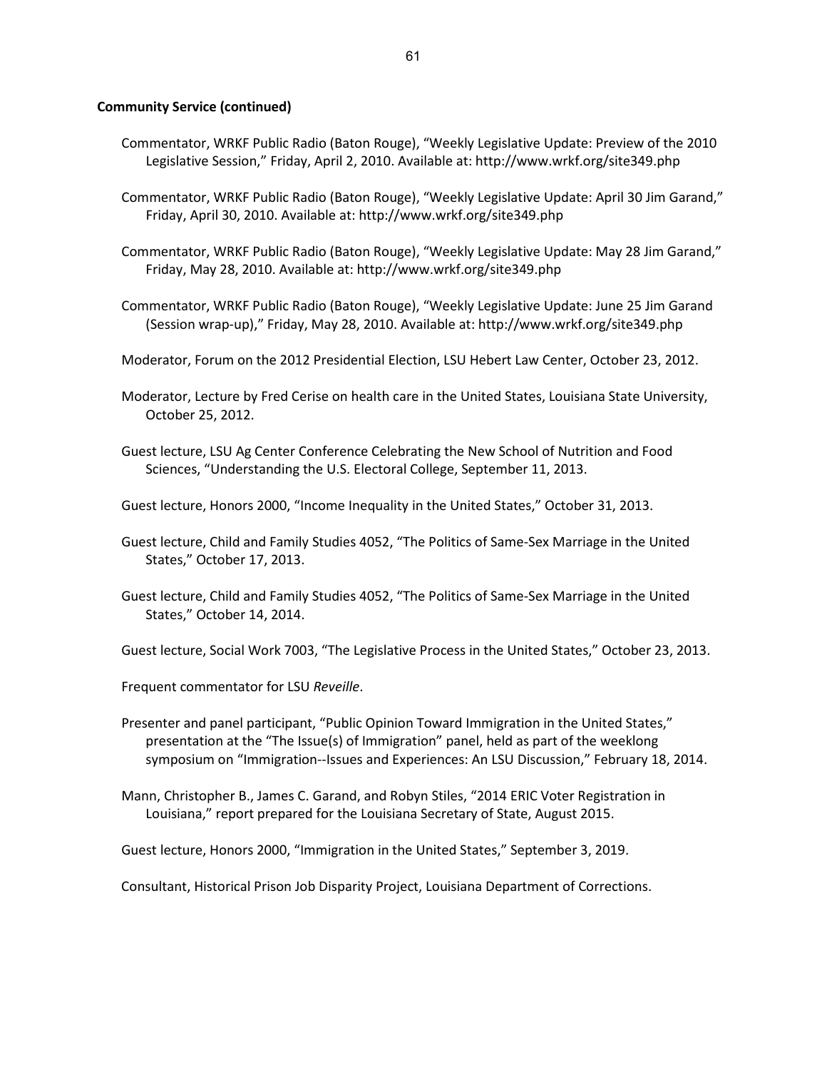**Community Service (continued)**

Commentator, WRKF Public Radio (Baton Rouge), “Weekly Legislative Update: Preview of the 2010 Legislative Session,” Friday, April 2, 2010. Available at: http://www.wrkf.org/site349.php

Commentator, WRKF Public Radio (Baton Rouge), “Weekly Legislative Update: April 30 Jim Garand,” Friday, April 30, 2010. Available at: http://www.wrkf.org/site349.php

Commentator, WRKF Public Radio (Baton Rouge), “Weekly Legislative Update: May 28 Jim Garand,” Friday, May 28, 2010. Available at: http://www.wrkf.org/site349.php

Commentator, WRKF Public Radio (Baton Rouge), “Weekly Legislative Update: June 25 Jim Garand (Session wrap-up),” Friday, May 28, 2010. Available at: http://www.wrkf.org/site349.php

Moderator, Forum on the 2012 Presidential Election, LSU Hebert Law Center, October 23, 2012.

Moderator, Lecture by Fred Cerise on health care in the United States, Louisiana State University, October 25, 2012.

Guest lecture, LSU Ag Center Conference Celebrating the New School of Nutrition and Food Sciences, “Understanding the U.S. Electoral College, September 11, 2013.

Guest lecture, Honors 2000, “Income Inequality in the United States,” October 31, 2013.

Guest lecture, Child and Family Studies 4052, “The Politics of Same-Sex Marriage in the United States,” October 17, 2013.

Guest lecture, Child and Family Studies 4052, “The Politics of Same-Sex Marriage in the United States,” October 14, 2014.

Guest lecture, Social Work 7003, “The Legislative Process in the United States,” October 23, 2013.

Frequent commentator for LSU *Reveille*.

Presenter and panel participant, “Public Opinion Toward Immigration in the United States,” presentation at the “The Issue(s) of Immigration” panel, held as part of the weeklong symposium on “Immigration--Issues and Experiences: An LSU Discussion,” February 18, 2014.

Mann, Christopher B., James C. Garand, and Robyn Stiles, “2014 ERIC Voter Registration in Louisiana,” report prepared for the Louisiana Secretary of State, August 2015.

Guest lecture, Honors 2000, “Immigration in the United States,” September 3, 2019.

Consultant, Historical Prison Job Disparity Project, Louisiana Department of Corrections.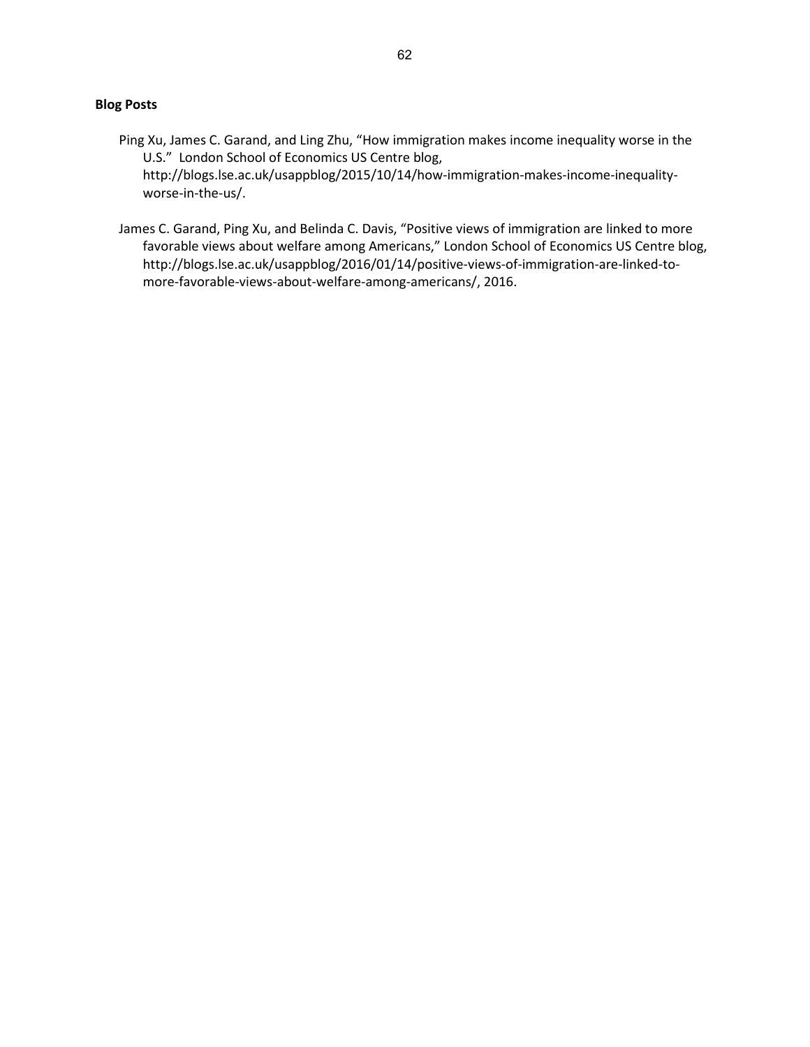**Blog Posts**

Ping Xu, James C. Garand, and Ling Zhu, "How immigration makes income inequality worse in the U.S." London School of Economics US Centre blog, http://blogs.lse.ac.uk/usappblog/2015/10/14/how-immigration-makes-income-inequality-worse-in-the-us/.

James C. Garand, Ping Xu, and Belinda C. Davis, "Positive views of immigration are linked to more favorable views about welfare among Americans," London School of Economics US Centre blog, http://blogs.lse.ac.uk/usappblog/2016/01/14/positive-views-of-immigration-are-linked-to-more-favorable-views-about-welfare-among-americans/, 2016.